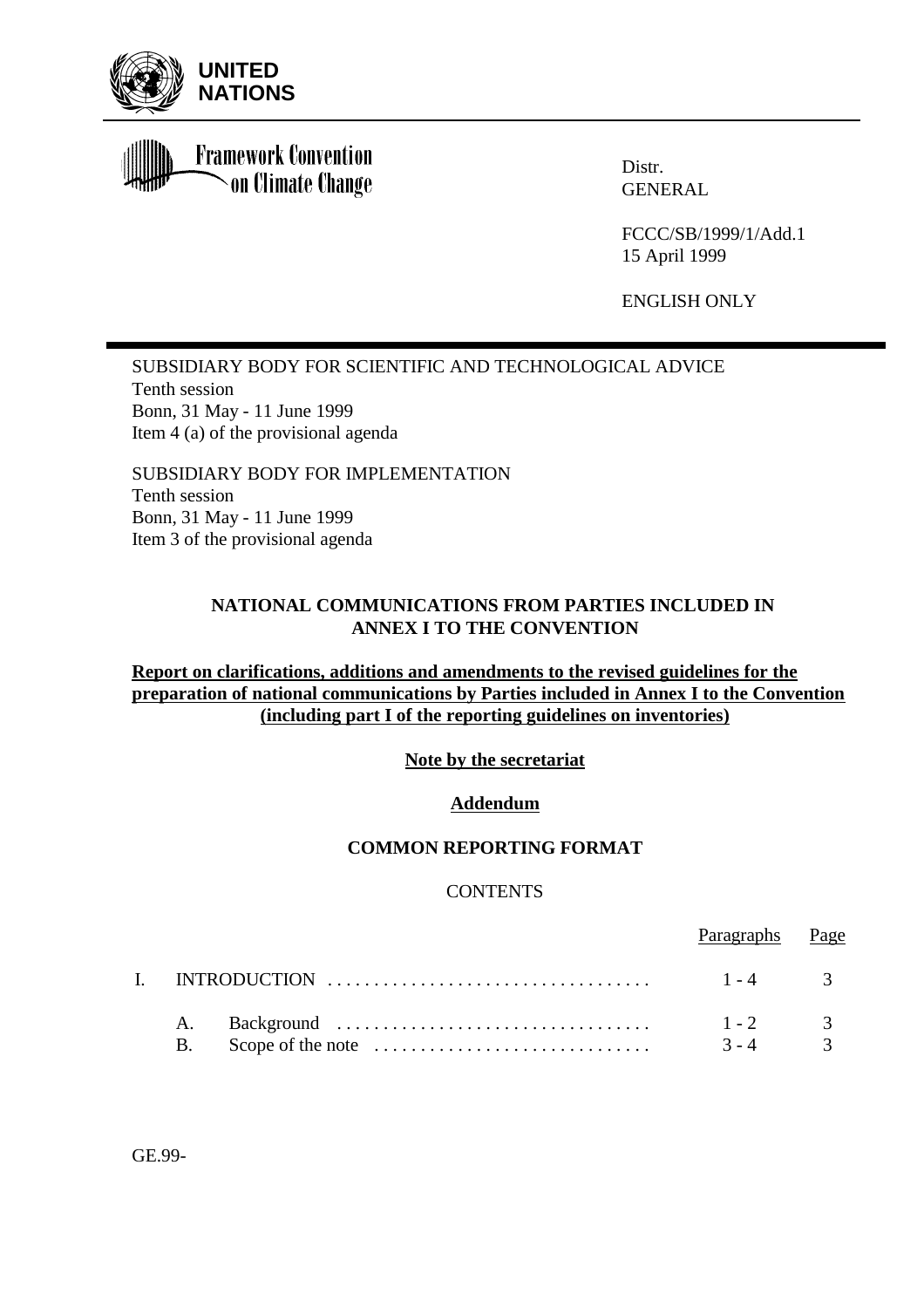**UNITED NATIONS**

**Framework Convention on Climate Change**

Distr.
GENERAL

FCCC/SB/1999/1/Add.1
15 April 1999

ENGLISH ONLY

SUBSIDIARY BODY FOR SCIENTIFIC AND TECHNOLOGICAL ADVICE
Tenth session
Bonn, 31 May - 11 June 1999
Item 4 (a) of the provisional agenda

SUBSIDIARY BODY FOR IMPLEMENTATION
Tenth session
Bonn, 31 May - 11 June 1999
Item 3 of the provisional agenda

# NATIONAL COMMUNICATIONS FROM PARTIES INCLUDED IN ANNEX I TO THE CONVENTION

## Report on clarifications, additions and amendments to the revised guidelines for the preparation of national communications by Parties included in Annex I to the Convention (including part I of the reporting guidelines on inventories)

**Note by the secretariat**

**Addendum**

**COMMON REPORTING FORMAT**

CONTENTS

| | | Paragraphs | Page |
|---|---|---|---|
| I. | INTRODUCTION | 1 - 4 | 3 |
| | A. Background | 1 - 2 | 3 |
| | B. Scope of the note | 3 - 4 | 3 |

GE.99-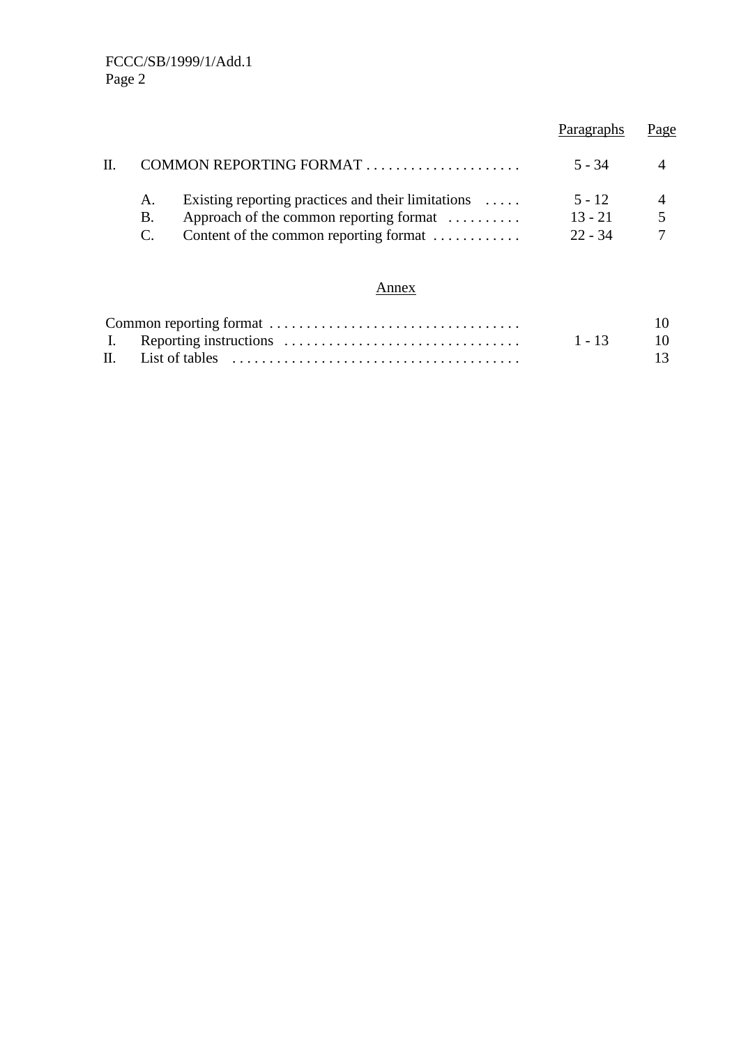| | | Paragraphs | Page |
|---|---|---|---|
| II. | COMMON REPORTING FORMAT | 5 - 34 | 4 |
| | A. Existing reporting practices and their limitations | 5 - 12 | 4 |
| | B. Approach of the common reporting format | 13 - 21 | 5 |
| | C. Content of the common reporting format | 22 - 34 | 7 |

Annex

| | | Paragraphs | Page |
|---|---|---|---|
| Common reporting format | | | 10 |
| I. | Reporting instructions | 1 - 13 | 10 |
| II. | List of tables | | 13 |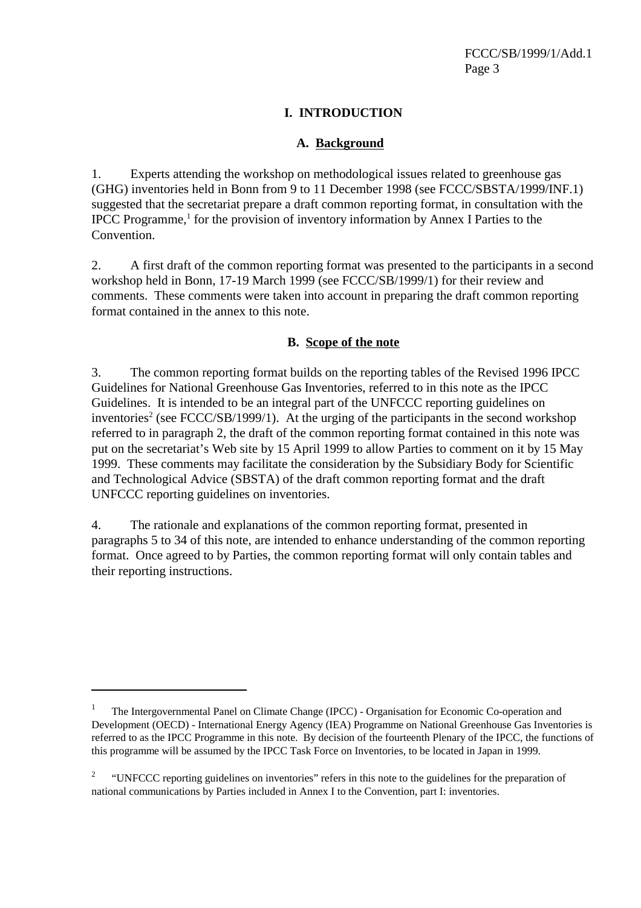# I. INTRODUCTION

## A. Background

1. Experts attending the workshop on methodological issues related to greenhouse gas (GHG) inventories held in Bonn from 9 to 11 December 1998 (see FCCC/SBSTA/1999/INF.1) suggested that the secretariat prepare a draft common reporting format, in consultation with the IPCC Programme,[1] for the provision of inventory information by Annex I Parties to the Convention.

2. A first draft of the common reporting format was presented to the participants in a second workshop held in Bonn, 17-19 March 1999 (see FCCC/SB/1999/1) for their review and comments. These comments were taken into account in preparing the draft common reporting format contained in the annex to this note.

## B. Scope of the note

3. The common reporting format builds on the reporting tables of the Revised 1996 IPCC Guidelines for National Greenhouse Gas Inventories, referred to in this note as the IPCC Guidelines. It is intended to be an integral part of the UNFCCC reporting guidelines on inventories[2] (see FCCC/SB/1999/1). At the urging of the participants in the second workshop referred to in paragraph 2, the draft of the common reporting format contained in this note was put on the secretariat's Web site by 15 April 1999 to allow Parties to comment on it by 15 May 1999. These comments may facilitate the consideration by the Subsidiary Body for Scientific and Technological Advice (SBSTA) of the draft common reporting format and the draft UNFCCC reporting guidelines on inventories.

4. The rationale and explanations of the common reporting format, presented in paragraphs 5 to 34 of this note, are intended to enhance understanding of the common reporting format. Once agreed to by Parties, the common reporting format will only contain tables and their reporting instructions.

---

[1] The Intergovernmental Panel on Climate Change (IPCC) - Organisation for Economic Co-operation and Development (OECD) - International Energy Agency (IEA) Programme on National Greenhouse Gas Inventories is referred to as the IPCC Programme in this note. By decision of the fourteenth Plenary of the IPCC, the functions of this programme will be assumed by the IPCC Task Force on Inventories, to be located in Japan in 1999.

[2] "UNFCCC reporting guidelines on inventories" refers in this note to the guidelines for the preparation of national communications by Parties included in Annex I to the Convention, part I: inventories.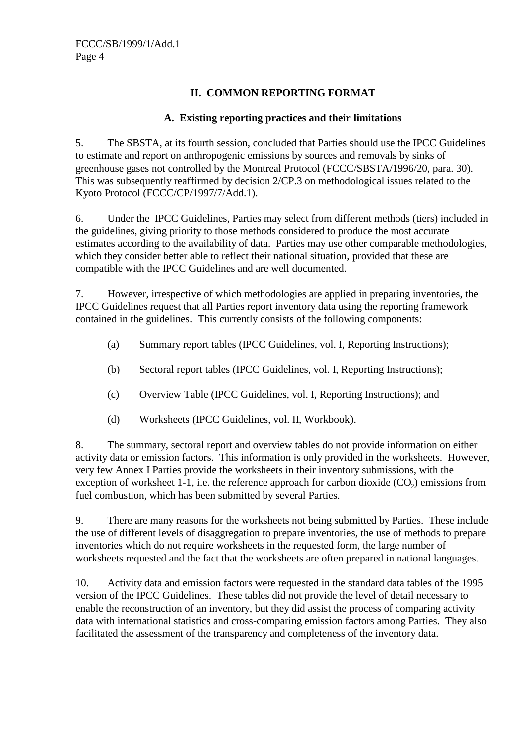## II. COMMON REPORTING FORMAT

### A. Existing reporting practices and their limitations

5. The SBSTA, at its fourth session, concluded that Parties should use the IPCC Guidelines to estimate and report on anthropogenic emissions by sources and removals by sinks of greenhouse gases not controlled by the Montreal Protocol (FCCC/SBSTA/1996/20, para. 30). This was subsequently reaffirmed by decision 2/CP.3 on methodological issues related to the Kyoto Protocol (FCCC/CP/1997/7/Add.1).

6. Under the IPCC Guidelines, Parties may select from different methods (tiers) included in the guidelines, giving priority to those methods considered to produce the most accurate estimates according to the availability of data. Parties may use other comparable methodologies, which they consider better able to reflect their national situation, provided that these are compatible with the IPCC Guidelines and are well documented.

7. However, irrespective of which methodologies are applied in preparing inventories, the IPCC Guidelines request that all Parties report inventory data using the reporting framework contained in the guidelines. This currently consists of the following components:

(a) Summary report tables (IPCC Guidelines, vol. I, Reporting Instructions);

(b) Sectoral report tables (IPCC Guidelines, vol. I, Reporting Instructions);

(c) Overview Table (IPCC Guidelines, vol. I, Reporting Instructions); and

(d) Worksheets (IPCC Guidelines, vol. II, Workbook).

8. The summary, sectoral report and overview tables do not provide information on either activity data or emission factors. This information is only provided in the worksheets. However, very few Annex I Parties provide the worksheets in their inventory submissions, with the exception of worksheet 1-1, i.e. the reference approach for carbon dioxide ($CO_2$) emissions from fuel combustion, which has been submitted by several Parties.

9. There are many reasons for the worksheets not being submitted by Parties. These include the use of different levels of disaggregation to prepare inventories, the use of methods to prepare inventories which do not require worksheets in the requested form, the large number of worksheets requested and the fact that the worksheets are often prepared in national languages.

10. Activity data and emission factors were requested in the standard data tables of the 1995 version of the IPCC Guidelines. These tables did not provide the level of detail necessary to enable the reconstruction of an inventory, but they did assist the process of comparing activity data with international statistics and cross-comparing emission factors among Parties. They also facilitated the assessment of the transparency and completeness of the inventory data.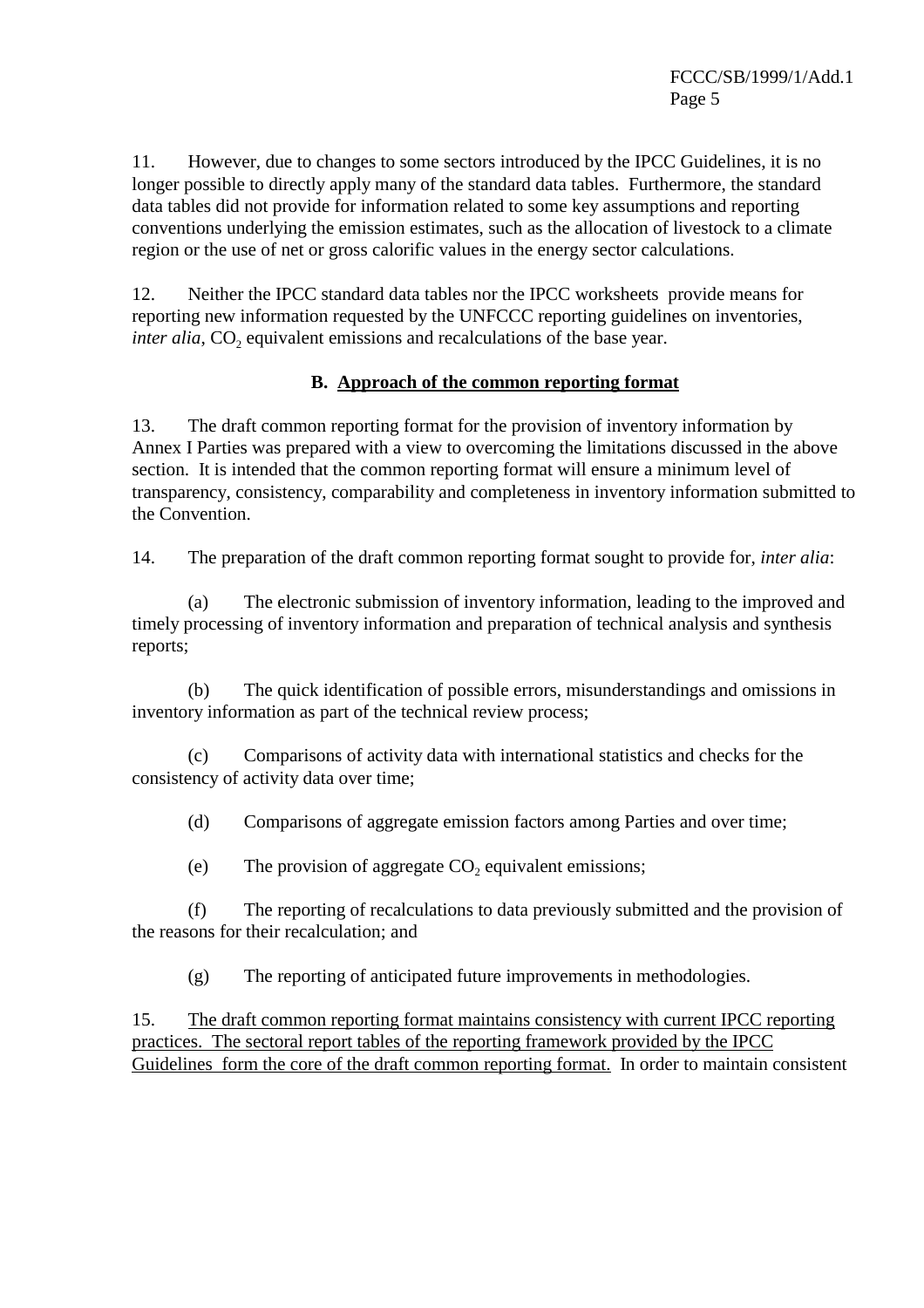11. However, due to changes to some sectors introduced by the IPCC Guidelines, it is no longer possible to directly apply many of the standard data tables. Furthermore, the standard data tables did not provide for information related to some key assumptions and reporting conventions underlying the emission estimates, such as the allocation of livestock to a climate region or the use of net or gross calorific values in the energy sector calculations.

12. Neither the IPCC standard data tables nor the IPCC worksheets provide means for reporting new information requested by the UNFCCC reporting guidelines on inventories, *inter alia*, $CO_2$ equivalent emissions and recalculations of the base year.

### B. Approach of the common reporting format

13. The draft common reporting format for the provision of inventory information by Annex I Parties was prepared with a view to overcoming the limitations discussed in the above section. It is intended that the common reporting format will ensure a minimum level of transparency, consistency, comparability and completeness in inventory information submitted to the Convention.

14. The preparation of the draft common reporting format sought to provide for, *inter alia*:

(a) The electronic submission of inventory information, leading to the improved and timely processing of inventory information and preparation of technical analysis and synthesis reports;

(b) The quick identification of possible errors, misunderstandings and omissions in inventory information as part of the technical review process;

(c) Comparisons of activity data with international statistics and checks for the consistency of activity data over time;

(d) Comparisons of aggregate emission factors among Parties and over time;

(e) The provision of aggregate $CO_2$ equivalent emissions;

(f) The reporting of recalculations to data previously submitted and the provision of the reasons for their recalculation; and

(g) The reporting of anticipated future improvements in methodologies.

15. <u>The draft common reporting format maintains consistency with current IPCC reporting practices. The sectoral report tables of the reporting framework provided by the IPCC Guidelines form the core of the draft common reporting format.</u> In order to maintain consistent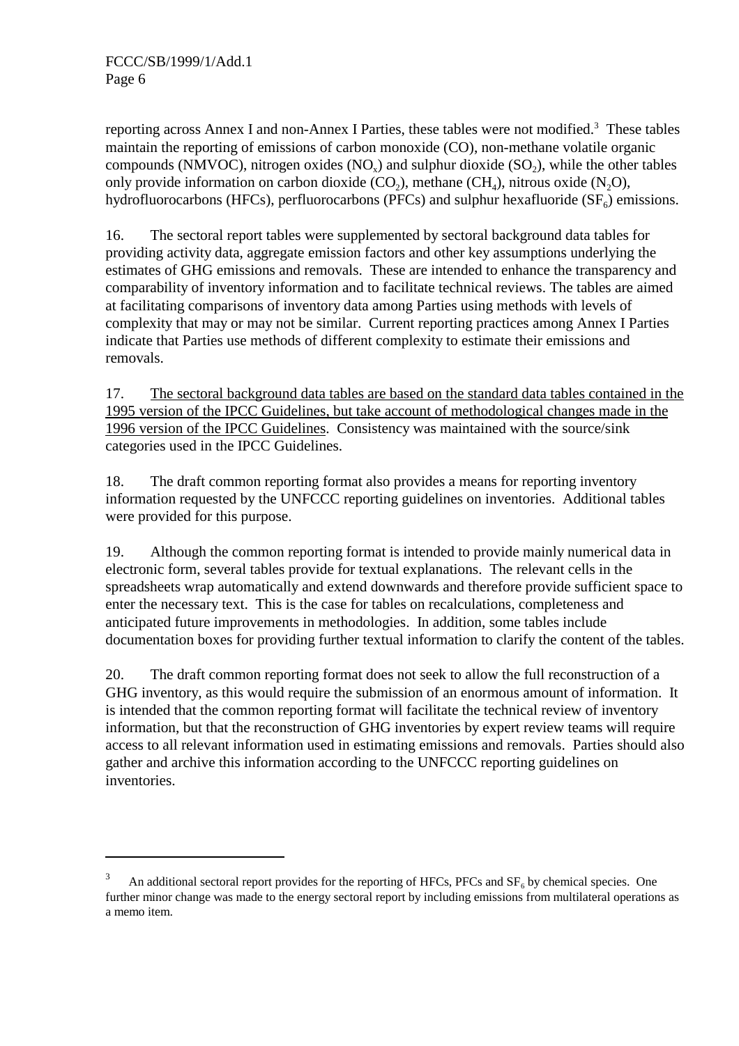reporting across Annex I and non-Annex I Parties, these tables were not modified.[3] These tables maintain the reporting of emissions of carbon monoxide (CO), non-methane volatile organic compounds (NMVOC), nitrogen oxides ($NO_x$) and sulphur dioxide ($SO_2$), while the other tables only provide information on carbon dioxide ($CO_2$), methane ($CH_4$), nitrous oxide ($N_2O$), hydrofluorocarbons (HFCs), perfluorocarbons (PFCs) and sulphur hexafluoride ($SF_6$) emissions.

16. The sectoral report tables were supplemented by sectoral background data tables for providing activity data, aggregate emission factors and other key assumptions underlying the estimates of GHG emissions and removals. These are intended to enhance the transparency and comparability of inventory information and to facilitate technical reviews. The tables are aimed at facilitating comparisons of inventory data among Parties using methods with levels of complexity that may or may not be similar. Current reporting practices among Annex I Parties indicate that Parties use methods of different complexity to estimate their emissions and removals.

17. <u>The sectoral background data tables are based on the standard data tables contained in the 1995 version of the IPCC Guidelines, but take account of methodological changes made in the 1996 version of the IPCC Guidelines</u>. Consistency was maintained with the source/sink categories used in the IPCC Guidelines.

18. The draft common reporting format also provides a means for reporting inventory information requested by the UNFCCC reporting guidelines on inventories. Additional tables were provided for this purpose.

19. Although the common reporting format is intended to provide mainly numerical data in electronic form, several tables provide for textual explanations. The relevant cells in the spreadsheets wrap automatically and extend downwards and therefore provide sufficient space to enter the necessary text. This is the case for tables on recalculations, completeness and anticipated future improvements in methodologies. In addition, some tables include documentation boxes for providing further textual information to clarify the content of the tables.

20. The draft common reporting format does not seek to allow the full reconstruction of a GHG inventory, as this would require the submission of an enormous amount of information. It is intended that the common reporting format will facilitate the technical review of inventory information, but that the reconstruction of GHG inventories by expert review teams will require access to all relevant information used in estimating emissions and removals. Parties should also gather and archive this information according to the UNFCCC reporting guidelines on inventories.

---

[3] An additional sectoral report provides for the reporting of HFCs, PFCs and $SF_6$ by chemical species. One further minor change was made to the energy sectoral report by including emissions from multilateral operations as a memo item.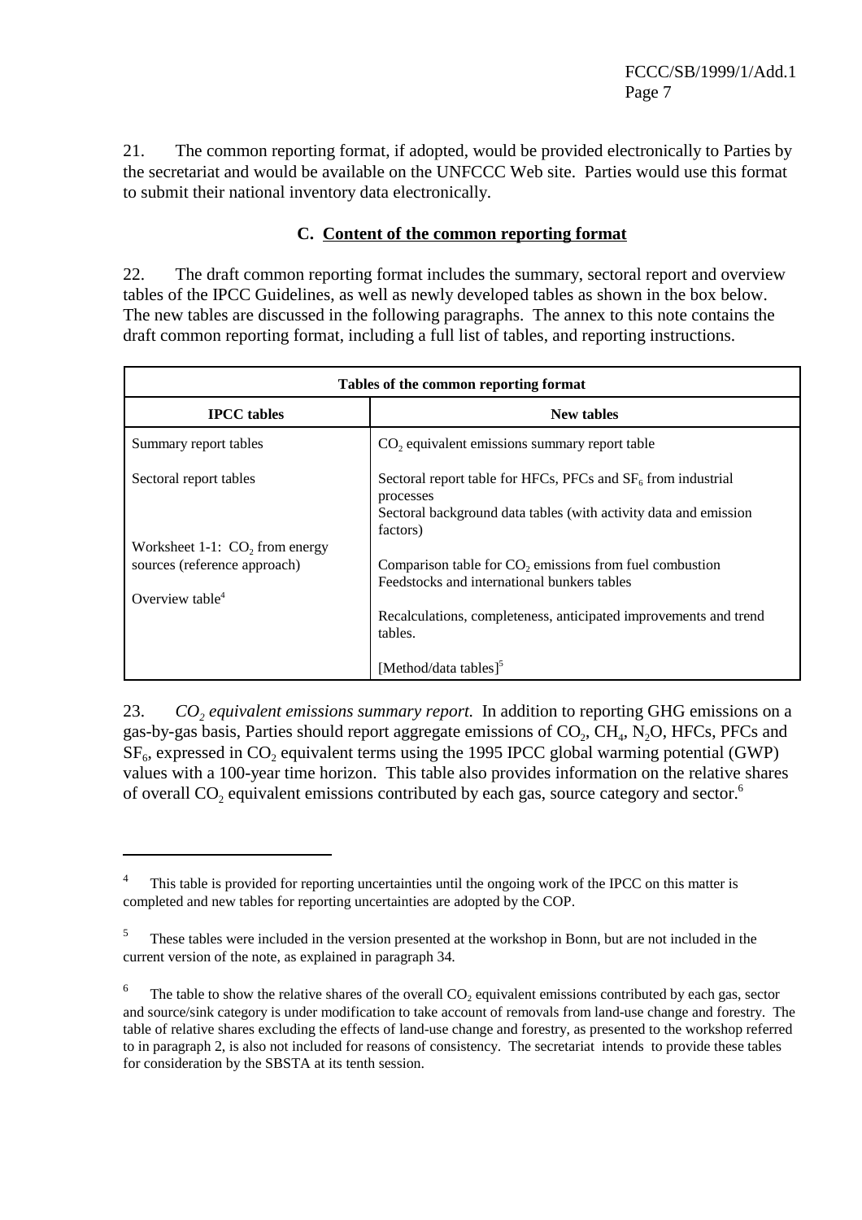21. The common reporting format, if adopted, would be provided electronically to Parties by the secretariat and would be available on the UNFCCC Web site. Parties would use this format to submit their national inventory data electronically.

### C. Content of the common reporting format

22. The draft common reporting format includes the summary, sectoral report and overview tables of the IPCC Guidelines, as well as newly developed tables as shown in the box below. The new tables are discussed in the following paragraphs. The annex to this note contains the draft common reporting format, including a full list of tables, and reporting instructions.

| Tables of the common reporting format | |
|---|---|
| **IPCC tables** | **New tables** |
| Summary report tables | $CO_2$ equivalent emissions summary report table |
| Sectoral report tables | Sectoral report table for HFCs, PFCs and $SF_6$ from industrial processes<br>Sectoral background data tables (with activity data and emission factors) |
| Worksheet 1-1: $CO_2$ from energy sources (reference approach) | Comparison table for $CO_2$ emissions from fuel combustion<br>Feedstocks and international bunkers tables |
| Overview table[4] | Recalculations, completeness, anticipated improvements and trend tables. |
| | [Method/data tables][5] |

23. *$CO_2$ equivalent emissions summary report.* In addition to reporting GHG emissions on a gas-by-gas basis, Parties should report aggregate emissions of $CO_2$, $CH_4$, $N_2O$, HFCs, PFCs and $SF_6$, expressed in $CO_2$ equivalent terms using the 1995 IPCC global warming potential (GWP) values with a 100-year time horizon. This table also provides information on the relative shares of overall $CO_2$ equivalent emissions contributed by each gas, source category and sector.[6]

---

[4] This table is provided for reporting uncertainties until the ongoing work of the IPCC on this matter is completed and new tables for reporting uncertainties are adopted by the COP.

[5] These tables were included in the version presented at the workshop in Bonn, but are not included in the current version of the note, as explained in paragraph 34.

[6] The table to show the relative shares of the overall $CO_2$ equivalent emissions contributed by each gas, sector and source/sink category is under modification to take account of removals from land-use change and forestry. The table of relative shares excluding the effects of land-use change and forestry, as presented to the workshop referred to in paragraph 2, is also not included for reasons of consistency. The secretariat intends to provide these tables for consideration by the SBSTA at its tenth session.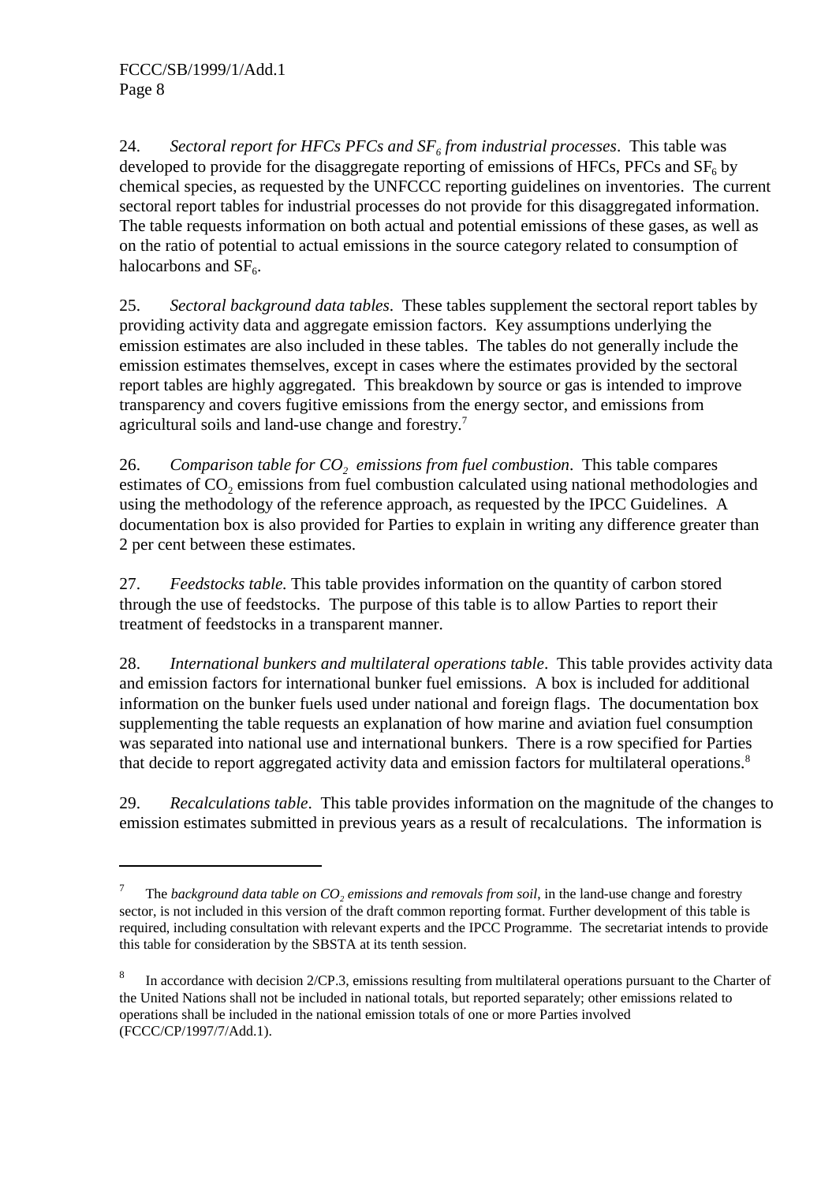24. *Sectoral report for HFCs PFCs and $SF_6$ from industrial processes*. This table was developed to provide for the disaggregate reporting of emissions of HFCs, PFCs and $SF_6$ by chemical species, as requested by the UNFCCC reporting guidelines on inventories. The current sectoral report tables for industrial processes do not provide for this disaggregated information. The table requests information on both actual and potential emissions of these gases, as well as on the ratio of potential to actual emissions in the source category related to consumption of halocarbons and $SF_6$.

25. *Sectoral background data tables*. These tables supplement the sectoral report tables by providing activity data and aggregate emission factors. Key assumptions underlying the emission estimates are also included in these tables. The tables do not generally include the emission estimates themselves, except in cases where the estimates provided by the sectoral report tables are highly aggregated. This breakdown by source or gas is intended to improve transparency and covers fugitive emissions from the energy sector, and emissions from agricultural soils and land-use change and forestry.[7]

26. *Comparison table for $CO_2$ emissions from fuel combustion*. This table compares estimates of $CO_2$ emissions from fuel combustion calculated using national methodologies and using the methodology of the reference approach, as requested by the IPCC Guidelines. A documentation box is also provided for Parties to explain in writing any difference greater than 2 per cent between these estimates.

27. *Feedstocks table.* This table provides information on the quantity of carbon stored through the use of feedstocks. The purpose of this table is to allow Parties to report their treatment of feedstocks in a transparent manner.

28. *International bunkers and multilateral operations table*. This table provides activity data and emission factors for international bunker fuel emissions. A box is included for additional information on the bunker fuels used under national and foreign flags. The documentation box supplementing the table requests an explanation of how marine and aviation fuel consumption was separated into national use and international bunkers. There is a row specified for Parties that decide to report aggregated activity data and emission factors for multilateral operations.[8]

29. *Recalculations table*. This table provides information on the magnitude of the changes to emission estimates submitted in previous years as a result of recalculations. The information is

---

[7] The *background data table on $CO_2$ emissions and removals from soil*, in the land-use change and forestry sector, is not included in this version of the draft common reporting format. Further development of this table is required, including consultation with relevant experts and the IPCC Programme. The secretariat intends to provide this table for consideration by the SBSTA at its tenth session.

[8] In accordance with decision 2/CP.3, emissions resulting from multilateral operations pursuant to the Charter of the United Nations shall not be included in national totals, but reported separately; other emissions related to operations shall be included in the national emission totals of one or more Parties involved (FCCC/CP/1997/7/Add.1).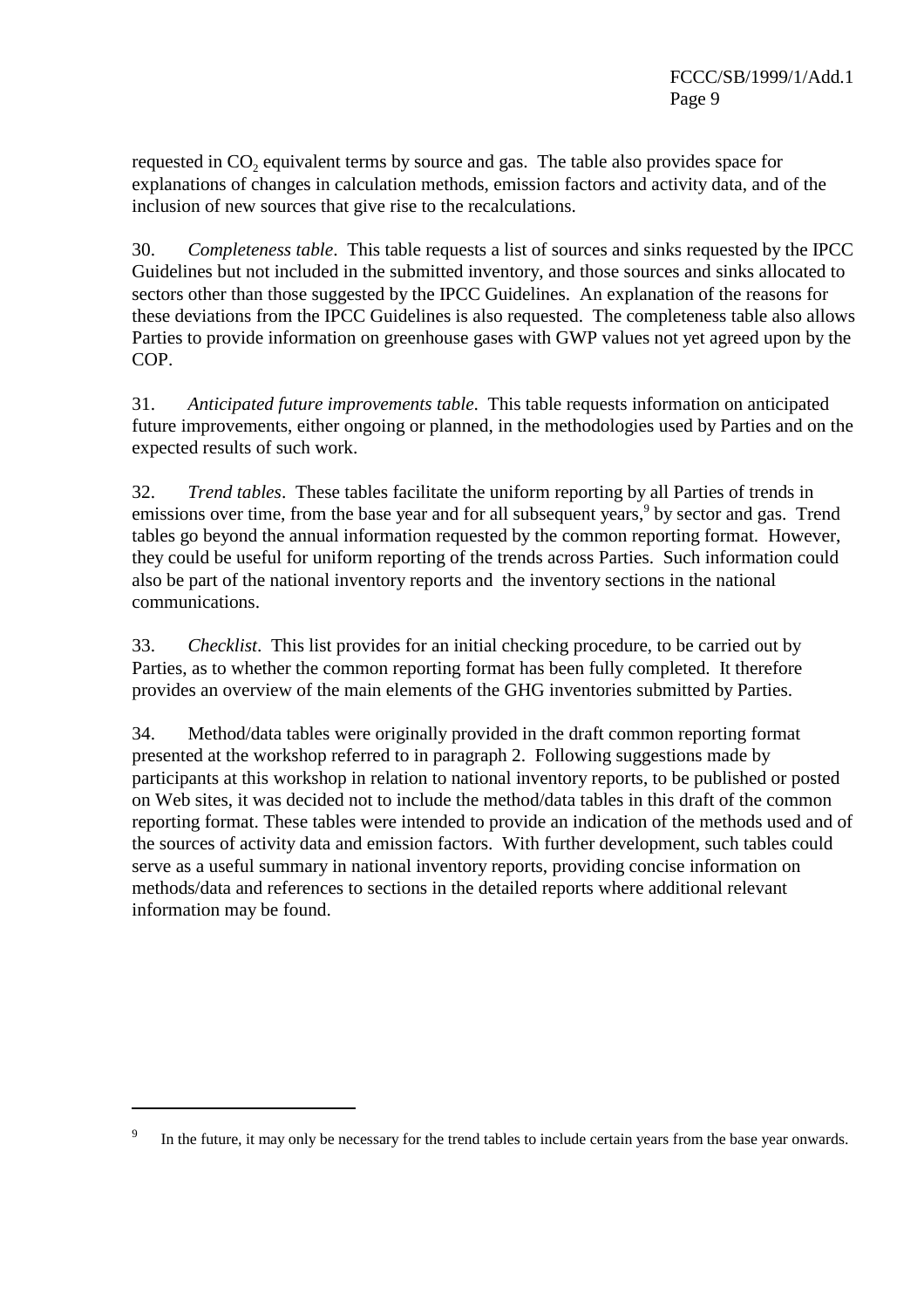requested in $CO_2$ equivalent terms by source and gas. The table also provides space for explanations of changes in calculation methods, emission factors and activity data, and of the inclusion of new sources that give rise to the recalculations.

30. *Completeness table*. This table requests a list of sources and sinks requested by the IPCC Guidelines but not included in the submitted inventory, and those sources and sinks allocated to sectors other than those suggested by the IPCC Guidelines. An explanation of the reasons for these deviations from the IPCC Guidelines is also requested. The completeness table also allows Parties to provide information on greenhouse gases with GWP values not yet agreed upon by the COP.

31. *Anticipated future improvements table*. This table requests information on anticipated future improvements, either ongoing or planned, in the methodologies used by Parties and on the expected results of such work.

32. *Trend tables*. These tables facilitate the uniform reporting by all Parties of trends in emissions over time, from the base year and for all subsequent years,[9] by sector and gas. Trend tables go beyond the annual information requested by the common reporting format. However, they could be useful for uniform reporting of the trends across Parties. Such information could also be part of the national inventory reports and the inventory sections in the national communications.

33. *Checklist*. This list provides for an initial checking procedure, to be carried out by Parties, as to whether the common reporting format has been fully completed. It therefore provides an overview of the main elements of the GHG inventories submitted by Parties.

34. Method/data tables were originally provided in the draft common reporting format presented at the workshop referred to in paragraph 2. Following suggestions made by participants at this workshop in relation to national inventory reports, to be published or posted on Web sites, it was decided not to include the method/data tables in this draft of the common reporting format. These tables were intended to provide an indication of the methods used and of the sources of activity data and emission factors. With further development, such tables could serve as a useful summary in national inventory reports, providing concise information on methods/data and references to sections in the detailed reports where additional relevant information may be found.

---

[9] In the future, it may only be necessary for the trend tables to include certain years from the base year onwards.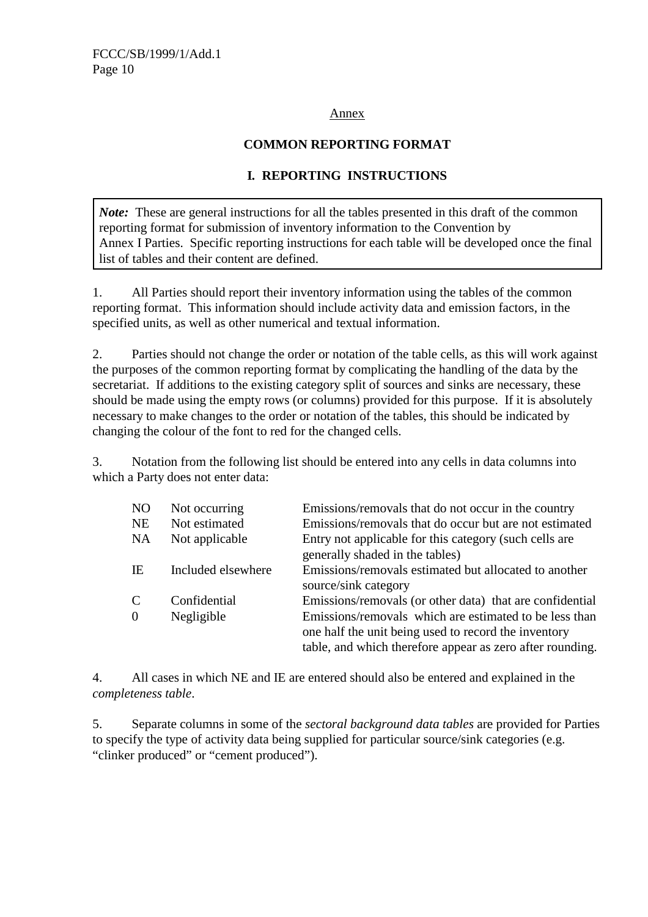Annex

## COMMON REPORTING FORMAT

### I. REPORTING INSTRUCTIONS

> ***Note:*** These are general instructions for all the tables presented in this draft of the common reporting format for submission of inventory information to the Convention by Annex I Parties. Specific reporting instructions for each table will be developed once the final list of tables and their content are defined.

1. All Parties should report their inventory information using the tables of the common reporting format. This information should include activity data and emission factors, in the specified units, as well as other numerical and textual information.

2. Parties should not change the order or notation of the table cells, as this will work against the purposes of the common reporting format by complicating the handling of the data by the secretariat. If additions to the existing category split of sources and sinks are necessary, these should be made using the empty rows (or columns) provided for this purpose. If it is absolutely necessary to make changes to the order or notation of the tables, this should be indicated by changing the colour of the font to red for the changed cells.

3. Notation from the following list should be entered into any cells in data columns into which a Party does not enter data:

| | | |
|---|---|---|
| NO | Not occurring | Emissions/removals that do not occur in the country |
| NE | Not estimated | Emissions/removals that do occur but are not estimated |
| NA | Not applicable | Entry not applicable for this category (such cells are generally shaded in the tables) |
| IE | Included elsewhere | Emissions/removals estimated but allocated to another source/sink category |
| C | Confidential | Emissions/removals (or other data) that are confidential |
| 0 | Negligible | Emissions/removals which are estimated to be less than one half the unit being used to record the inventory table, and which therefore appear as zero after rounding. |

4. All cases in which NE and IE are entered should also be entered and explained in the *completeness table*.

5. Separate columns in some of the *sectoral background data tables* are provided for Parties to specify the type of activity data being supplied for particular source/sink categories (e.g. “clinker produced” or “cement produced”).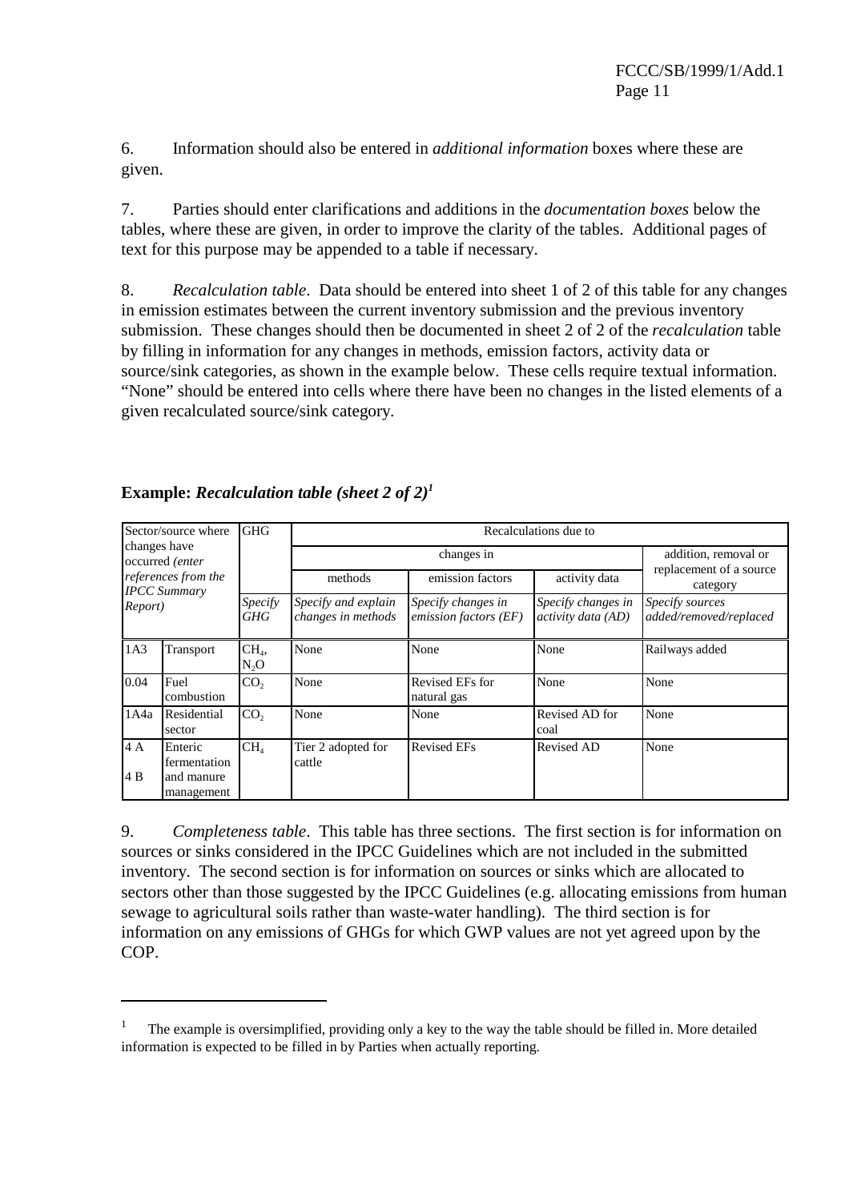6. Information should also be entered in *additional information* boxes where these are given.

7. Parties should enter clarifications and additions in the *documentation boxes* below the tables, where these are given, in order to improve the clarity of the tables. Additional pages of text for this purpose may be appended to a table if necessary.

8. *Recalculation table*. Data should be entered into sheet 1 of 2 of this table for any changes in emission estimates between the current inventory submission and the previous inventory submission. These changes should then be documented in sheet 2 of 2 of the *recalculation* table by filling in information for any changes in methods, emission factors, activity data or source/sink categories, as shown in the example below. These cells require textual information. "None" should be entered into cells where there have been no changes in the listed elements of a given recalculated source/sink category.

**Example: *Recalculation table (sheet 2 of 2)*[1]**

| Sector/source where changes have occurred *(enter references from the IPCC Summary Report)* | | GHG | Recalculations due to | | | |
|---|---|---|---|---|---|---|
| | | | changes in | | | addition, removal or replacement of a source category |
| | | | methods | emission factors | activity data | |
| | | *Specify GHG* | *Specify and explain changes in methods* | *Specify changes in emission factors (EF)* | *Specify changes in activity data (AD)* | *Specify sources added/removed/replaced* |
| 1A3 | Transport | $CH_4$, $N_2O$ | None | None | None | Railways added |
| 0.04 | Fuel combustion | $CO_2$ | None | Revised EFs for natural gas | None | None |
| 1A4a | Residential sector | $CO_2$ | None | None | Revised AD for coal | None |
| 4 A<br>4 B | Enteric fermentation and manure management | $CH_4$ | Tier 2 adopted for cattle | Revised EFs | Revised AD | None |

9. *Completeness table*. This table has three sections. The first section is for information on sources or sinks considered in the IPCC Guidelines which are not included in the submitted inventory. The second section is for information on sources or sinks which are allocated to sectors other than those suggested by the IPCC Guidelines (e.g. allocating emissions from human sewage to agricultural soils rather than waste-water handling). The third section is for information on any emissions of GHGs for which GWP values are not yet agreed upon by the COP.

---

[1] The example is oversimplified, providing only a key to the way the table should be filled in. More detailed information is expected to be filled in by Parties when actually reporting.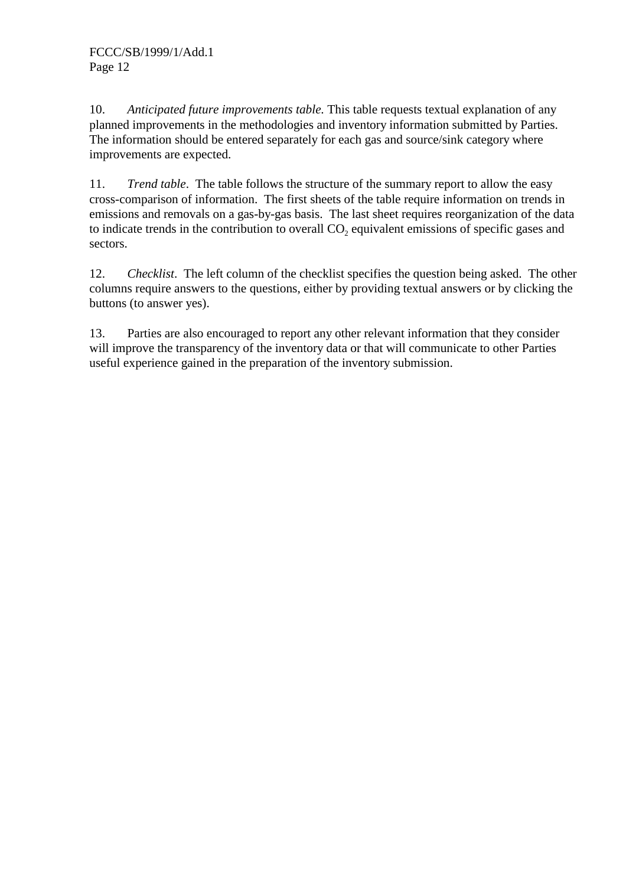10. *Anticipated future improvements table.* This table requests textual explanation of any planned improvements in the methodologies and inventory information submitted by Parties. The information should be entered separately for each gas and source/sink category where improvements are expected.

11. *Trend table*. The table follows the structure of the summary report to allow the easy cross-comparison of information. The first sheets of the table require information on trends in emissions and removals on a gas-by-gas basis. The last sheet requires reorganization of the data to indicate trends in the contribution to overall $CO_2$ equivalent emissions of specific gases and sectors.

12. *Checklist*. The left column of the checklist specifies the question being asked. The other columns require answers to the questions, either by providing textual answers or by clicking the buttons (to answer yes).

13. Parties are also encouraged to report any other relevant information that they consider will improve the transparency of the inventory data or that will communicate to other Parties useful experience gained in the preparation of the inventory submission.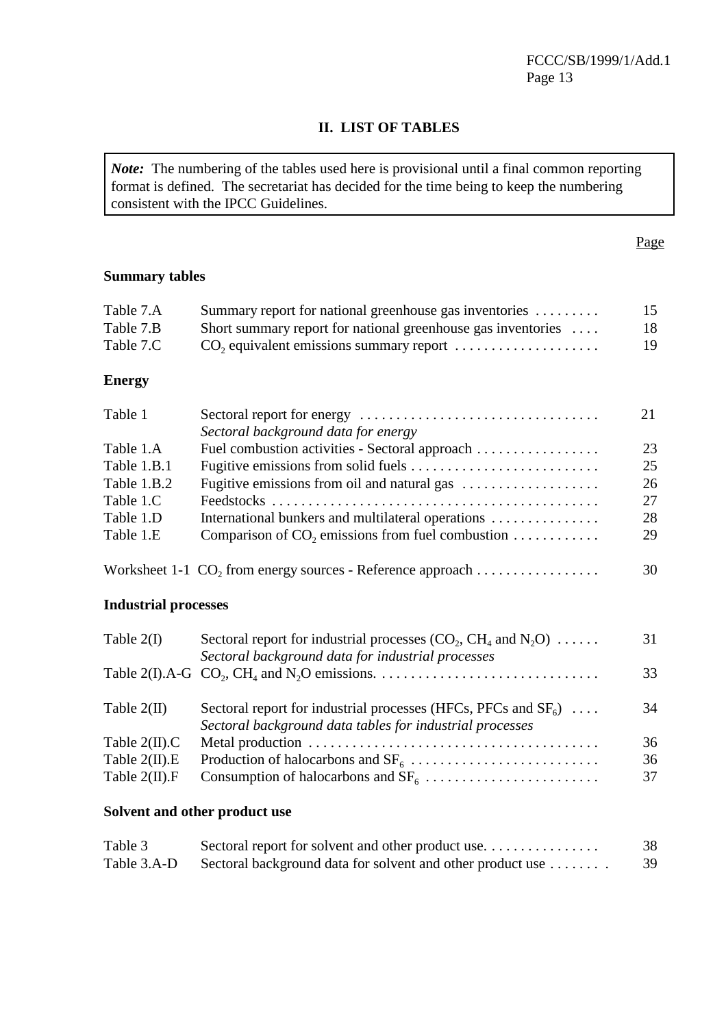## II. LIST OF TABLES

> ***Note:*** The numbering of the tables used here is provisional until a final common reporting format is defined. The secretariat has decided for the time being to keep the numbering consistent with the IPCC Guidelines.

| | | Page |
|---|---|---|
| **Summary tables** | | |
| Table 7.A | Summary report for national greenhouse gas inventories | 15 |
| Table 7.B | Short summary report for national greenhouse gas inventories | 18 |
| Table 7.C | $CO_2$ equivalent emissions summary report | 19 |
| **Energy** | | |
| Table 1 | Sectoral report for energy | 21 |
| | *Sectoral background data for energy* | |
| Table 1.A | Fuel combustion activities - Sectoral approach | 23 |
| Table 1.B.1 | Fugitive emissions from solid fuels | 25 |
| Table 1.B.2 | Fugitive emissions from oil and natural gas | 26 |
| Table 1.C | Feedstocks | 27 |
| Table 1.D | International bunkers and multilateral operations | 28 |
| Table 1.E | Comparison of $CO_2$ emissions from fuel combustion | 29 |
| Worksheet 1-1 | $CO_2$ from energy sources - Reference approach | 30 |
| **Industrial processes** | | |
| Table 2(I) | Sectoral report for industrial processes ($CO_2$, $CH_4$ and $N_2O$) | 31 |
| | *Sectoral background data for industrial processes* | |
| Table 2(I).A-G | $CO_2$, $CH_4$ and $N_2O$ emissions. | 33 |
| Table 2(II) | Sectoral report for industrial processes (HFCs, PFCs and $SF_6$) | 34 |
| | *Sectoral background data tables for industrial processes* | |
| Table 2(II).C | Metal production | 36 |
| Table 2(II).E | Production of halocarbons and $SF_6$ | 36 |
| Table 2(II).F | Consumption of halocarbons and $SF_6$ | 37 |
| **Solvent and other product use** | | |
| Table 3 | Sectoral report for solvent and other product use. | 38 |
| Table 3.A-D | Sectoral background data for solvent and other product use | 39 |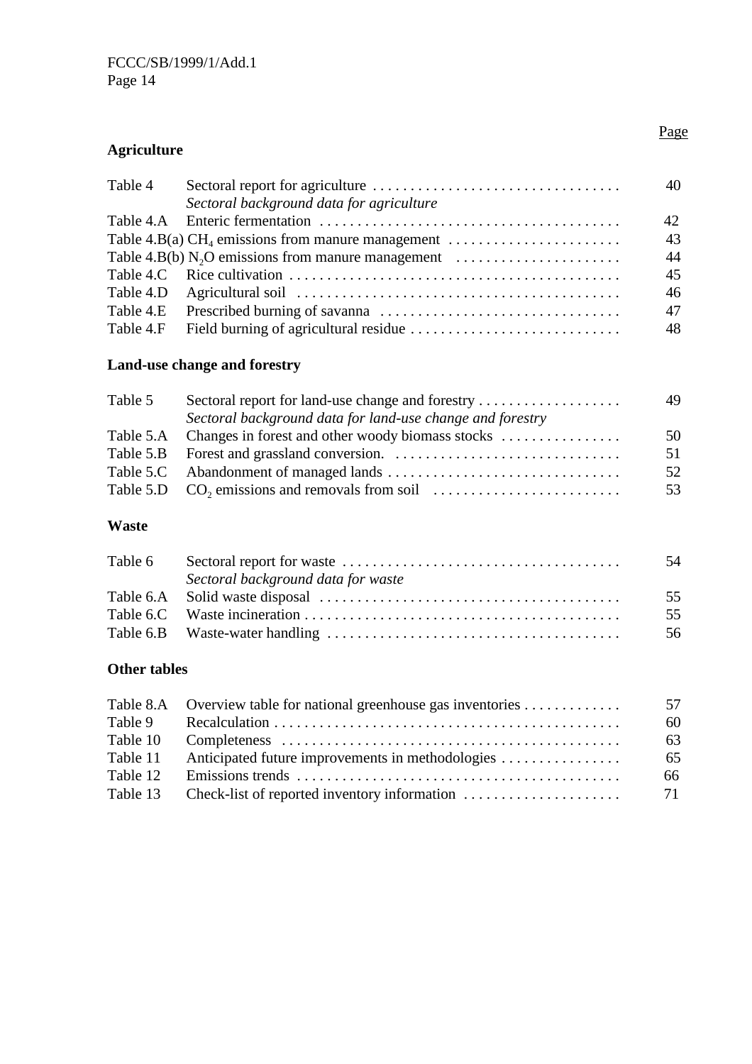**Agriculture**

| | | Page |
|---|---|---|
| Table 4 | Sectoral report for agriculture | 40 |
| | *Sectoral background data for agriculture* | |
| Table 4.A | Enteric fermentation | 42 |
| Table 4.B(a) | $CH_4$ emissions from manure management | 43 |
| Table 4.B(b) | $N_2O$ emissions from manure management | 44 |
| Table 4.C | Rice cultivation | 45 |
| Table 4.D | Agricultural soil | 46 |
| Table 4.E | Prescribed burning of savanna | 47 |
| Table 4.F | Field burning of agricultural residue | 48 |

**Land-use change and forestry**

| | | |
|---|---|---|
| Table 5 | Sectoral report for land-use change and forestry | 49 |
| | *Sectoral background data for land-use change and forestry* | |
| Table 5.A | Changes in forest and other woody biomass stocks | 50 |
| Table 5.B | Forest and grassland conversion. | 51 |
| Table 5.C | Abandonment of managed lands | 52 |
| Table 5.D | $CO_2$ emissions and removals from soil | 53 |

**Waste**

| | | |
|---|---|---|
| Table 6 | Sectoral report for waste | 54 |
| | *Sectoral background data for waste* | |
| Table 6.A | Solid waste disposal | 55 |
| Table 6.C | Waste incineration | 55 |
| Table 6.B | Waste-water handling | 56 |

**Other tables**

| | | |
|---|---|---|
| Table 8.A | Overview table for national greenhouse gas inventories | 57 |
| Table 9 | Recalculation | 60 |
| Table 10 | Completeness | 63 |
| Table 11 | Anticipated future improvements in methodologies | 65 |
| Table 12 | Emissions trends | 66 |
| Table 13 | Check-list of reported inventory information | 71 |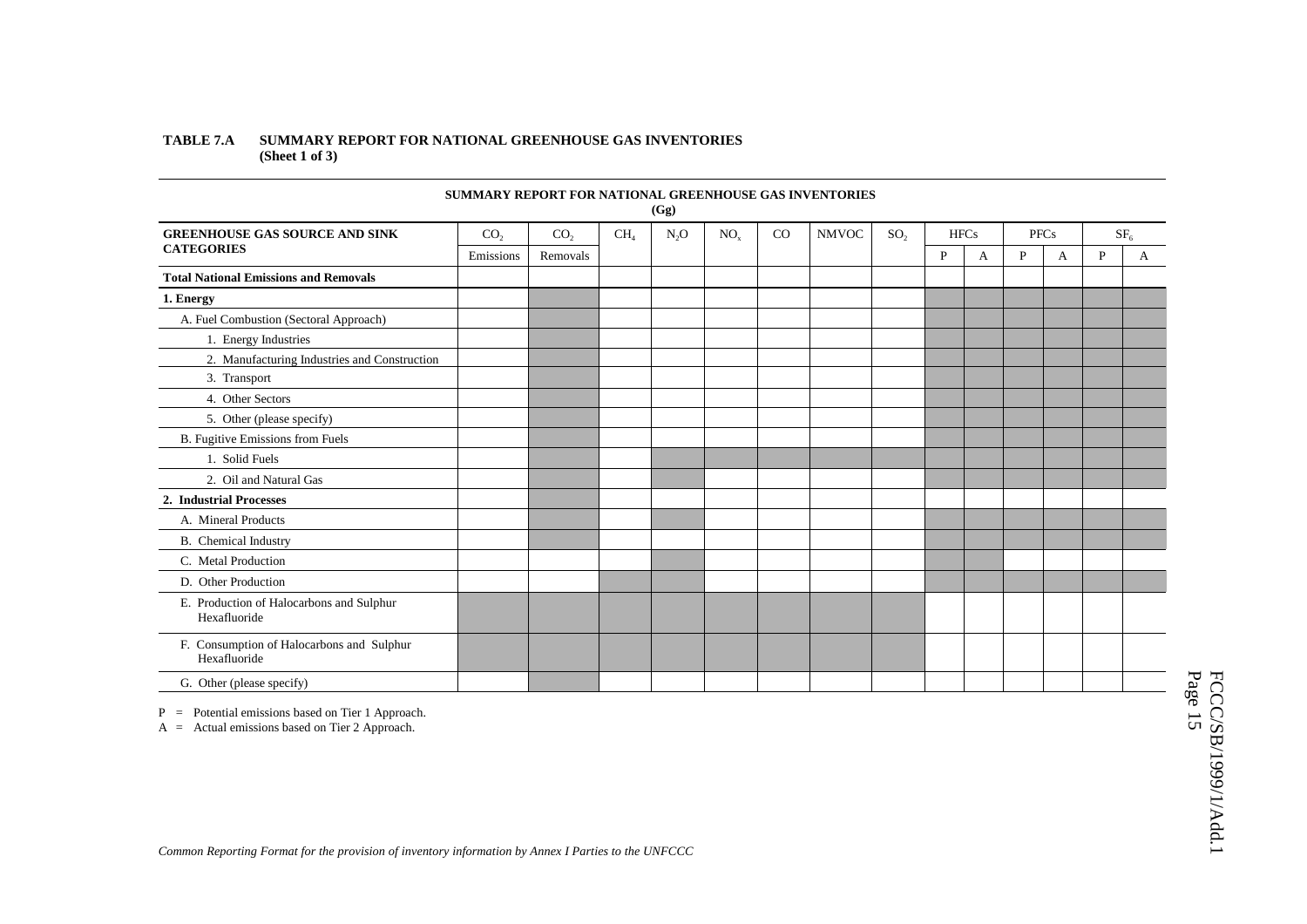**TABLE 7.A SUMMARY REPORT FOR NATIONAL GREENHOUSE GAS INVENTORIES (Sheet 1 of 3)**

**SUMMARY REPORT FOR NATIONAL GREENHOUSE GAS INVENTORIES (Gg)**

| GREENHOUSE GAS SOURCE AND SINK CATEGORIES | $CO_2$ | $CO_2$ | $CH_4$ | $N_2O$ | $NO_x$ | CO | NMVOC | $SO_2$ | HFCs | | PFCs | | $SF_6$ | |
|---|---|---|---|---|---|---|---|---|---|---|---|---|---|---|
| | Emissions | Removals | | | | | | | P | A | P | A | P | A |
| **Total National Emissions and Removals** | | | | | | | | | | | | | | |
| **1. Energy** | | | | | | | | | | | | | | |
| A. Fuel Combustion (Sectoral Approach) | | | | | | | | | | | | | | |
| 1. Energy Industries | | | | | | | | | | | | | | |
| 2. Manufacturing Industries and Construction | | | | | | | | | | | | | | |
| 3. Transport | | | | | | | | | | | | | | |
| 4. Other Sectors | | | | | | | | | | | | | | |
| 5. Other (please specify) | | | | | | | | | | | | | | |
| B. Fugitive Emissions from Fuels | | | | | | | | | | | | | | |
| 1. Solid Fuels | | | | | | | | | | | | | | |
| 2. Oil and Natural Gas | | | | | | | | | | | | | | |
| **2. Industrial Processes** | | | | | | | | | | | | | | |
| A. Mineral Products | | | | | | | | | | | | | | |
| B. Chemical Industry | | | | | | | | | | | | | | |
| C. Metal Production | | | | | | | | | | | | | | |
| D. Other Production | | | | | | | | | | | | | | |
| E. Production of Halocarbons and Sulphur Hexafluoride | | | | | | | | | | | | | | |
| F. Consumption of Halocarbons and Sulphur Hexafluoride | | | | | | | | | | | | | | |
| G. Other (please specify) | | | | | | | | | | | | | | |

P = Potential emissions based on Tier 1 Approach.
A = Actual emissions based on Tier 2 Approach.

*Common Reporting Format for the provision of inventory information by Annex I Parties to the UNFCCC*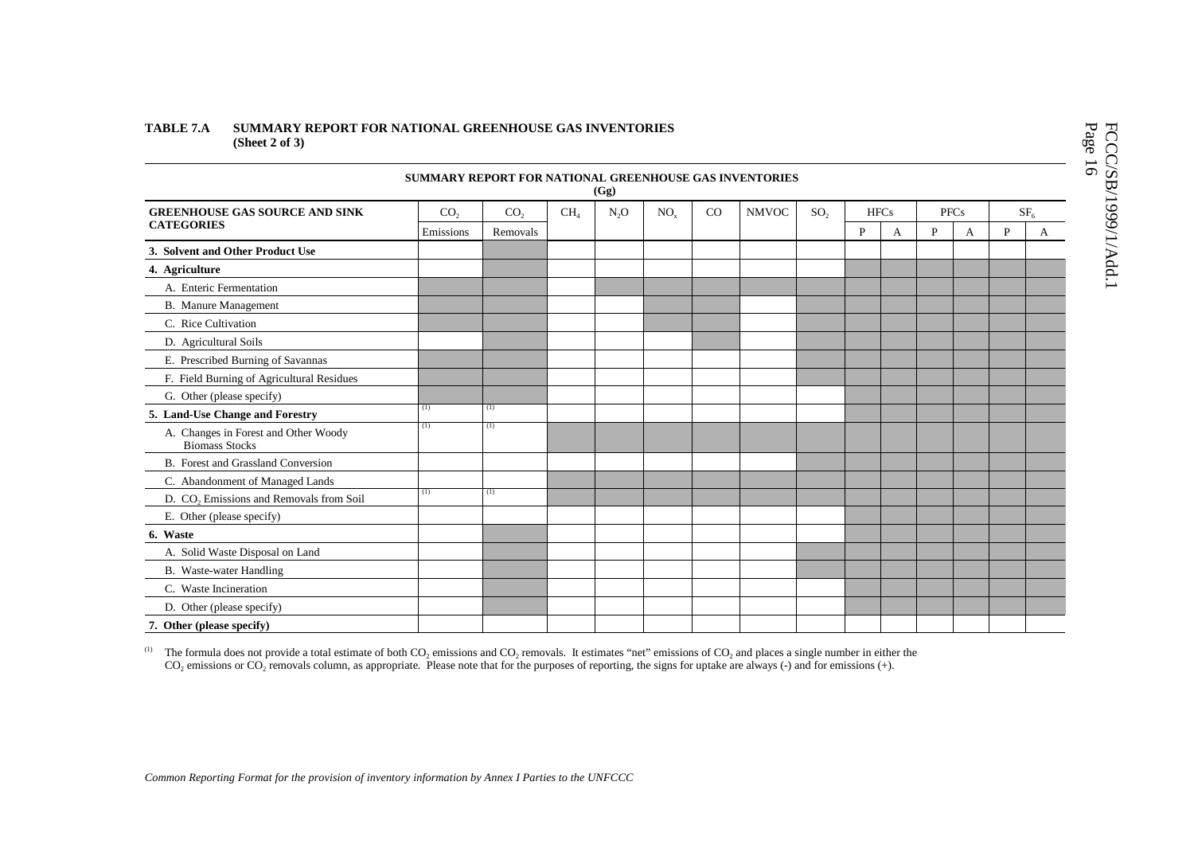**TABLE 7.A SUMMARY REPORT FOR NATIONAL GREENHOUSE GAS INVENTORIES**
**(Sheet 2 of 3)**

**SUMMARY REPORT FOR NATIONAL GREENHOUSE GAS INVENTORIES**
**(Gg)**

| GREENHOUSE GAS SOURCE AND SINK CATEGORIES | $CO_2$ | $CO_2$ | $CH_4$ | $N_2O$ | $NO_x$ | CO | NMVOC | $SO_2$ | HFCs | | PFCs | | $SF_6$ | |
|---|---|---|---|---|---|---|---|---|---|---|---|---|---|---|
| | Emissions | Removals | | | | | | | P | A | P | A | P | A |
| **3. Solvent and Other Product Use** | | | | | | | | | | | | | | |
| **4. Agriculture** | | | | | | | | | | | | | | |
| A. Enteric Fermentation | | | | | | | | | | | | | | |
| B. Manure Management | | | | | | | | | | | | | | |
| C. Rice Cultivation | | | | | | | | | | | | | | |
| D. Agricultural Soils | | | | | | | | | | | | | | |
| E. Prescribed Burning of Savannas | | | | | | | | | | | | | | |
| F. Field Burning of Agricultural Residues | | | | | | | | | | | | | | |
| G. Other (please specify) | | | | | | | | | | | | | | |
| **5. Land-Use Change and Forestry** | (1) | (1) | | | | | | | | | | | | |
| A. Changes in Forest and Other Woody Biomass Stocks | (1) | (1) | | | | | | | | | | | | |
| B. Forest and Grassland Conversion | | | | | | | | | | | | | | |
| C. Abandonment of Managed Lands | | | | | | | | | | | | | | |
| D. $CO_2$ Emissions and Removals from Soil | (1) | (1) | | | | | | | | | | | | |
| E. Other (please specify) | | | | | | | | | | | | | | |
| **6. Waste** | | | | | | | | | | | | | | |
| A. Solid Waste Disposal on Land | | | | | | | | | | | | | | |
| B. Waste-water Handling | | | | | | | | | | | | | | |
| C. Waste Incineration | | | | | | | | | | | | | | |
| D. Other (please specify) | | | | | | | | | | | | | | |
| **7. Other (please specify)** | | | | | | | | | | | | | | |

(1) The formula does not provide a total estimate of both $CO_2$ emissions and $CO_2$ removals. It estimates "net" emissions of $CO_2$ and places a single number in either the $CO_2$ emissions or $CO_2$ removals column, as appropriate. Please note that for the purposes of reporting, the signs for uptake are always (-) and for emissions (+).

*Common Reporting Format for the provision of inventory information by Annex I Parties to the UNFCCC*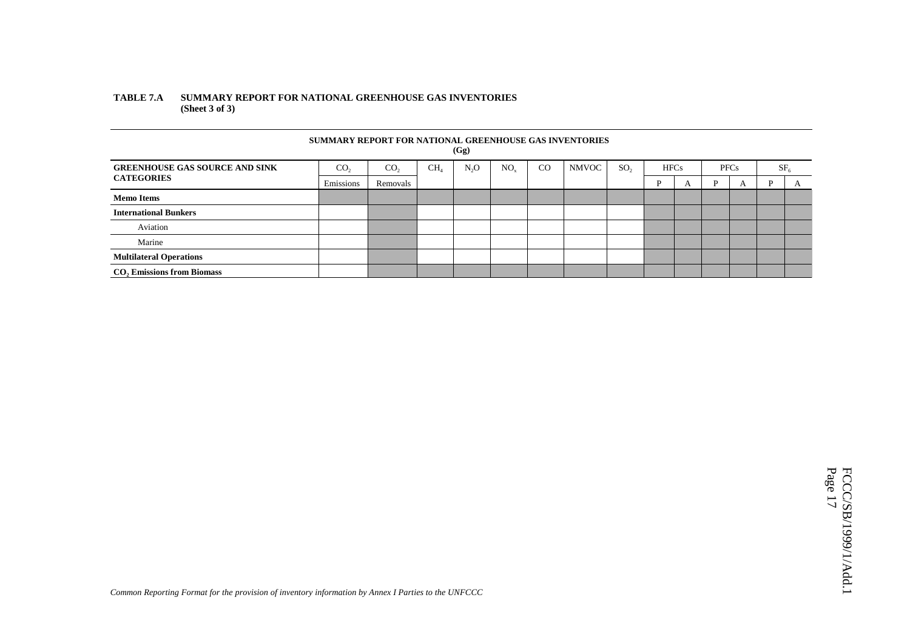**TABLE 7.A SUMMARY REPORT FOR NATIONAL GREENHOUSE GAS INVENTORIES (Sheet 3 of 3)**

**SUMMARY REPORT FOR NATIONAL GREENHOUSE GAS INVENTORIES (Gg)**

| GREENHOUSE GAS SOURCE AND SINK CATEGORIES | $CO_2$ Emissions | $CO_2$ Removals | $CH_4$ | $N_2O$ | $NO_x$ | CO | NMVOC | $SO_2$ | HFCs | | PFCs | | $SF_6$ | |
|---|---|---|---|---|---|---|---|---|---|---|---|---|---|---|
| | | | | | | | | | P | A | P | A | P | A |
| **Memo Items** | | | | | | | | | | | | | | |
| **International Bunkers** | | | | | | | | | | | | | | |
| Aviation | | | | | | | | | | | | | | |
| Marine | | | | | | | | | | | | | | |
| **Multilateral Operations** | | | | | | | | | | | | | | |
| **$CO_2$ Emissions from Biomass** | | | | | | | | | | | | | | |

*Common Reporting Format for the provision of inventory information by Annex I Parties to the UNFCCC*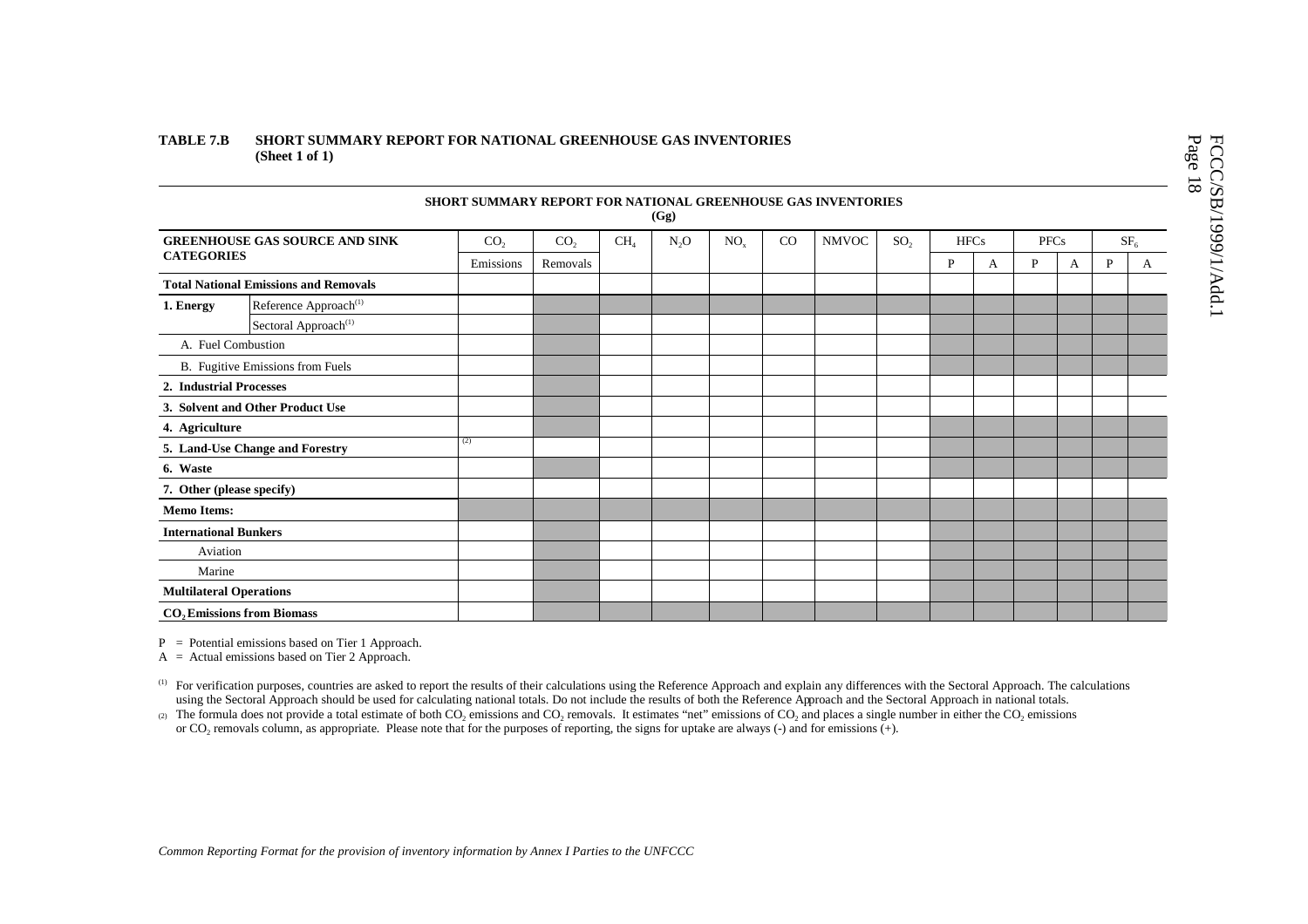**TABLE 7.B SHORT SUMMARY REPORT FOR NATIONAL GREENHOUSE GAS INVENTORIES**
**(Sheet 1 of 1)**

**SHORT SUMMARY REPORT FOR NATIONAL GREENHOUSE GAS INVENTORIES**
**(Gg)**

| GREENHOUSE GAS SOURCE AND SINK CATEGORIES | | $CO_2$ | $CO_2$ | $CH_4$ | $N_2O$ | $NO_x$ | CO | NMVOC | $SO_2$ | HFCs | | PFCs | | $SF_6$ | |
|---|---|---|---|---|---|---|---|---|---|---|---|---|---|---|---|
| | | Emissions | Removals | | | | | | | P | A | P | A | P | A |
| **Total National Emissions and Removals** | | | | | | | | | | | | | | | |
| **1. Energy** | Reference Approach[1] | | | | | | | | | | | | | | |
| | Sectoral Approach[1] | | | | | | | | | | | | | | |
| A. Fuel Combustion | | | | | | | | | | | | | | | |
| B. Fugitive Emissions from Fuels | | | | | | | | | | | | | | | |
| **2. Industrial Processes** | | | | | | | | | | | | | | | |
| **3. Solvent and Other Product Use** | | | | | | | | | | | | | | | |
| **4. Agriculture** | | | | | | | | | | | | | | | |
| **5. Land-Use Change and Forestry** | | [2] | | | | | | | | | | | | | |
| **6. Waste** | | | | | | | | | | | | | | | |
| **7. Other (please specify)** | | | | | | | | | | | | | | | |
| **Memo Items:** | | | | | | | | | | | | | | | |
| **International Bunkers** | | | | | | | | | | | | | | | |
| Aviation | | | | | | | | | | | | | | | |
| Marine | | | | | | | | | | | | | | | |
| **Multilateral Operations** | | | | | | | | | | | | | | | |
| **$CO_2$ Emissions from Biomass** | | | | | | | | | | | | | | | |

P = Potential emissions based on Tier 1 Approach.
A = Actual emissions based on Tier 2 Approach.

[1] For verification purposes, countries are asked to report the results of their calculations using the Reference Approach and explain any differences with the Sectoral Approach. The calculations using the Sectoral Approach should be used for calculating national totals. Do not include the results of both the Reference Approach and the Sectoral Approach in national totals.

[2] The formula does not provide a total estimate of both $CO_2$ emissions and $CO_2$ removals. It estimates "net" emissions of $CO_2$ and places a single number in either the $CO_2$ emissions or $CO_2$ removals column, as appropriate. Please note that for the purposes of reporting, the signs for uptake are always (-) and for emissions (+).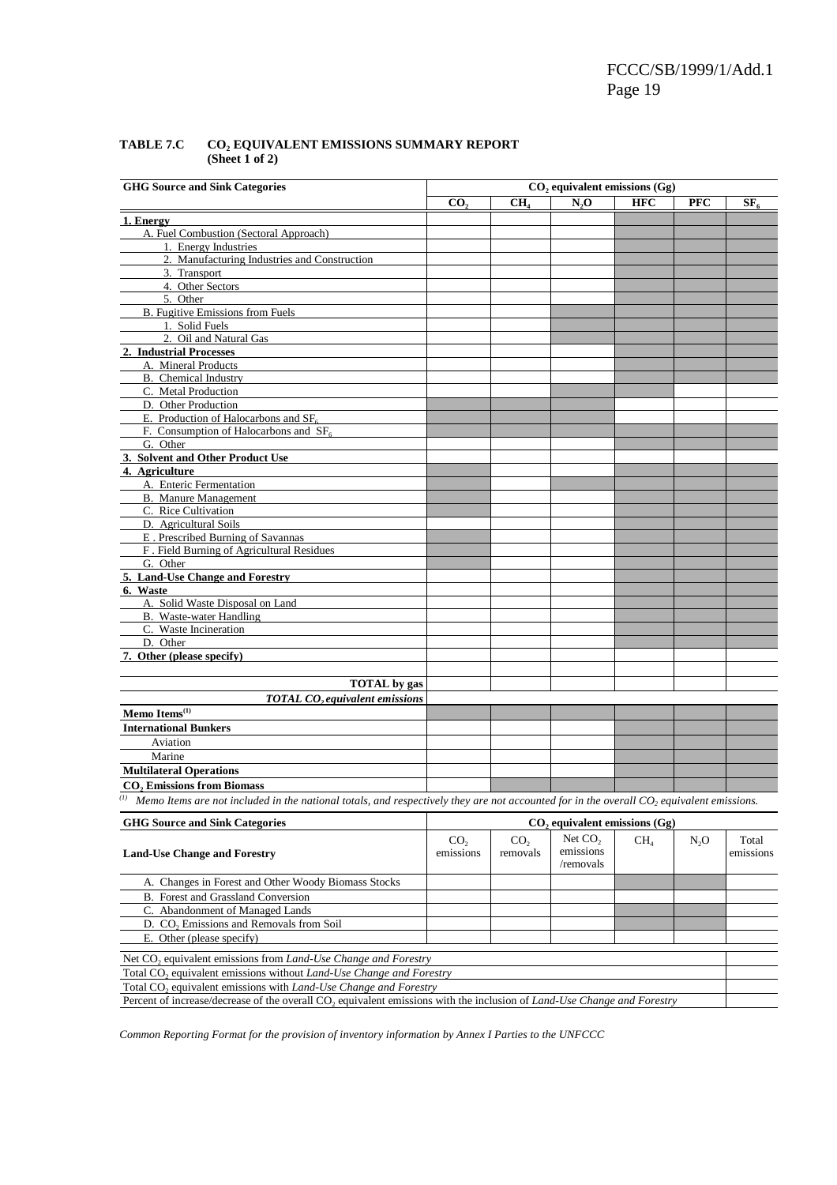**TABLE 7.C $CO_2$ EQUIVALENT EMISSIONS SUMMARY REPORT (Sheet 1 of 2)**

| GHG Source and Sink Categories | $CO_2$ equivalent emissions (Gg) | | | | | |
|---|---|---|---|---|---|---|
| | $CO_2$ | $CH_4$ | $N_2O$ | HFC | PFC | $SF_6$ |
| **1. Energy** | | | | | | |
| A. Fuel Combustion (Sectoral Approach) | | | | | | |
| 1. Energy Industries | | | | | | |
| 2. Manufacturing Industries and Construction | | | | | | |
| 3. Transport | | | | | | |
| 4. Other Sectors | | | | | | |
| 5. Other | | | | | | |
| B. Fugitive Emissions from Fuels | | | | | | |
| 1. Solid Fuels | | | | | | |
| 2. Oil and Natural Gas | | | | | | |
| **2. Industrial Processes** | | | | | | |
| A. Mineral Products | | | | | | |
| B. Chemical Industry | | | | | | |
| C. Metal Production | | | | | | |
| D. Other Production | | | | | | |
| E. Production of Halocarbons and $SF_6$ | | | | | | |
| F. Consumption of Halocarbons and $SF_6$ | | | | | | |
| G. Other | | | | | | |
| **3. Solvent and Other Product Use** | | | | | | |
| **4. Agriculture** | | | | | | |
| A. Enteric Fermentation | | | | | | |
| B. Manure Management | | | | | | |
| C. Rice Cultivation | | | | | | |
| D. Agricultural Soils | | | | | | |
| E . Prescribed Burning of Savannas | | | | | | |
| F . Field Burning of Agricultural Residues | | | | | | |
| G. Other | | | | | | |
| **5. Land-Use Change and Forestry** | | | | | | |
| **6. Waste** | | | | | | |
| A. Solid Waste Disposal on Land | | | | | | |
| B. Waste-water Handling | | | | | | |
| C. Waste Incineration | | | | | | |
| D. Other | | | | | | |
| **7. Other (please specify)** | | | | | | |
| | | | | | | |
| **TOTAL by gas** | | | | | | |
| ***TOTAL $CO_2$ equivalent emissions*** | | | | | | |
| **Memo Items**[(1)] | | | | | | |
| **International Bunkers** | | | | | | |
| Aviation | | | | | | |
| Marine | | | | | | |
| **Multilateral Operations** | | | | | | |
| **$CO_2$ Emissions from Biomass** | | | | | | |

[(1)] *Memo Items are not included in the national totals, and respectively they are not accounted for in the overall $CO_2$ equivalent emissions.*

| GHG Source and Sink Categories | $CO_2$ equivalent emissions (Gg) | | | | | |
|---|---|---|---|---|---|---|
| **Land-Use Change and Forestry** | $CO_2$ emissions | $CO_2$ removals | Net $CO_2$ emissions /removals | $CH_4$ | $N_2O$ | Total emissions |
| A. Changes in Forest and Other Woody Biomass Stocks | | | | | | |
| B. Forest and Grassland Conversion | | | | | | |
| C. Abandonment of Managed Lands | | | | | | |
| D. $CO_2$ Emissions and Removals from Soil | | | | | | |
| E. Other (please specify) | | | | | | |

| | |
|---|---|
| Net $CO_2$ equivalent emissions from *Land-Use Change and Forestry* | |
| Total $CO_2$ equivalent emissions without *Land-Use Change and Forestry* | |
| Total $CO_2$ equivalent emissions with *Land-Use Change and Forestry* | |
| Percent of increase/decrease of the overall $CO_2$ equivalent emissions with the inclusion of *Land-Use Change and Forestry* | |

*Common Reporting Format for the provision of inventory information by Annex I Parties to the UNFCCC*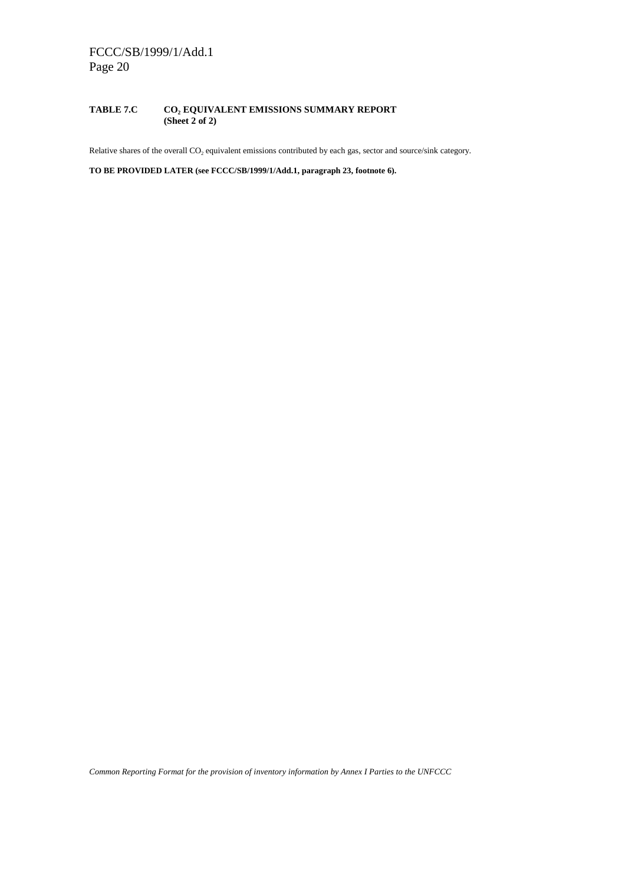**TABLE 7.C CO$_2$ EQUIVALENT EMISSIONS SUMMARY REPORT (Sheet 2 of 2)**

Relative shares of the overall CO$_2$ equivalent emissions contributed by each gas, sector and source/sink category.

**TO BE PROVIDED LATER (see FCCC/SB/1999/1/Add.1, paragraph 23, footnote 6).**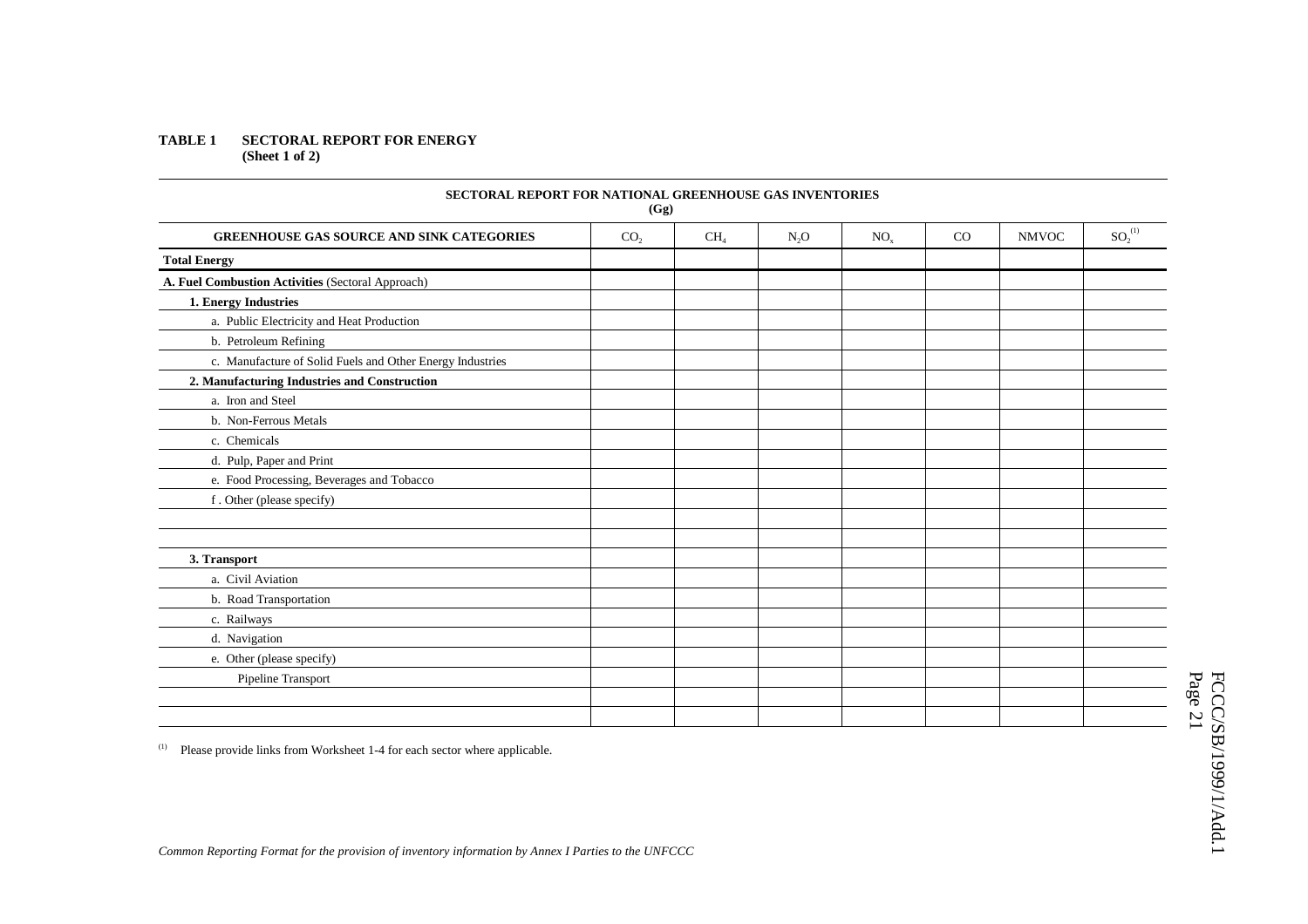**TABLE 1 SECTORAL REPORT FOR ENERGY**
**(Sheet 1 of 2)**

**SECTORAL REPORT FOR NATIONAL GREENHOUSE GAS INVENTORIES**
**(Gg)**

| GREENHOUSE GAS SOURCE AND SINK CATEGORIES | $CO_2$ | $CH_4$ | $N_2O$ | $NO_x$ | CO | NMVOC | $SO_2$ [1] |
|---|---|---|---|---|---|---|---|
| **Total Energy** | | | | | | | |
| **A. Fuel Combustion Activities** (Sectoral Approach) | | | | | | | |
| **1. Energy Industries** | | | | | | | |
| a. Public Electricity and Heat Production | | | | | | | |
| b. Petroleum Refining | | | | | | | |
| c. Manufacture of Solid Fuels and Other Energy Industries | | | | | | | |
| **2. Manufacturing Industries and Construction** | | | | | | | |
| a. Iron and Steel | | | | | | | |
| b. Non-Ferrous Metals | | | | | | | |
| c. Chemicals | | | | | | | |
| d. Pulp, Paper and Print | | | | | | | |
| e. Food Processing, Beverages and Tobacco | | | | | | | |
| f . Other (please specify) | | | | | | | |
| | | | | | | | |
| | | | | | | | |
| **3. Transport** | | | | | | | |
| a. Civil Aviation | | | | | | | |
| b. Road Transportation | | | | | | | |
| c. Railways | | | | | | | |
| d. Navigation | | | | | | | |
| e. Other (please specify) | | | | | | | |
| Pipeline Transport | | | | | | | |
| | | | | | | | |
| | | | | | | | |

[1] Please provide links from Worksheet 1-4 for each sector where applicable.

*Common Reporting Format for the provision of inventory information by Annex I Parties to the UNFCCC*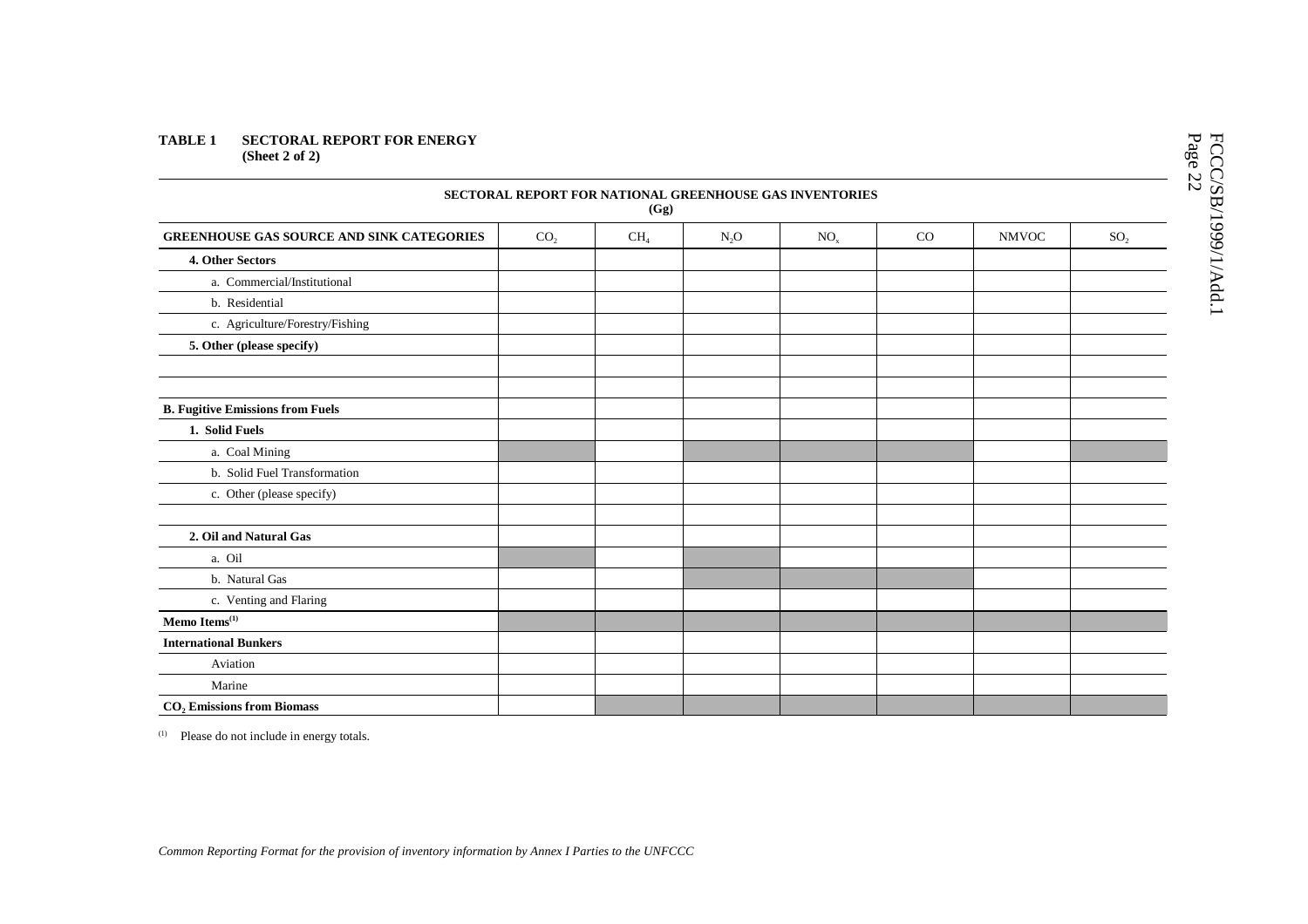**TABLE 1 SECTORAL REPORT FOR ENERGY**
**(Sheet 2 of 2)**

| SECTORAL REPORT FOR NATIONAL GREENHOUSE GAS INVENTORIES (Gg) | | | | | | | |
|---|---|---|---|---|---|---|---|
| **GREENHOUSE GAS SOURCE AND SINK CATEGORIES** | $CO_2$ | $CH_4$ | $N_2O$ | $NO_x$ | CO | NMVOC | $SO_2$ |
| **4. Other Sectors** | | | | | | | |
| a. Commercial/Institutional | | | | | | | |
| b. Residential | | | | | | | |
| c. Agriculture/Forestry/Fishing | | | | | | | |
| **5. Other (please specify)** | | | | | | | |
| | | | | | | | |
| | | | | | | | |
| **B. Fugitive Emissions from Fuels** | | | | | | | |
| **1. Solid Fuels** | | | | | | | |
| a. Coal Mining | | | | | | | |
| b. Solid Fuel Transformation | | | | | | | |
| c. Other (please specify) | | | | | | | |
| | | | | | | | |
| **2. Oil and Natural Gas** | | | | | | | |
| a. Oil | | | | | | | |
| b. Natural Gas | | | | | | | |
| c. Venting and Flaring | | | | | | | |
| **Memo Items**[(1)] | | | | | | | |
| **International Bunkers** | | | | | | | |
| Aviation | | | | | | | |
| Marine | | | | | | | |
| **$CO_2$ Emissions from Biomass** | | | | | | | |

[(1)] Please do not include in energy totals.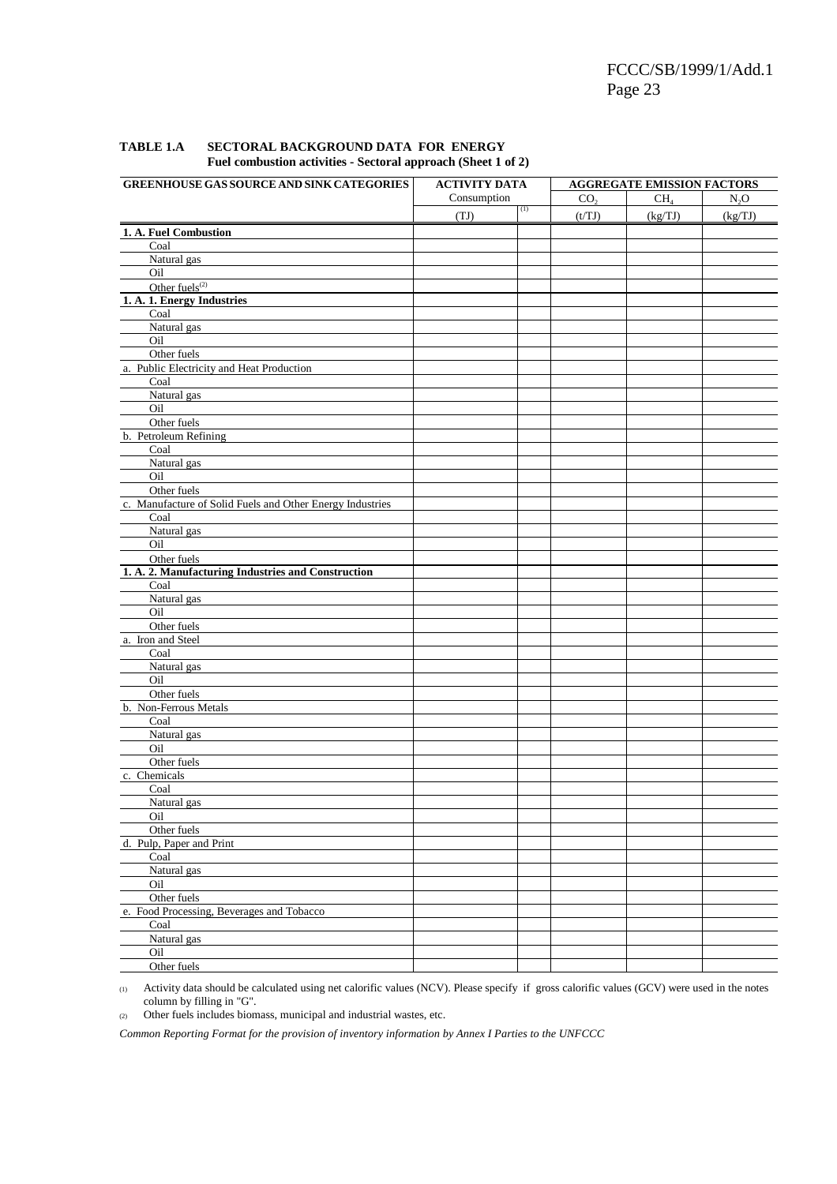**TABLE 1.A SECTORAL BACKGROUND DATA FOR ENERGY**
**Fuel combustion activities - Sectoral approach (Sheet 1 of 2)**

| GREENHOUSE GAS SOURCE AND SINK CATEGORIES | ACTIVITY DATA | | AGGREGATE EMISSION FACTORS | | |
|---|---|---|---|---|---|
| | Consumption | | $CO_2$ | $CH_4$ | $N_2O$ |
| | (TJ) | (1) | (t/TJ) | (kg/TJ) | (kg/TJ) |
| **1. A. Fuel Combustion** | | | | | |
| Coal | | | | | |
| Natural gas | | | | | |
| Oil | | | | | |
| Other fuels(2) | | | | | |
| **1. A. 1. Energy Industries** | | | | | |
| Coal | | | | | |
| Natural gas | | | | | |
| Oil | | | | | |
| Other fuels | | | | | |
| a. Public Electricity and Heat Production | | | | | |
| Coal | | | | | |
| Natural gas | | | | | |
| Oil | | | | | |
| Other fuels | | | | | |
| b. Petroleum Refining | | | | | |
| Coal | | | | | |
| Natural gas | | | | | |
| Oil | | | | | |
| Other fuels | | | | | |
| c. Manufacture of Solid Fuels and Other Energy Industries | | | | | |
| Coal | | | | | |
| Natural gas | | | | | |
| Oil | | | | | |
| Other fuels | | | | | |
| **1. A. 2. Manufacturing Industries and Construction** | | | | | |
| Coal | | | | | |
| Natural gas | | | | | |
| Oil | | | | | |
| Other fuels | | | | | |
| a. Iron and Steel | | | | | |
| Coal | | | | | |
| Natural gas | | | | | |
| Oil | | | | | |
| Other fuels | | | | | |
| b. Non-Ferrous Metals | | | | | |
| Coal | | | | | |
| Natural gas | | | | | |
| Oil | | | | | |
| Other fuels | | | | | |
| c. Chemicals | | | | | |
| Coal | | | | | |
| Natural gas | | | | | |
| Oil | | | | | |
| Other fuels | | | | | |
| d. Pulp, Paper and Print | | | | | |
| Coal | | | | | |
| Natural gas | | | | | |
| Oil | | | | | |
| Other fuels | | | | | |
| e. Food Processing, Beverages and Tobacco | | | | | |
| Coal | | | | | |
| Natural gas | | | | | |
| Oil | | | | | |
| Other fuels | | | | | |

(1) Activity data should be calculated using net calorific values (NCV). Please specify if gross calorific values (GCV) were used in the notes column by filling in "G".

(2) Other fuels includes biomass, municipal and industrial wastes, etc.

*Common Reporting Format for the provision of inventory information by Annex I Parties to the UNFCCC*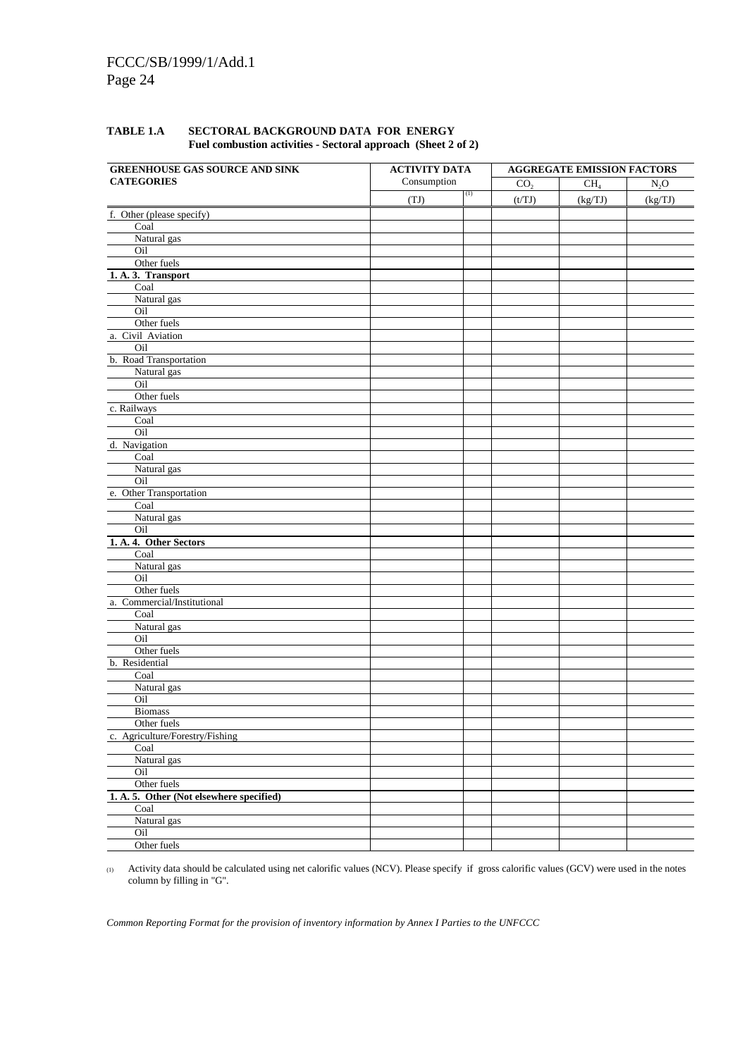**TABLE 1.A SECTORAL BACKGROUND DATA FOR ENERGY**
**Fuel combustion activities - Sectoral approach (Sheet 2 of 2)**

| GREENHOUSE GAS SOURCE AND SINK CATEGORIES | ACTIVITY DATA | | AGGREGATE EMISSION FACTORS | | |
|---|---|---|---|---|---|
| | Consumption | | $CO_2$ | $CH_4$ | $N_2O$ |
| | (TJ) | (1) | (t/TJ) | (kg/TJ) | (kg/TJ) |
| f. Other (please specify) | | | | | |
| Coal | | | | | |
| Natural gas | | | | | |
| Oil | | | | | |
| Other fuels | | | | | |
| **1. A. 3. Transport** | | | | | |
| Coal | | | | | |
| Natural gas | | | | | |
| Oil | | | | | |
| Other fuels | | | | | |
| a. Civil Aviation | | | | | |
| Oil | | | | | |
| b. Road Transportation | | | | | |
| Natural gas | | | | | |
| Oil | | | | | |
| Other fuels | | | | | |
| c. Railways | | | | | |
| Coal | | | | | |
| Oil | | | | | |
| d. Navigation | | | | | |
| Coal | | | | | |
| Natural gas | | | | | |
| Oil | | | | | |
| e. Other Transportation | | | | | |
| Coal | | | | | |
| Natural gas | | | | | |
| Oil | | | | | |
| **1. A. 4. Other Sectors** | | | | | |
| Coal | | | | | |
| Natural gas | | | | | |
| Oil | | | | | |
| Other fuels | | | | | |
| a. Commercial/Institutional | | | | | |
| Coal | | | | | |
| Natural gas | | | | | |
| Oil | | | | | |
| Other fuels | | | | | |
| b. Residential | | | | | |
| Coal | | | | | |
| Natural gas | | | | | |
| Oil | | | | | |
| Biomass | | | | | |
| Other fuels | | | | | |
| c. Agriculture/Forestry/Fishing | | | | | |
| Coal | | | | | |
| Natural gas | | | | | |
| Oil | | | | | |
| Other fuels | | | | | |
| **1. A. 5. Other (Not elsewhere specified)** | | | | | |
| Coal | | | | | |
| Natural gas | | | | | |
| Oil | | | | | |
| Other fuels | | | | | |

(1) Activity data should be calculated using net calorific values (NCV). Please specify if gross calorific values (GCV) were used in the notes column by filling in "G".

*Common Reporting Format for the provision of inventory information by Annex I Parties to the UNFCCC*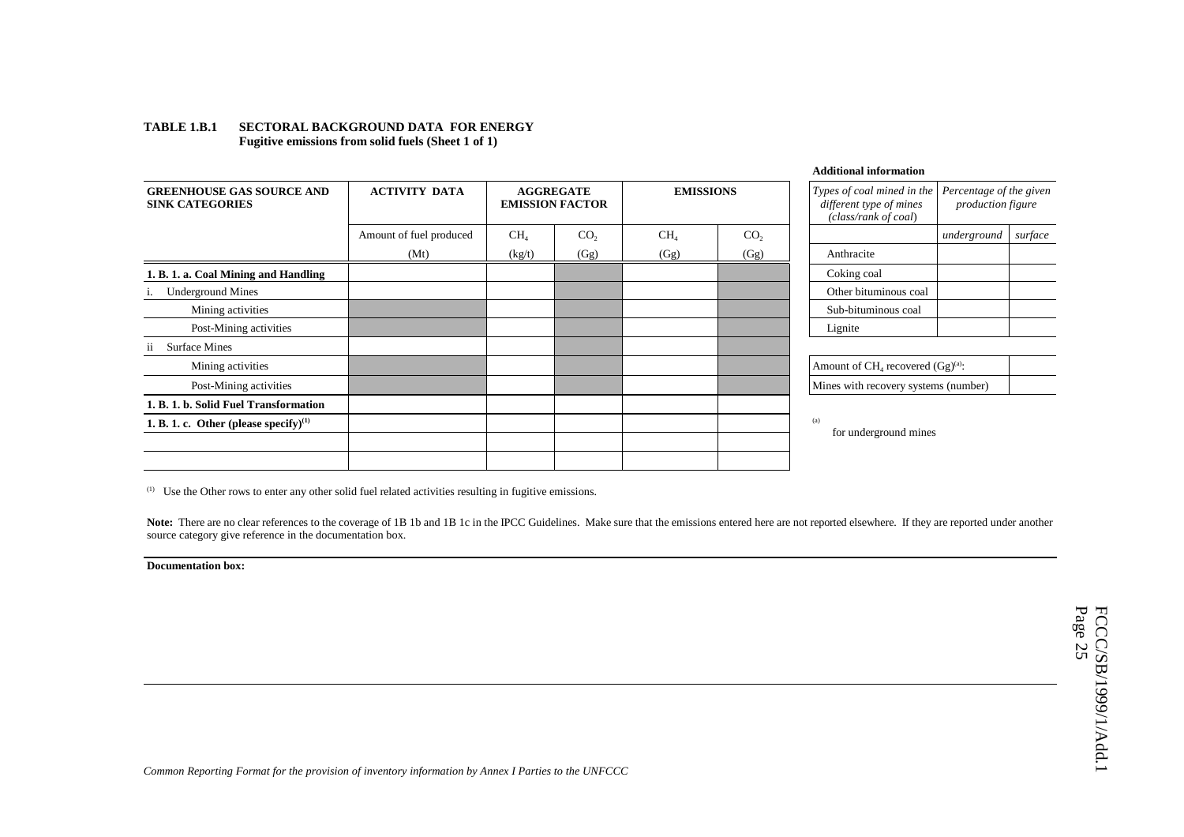**TABLE 1.B.1 SECTORAL BACKGROUND DATA FOR ENERGY**
**Fugitive emissions from solid fuels (Sheet 1 of 1)**

| GREENHOUSE GAS SOURCE AND SINK CATEGORIES | ACTIVITY DATA | AGGREGATE EMISSION FACTOR | | EMISSIONS | |
|---|---|---|---|---|---|
| | Amount of fuel produced | $CH_4$ | $CO_2$ | $CH_4$ | $CO_2$ |
| | (Mt) | (kg/t) | (Gg) | (Gg) | (Gg) |
| **1. B. 1. a. Coal Mining and Handling** | | | | | |
| i. Underground Mines | | | | | |
| Mining activities | | | | | |
| Post-Mining activities | | | | | |
| ii Surface Mines | | | | | |
| Mining activities | | | | | |
| Post-Mining activities | | | | | |
| **1. B. 1. b. Solid Fuel Transformation** | | | | | |
| **1. B. 1. c. Other (please specify)[(1)]** | | | | | |
| | | | | | |
| | | | | | |

**Additional information**

| *Types of coal mined in the different type of mines (class/rank of coal)* | *Percentage of the given production figure* | |
|---|---|---|
| | *underground* | *surface* |
| Anthracite | | |
| Coking coal | | |
| Other bituminous coal | | |
| Sub-bituminous coal | | |
| Lignite | | |

| | |
|---|---|
| Amount of $CH_4$ recovered (Gg)[(a)]: | |
| Mines with recovery systems (number) | |

[(a)] for underground mines

[(1)] Use the Other rows to enter any other solid fuel related activities resulting in fugitive emissions.

**Note:** There are no clear references to the coverage of 1B 1b and 1B 1c in the IPCC Guidelines. Make sure that the emissions entered here are not reported elsewhere. If they are reported under another source category give reference in the documentation box.

**Documentation box:**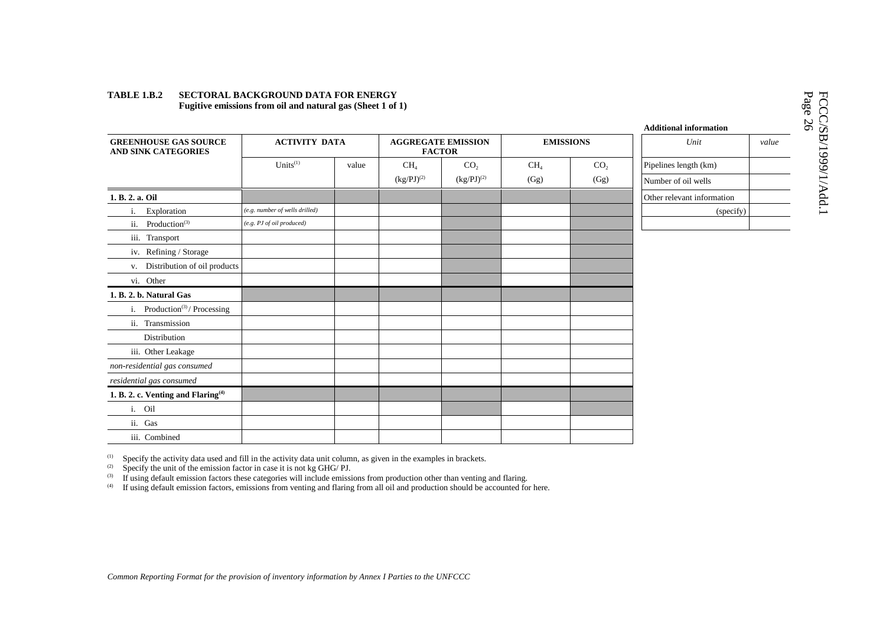**TABLE 1.B.2 SECTORAL BACKGROUND DATA FOR ENERGY**
**Fugitive emissions from oil and natural gas (Sheet 1 of 1)**

| GREENHOUSE GAS SOURCE AND SINK CATEGORIES | ACTIVITY DATA | | AGGREGATE EMISSION FACTOR | | EMISSIONS | |
|---|---|---|---|---|---|---|
| | Units[(1)] | value | $CH_4$ (kg/PJ)[(2)] | $CO_2$ (kg/PJ)[(2)] | $CH_4$ (Gg) | $CO_2$ (Gg) |
| **1. B. 2. a. Oil** | | | | | | |
| i. Exploration | *(e.g. number of wells drilled)* | | | | | |
| ii. Production[(3)] | *(e.g. PJ of oil produced)* | | | | | |
| iii. Transport | | | | | | |
| iv. Refining / Storage | | | | | | |
| v. Distribution of oil products | | | | | | |
| vi. Other | | | | | | |
| **1. B. 2. b. Natural Gas** | | | | | | |
| i. Production[(3)] / Processing | | | | | | |
| ii. Transmission | | | | | | |
| Distribution | | | | | | |
| iii. Other Leakage | | | | | | |
| *non-residential gas consumed* | | | | | | |
| *residential gas consumed* | | | | | | |
| **1. B. 2. c. Venting and Flaring[(4)]** | | | | | | |
| i. Oil | | | | | | |
| ii. Gas | | | | | | |
| iii. Combined | | | | | | |

**Additional information**

| *Unit* | *value* |
|---|---|
| Pipelines length (km) | |
| Number of oil wells | |
| Other relevant information | |
| (specify) | |
| | |

(1) Specify the activity data used and fill in the activity data unit column, as given in the examples in brackets.
(2) Specify the unit of the emission factor in case it is not kg GHG/ PJ.
(3) If using default emission factors these categories will include emissions from production other than venting and flaring.
(4) If using default emission factors, emissions from venting and flaring from all oil and production should be accounted for here.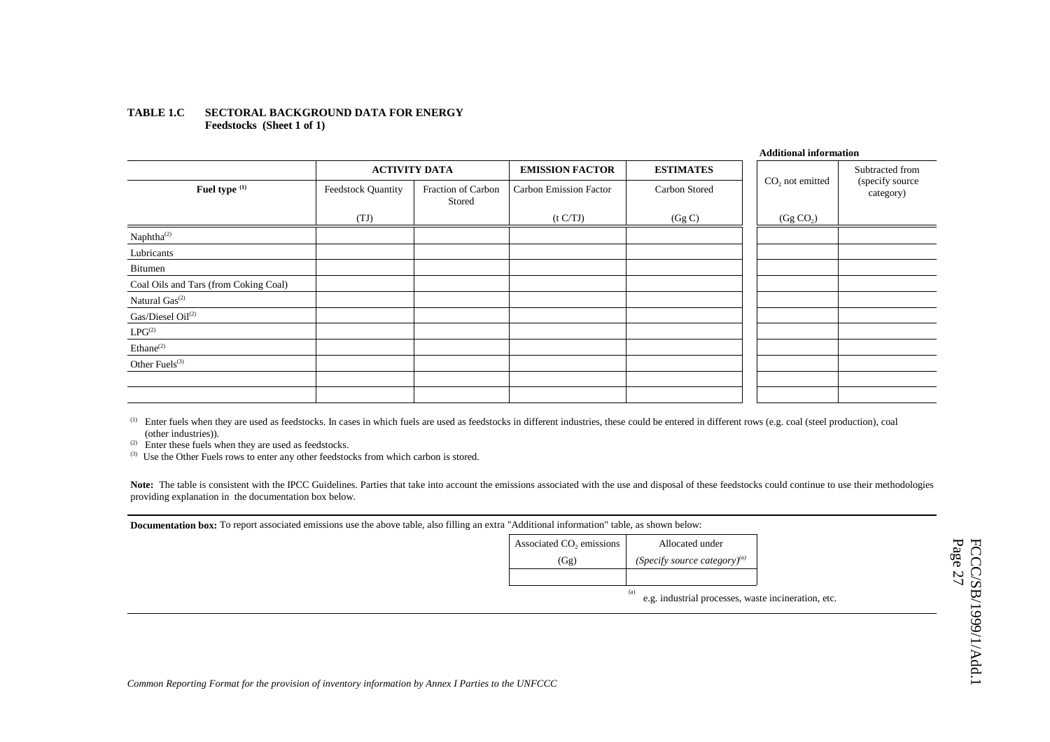**TABLE 1.C SECTORAL BACKGROUND DATA FOR ENERGY**
**Feedstocks (Sheet 1 of 1)**

| | ACTIVITY DATA | | EMISSION FACTOR | ESTIMATES | Additional information | |
|---|---|---|---|---|---|---|
| Fuel type [(1)] | Feedstock Quantity | Fraction of Carbon Stored | Carbon Emission Factor | Carbon Stored | $CO_2$ not emitted | Subtracted from (specify source category) |
| | (TJ) | | (t C/TJ) | (Gg C) | (Gg $CO_2$) | |
| Naphtha[(2)] | | | | | | |
| Lubricants | | | | | | |
| Bitumen | | | | | | |
| Coal Oils and Tars (from Coking Coal) | | | | | | |
| Natural Gas[(2)] | | | | | | |
| Gas/Diesel Oil[(2)] | | | | | | |
| LPG[(2)] | | | | | | |
| Ethane[(2)] | | | | | | |
| Other Fuels[(3)] | | | | | | |
| | | | | | | |
| | | | | | | |

[(1)] Enter fuels when they are used as feedstocks. In cases in which fuels are used as feedstocks in different industries, these could be entered in different rows (e.g. coal (steel production), coal (other industries)).

[(2)] Enter these fuels when they are used as feedstocks.

[(3)] Use the Other Fuels rows to enter any other feedstocks from which carbon is stored.

**Note:** The table is consistent with the IPCC Guidelines. Parties that take into account the emissions associated with the use and disposal of these feedstocks could continue to use their methodologies providing explanation in the documentation box below.

**Documentation box:** To report associated emissions use the above table, also filling an extra "Additional information" table, as shown below:

| Associated $CO_2$ emissions (Gg) | Allocated under *(Specify source category)*[(a)] |
|---|---|
| | |

[(a)] e.g. industrial processes, waste incineration, etc.

*Common Reporting Format for the provision of inventory information by Annex I Parties to the UNFCCC*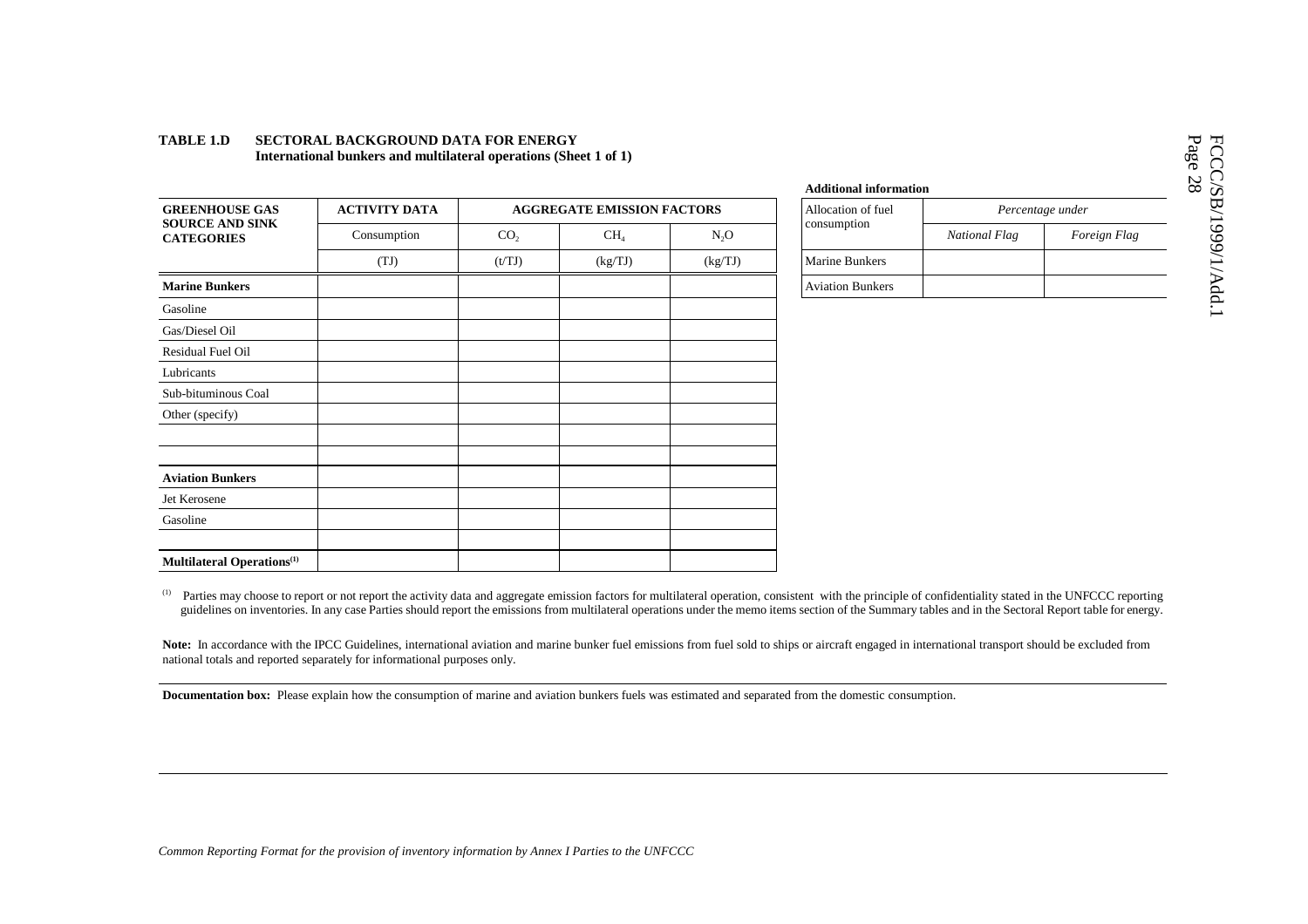**TABLE 1.D SECTORAL BACKGROUND DATA FOR ENERGY**
**International bunkers and multilateral operations (Sheet 1 of 1)**

| GREENHOUSE GAS SOURCE AND SINK CATEGORIES | ACTIVITY DATA | AGGREGATE EMISSION FACTORS | | |
|---|---|---|---|---|
| | Consumption | $CO_2$ | $CH_4$ | $N_2O$ |
| | (TJ) | (t/TJ) | (kg/TJ) | (kg/TJ) |
| **Marine Bunkers** | | | | |
| Gasoline | | | | |
| Gas/Diesel Oil | | | | |
| Residual Fuel Oil | | | | |
| Lubricants | | | | |
| Sub-bituminous Coal | | | | |
| Other (specify) | | | | |
| | | | | |
| | | | | |
| **Aviation Bunkers** | | | | |
| Jet Kerosene | | | | |
| Gasoline | | | | |
| | | | | |
| **Multilateral Operations**[(1)] | | | | |

**Additional information**

| Allocation of fuel consumption | *Percentage under* | |
|---|---|---|
| | *National Flag* | *Foreign Flag* |
| Marine Bunkers | | |
| Aviation Bunkers | | |

[(1)] Parties may choose to report or not report the activity data and aggregate emission factors for multilateral operation, consistent with the principle of confidentiality stated in the UNFCCC reporting guidelines on inventories. In any case Parties should report the emissions from multilateral operations under the memo items section of the Summary tables and in the Sectoral Report table for energy.

**Note:** In accordance with the IPCC Guidelines, international aviation and marine bunker fuel emissions from fuel sold to ships or aircraft engaged in international transport should be excluded from national totals and reported separately for informational purposes only.

**Documentation box:** Please explain how the consumption of marine and aviation bunkers fuels was estimated and separated from the domestic consumption.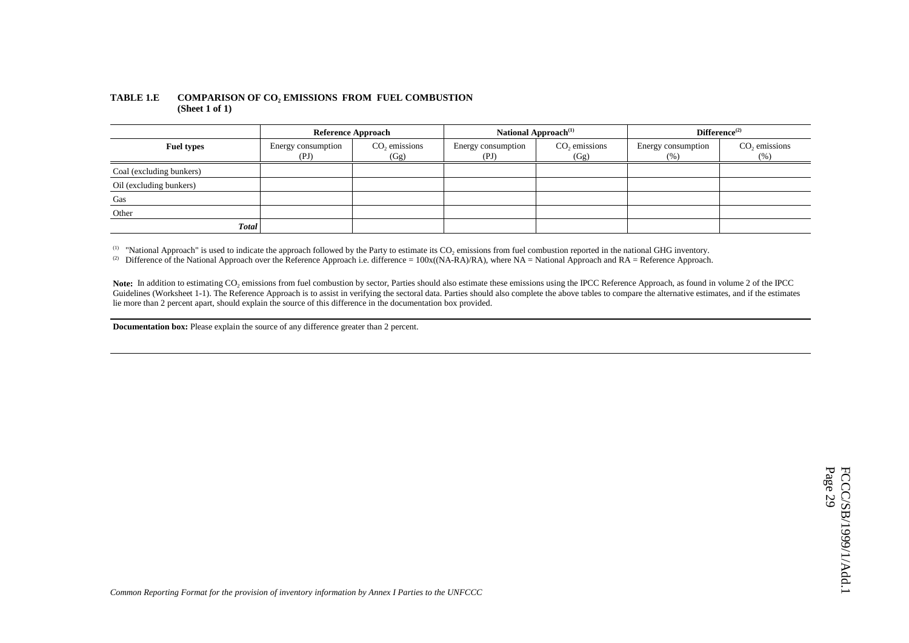**TABLE 1.E COMPARISON OF $CO_2$ EMISSIONS FROM FUEL COMBUSTION**
**(Sheet 1 of 1)**

| | Reference Approach | | National Approach[(1)] | | Difference[(2)] | |
|---|---|---|---|---|---|---|
| **Fuel types** | Energy consumption (PJ) | $CO_2$ emissions (Gg) | Energy consumption (PJ) | $CO_2$ emissions (Gg) | Energy consumption (%) | $CO_2$ emissions (%) |
| Coal (excluding bunkers) | | | | | | |
| Oil (excluding bunkers) | | | | | | |
| Gas | | | | | | |
| Other | | | | | | |
| ***Total*** | | | | | | |

[(1)] "National Approach" is used to indicate the approach followed by the Party to estimate its $CO_2$ emissions from fuel combustion reported in the national GHG inventory.
[(2)] Difference of the National Approach over the Reference Approach i.e. difference = 100x((NA-RA)/RA), where NA = National Approach and RA = Reference Approach.

**Note:** In addition to estimating $CO_2$ emissions from fuel combustion by sector, Parties should also estimate these emissions using the IPCC Reference Approach, as found in volume 2 of the IPCC Guidelines (Worksheet 1-1). The Reference Approach is to assist in verifying the sectoral data. Parties should also complete the above tables to compare the alternative estimates, and if the estimates lie more than 2 percent apart, should explain the source of this difference in the documentation box provided.

**Documentation box:** Please explain the source of any difference greater than 2 percent.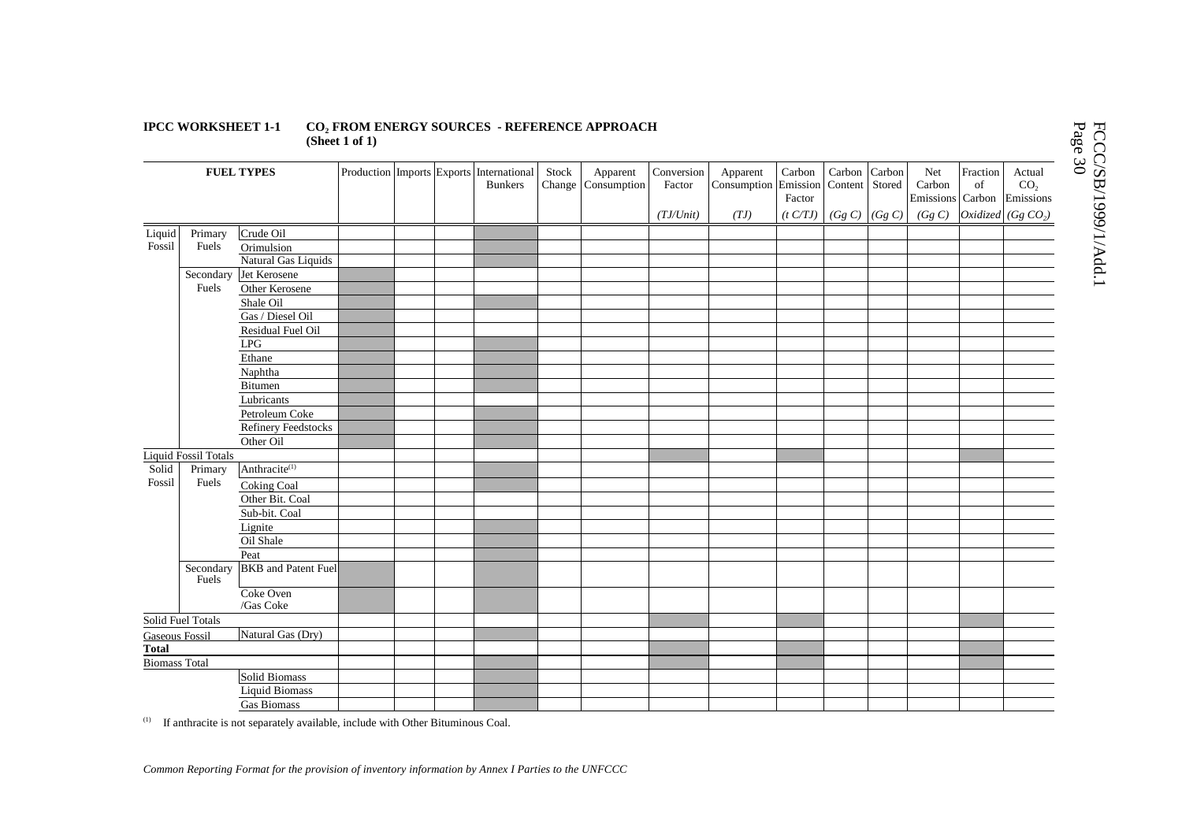**IPCC WORKSHEET 1-1** **$CO_2$ FROM ENERGY SOURCES - REFERENCE APPROACH**
**(Sheet 1 of 1)**

| FUEL TYPES | | | Production | Imports | Exports | International Bunkers | Stock Change | Apparent Consumption | Conversion Factor | Apparent Consumption | Carbon Emission Factor | Carbon Content | Carbon Stored | Net Carbon Emissions | Fraction of Carbon | Actual $CO_2$ Emissions |
|---|---|---|---|---|---|---|---|---|---|---|---|---|---|---|---|---|
| | | | | | | | | | *(TJ/Unit)* | *(TJ)* | *(t C/TJ)* | *(Gg C)* | *(Gg C)* | *(Gg C)* | *Oxidized* | *(Gg $CO_2$)* |
| Liquid Fossil | Primary Fuels | Crude Oil | | | | | | | | | | | | | | |
| | | Orimulsion | | | | | | | | | | | | | | |
| | | Natural Gas Liquids | | | | | | | | | | | | | | |
| | Secondary Fuels | Jet Kerosene | | | | | | | | | | | | | | |
| | | Other Kerosene | | | | | | | | | | | | | | |
| | | Shale Oil | | | | | | | | | | | | | | |
| | | Gas / Diesel Oil | | | | | | | | | | | | | | |
| | | Residual Fuel Oil | | | | | | | | | | | | | | |
| | | LPG | | | | | | | | | | | | | | |
| | | Ethane | | | | | | | | | | | | | | |
| | | Naphtha | | | | | | | | | | | | | | |
| | | Bitumen | | | | | | | | | | | | | | |
| | | Lubricants | | | | | | | | | | | | | | |
| | | Petroleum Coke | | | | | | | | | | | | | | |
| | | Refinery Feedstocks | | | | | | | | | | | | | | |
| | | Other Oil | | | | | | | | | | | | | | |
| Liquid Fossil Totals | | | | | | | | | | | | | | | | |
| Solid Fossil | Primary Fuels | Anthracite[(1)] | | | | | | | | | | | | | | |
| | | Coking Coal | | | | | | | | | | | | | | |
| | | Other Bit. Coal | | | | | | | | | | | | | | |
| | | Sub-bit. Coal | | | | | | | | | | | | | | |
| | | Lignite | | | | | | | | | | | | | | |
| | | Oil Shale | | | | | | | | | | | | | | |
| | | Peat | | | | | | | | | | | | | | |
| | Secondary Fuels | BKB and Patent Fuel | | | | | | | | | | | | | | |
| | | Coke Oven /Gas Coke | | | | | | | | | | | | | | |
| Solid Fuel Totals | | | | | | | | | | | | | | | | |
| Gaseous Fossil | | Natural Gas (Dry) | | | | | | | | | | | | | | |
| **Total** | | | | | | | | | | | | | | | | |
| Biomass Total | | | | | | | | | | | | | | | | |
| | | Solid Biomass | | | | | | | | | | | | | | |
| | | Liquid Biomass | | | | | | | | | | | | | | |
| | | Gas Biomass | | | | | | | | | | | | | | |

[(1)] If anthracite is not separately available, include with Other Bituminous Coal.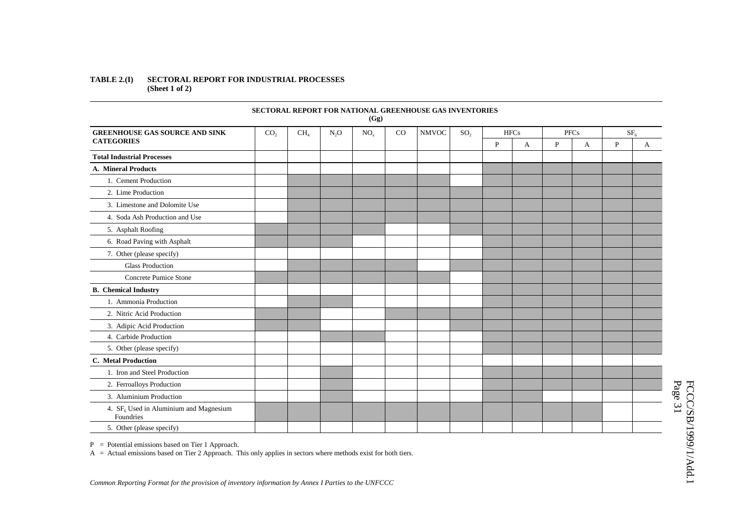**TABLE 2.(I) SECTORAL REPORT FOR INDUSTRIAL PROCESSES**
**(Sheet 1 of 2)**

**SECTORAL REPORT FOR NATIONAL GREENHOUSE GAS INVENTORIES**
**(Gg)**

| GREENHOUSE GAS SOURCE AND SINK CATEGORIES | $CO_2$ | $CH_4$ | $N_2O$ | $NO_x$ | CO | NMVOC | $SO_2$ | HFCs | | PFCs | | $SF_6$ | |
|---|---|---|---|---|---|---|---|---|---|---|---|---|---|
| | | | | | | | | P | A | P | A | P | A |
| **Total Industrial Processes** | | | | | | | | | | | | | |
| **A. Mineral Products** | | | | | | | | | | | | | |
| 1. Cement Production | | | | | | | | | | | | | |
| 2. Lime Production | | | | | | | | | | | | | |
| 3. Limestone and Dolomite Use | | | | | | | | | | | | | |
| 4. Soda Ash Production and Use | | | | | | | | | | | | | |
| 5. Asphalt Roofing | | | | | | | | | | | | | |
| 6. Road Paving with Asphalt | | | | | | | | | | | | | |
| 7. Other (please specify) | | | | | | | | | | | | | |
| Glass Production | | | | | | | | | | | | | |
| Concrete Pumice Stone | | | | | | | | | | | | | |
| **B. Chemical Industry** | | | | | | | | | | | | | |
| 1. Ammonia Production | | | | | | | | | | | | | |
| 2. Nitric Acid Production | | | | | | | | | | | | | |
| 3. Adipic Acid Production | | | | | | | | | | | | | |
| 4. Carbide Production | | | | | | | | | | | | | |
| 5. Other (please specify) | | | | | | | | | | | | | |
| **C. Metal Production** | | | | | | | | | | | | | |
| 1. Iron and Steel Production | | | | | | | | | | | | | |
| 2. Ferroalloys Production | | | | | | | | | | | | | |
| 3. Aluminium Production | | | | | | | | | | | | | |
| 4. $SF_6$ Used in Aluminium and Magnesium Foundries | | | | | | | | | | | | | |
| 5. Other (please specify) | | | | | | | | | | | | | |

P = Potential emissions based on Tier 1 Approach.
A = Actual emissions based on Tier 2 Approach. This only applies in sectors where methods exist for both tiers.

*Common Reporting Format for the provision of inventory information by Annex I Parties to the UNFCCC*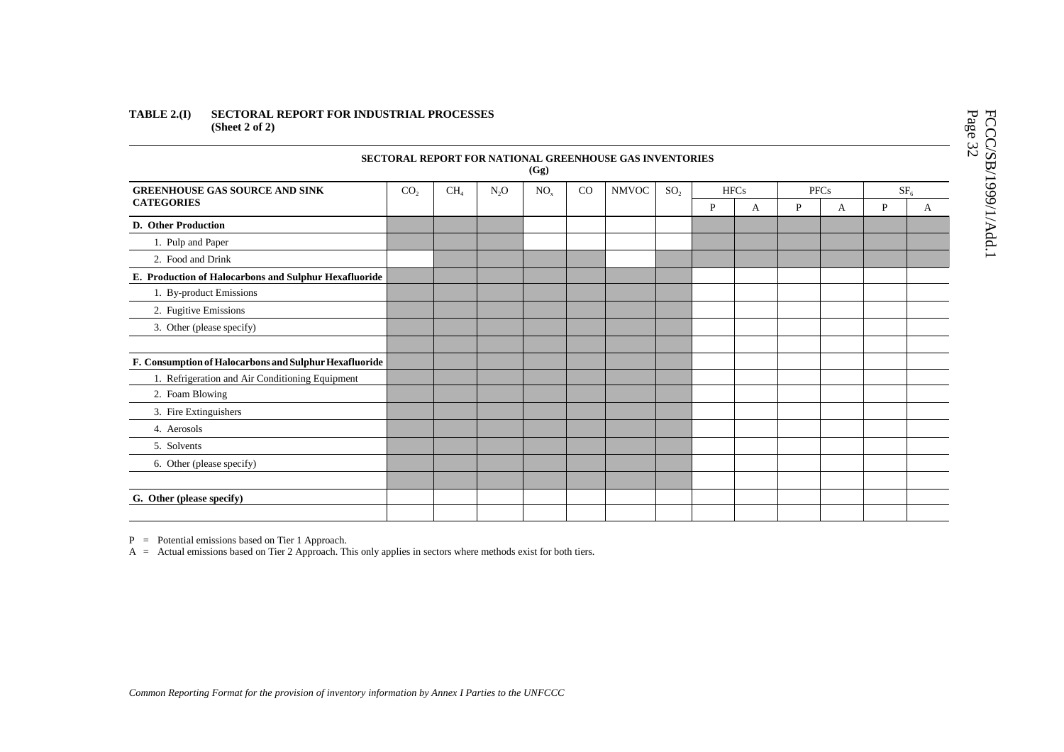**TABLE 2.(I) SECTORAL REPORT FOR INDUSTRIAL PROCESSES**
**(Sheet 2 of 2)**

**SECTORAL REPORT FOR NATIONAL GREENHOUSE GAS INVENTORIES**
**(Gg)**

| GREENHOUSE GAS SOURCE AND SINK CATEGORIES | $CO_2$ | $CH_4$ | $N_2O$ | $NO_x$ | CO | NMVOC | $SO_2$ | HFCs | | PFCs | | $SF_6$ | |
|---|---|---|---|---|---|---|---|---|---|---|---|---|---|
| | | | | | | | | P | A | P | A | P | A |
| **D. Other Production** | | | | | | | | | | | | | |
| 1. Pulp and Paper | | | | | | | | | | | | | |
| 2. Food and Drink | | | | | | | | | | | | | |
| **E. Production of Halocarbons and Sulphur Hexafluoride** | | | | | | | | | | | | | |
| 1. By-product Emissions | | | | | | | | | | | | | |
| 2. Fugitive Emissions | | | | | | | | | | | | | |
| 3. Other (please specify) | | | | | | | | | | | | | |
| | | | | | | | | | | | | | |
| **F. Consumption of Halocarbons and Sulphur Hexafluoride** | | | | | | | | | | | | | |
| 1. Refrigeration and Air Conditioning Equipment | | | | | | | | | | | | | |
| 2. Foam Blowing | | | | | | | | | | | | | |
| 3. Fire Extinguishers | | | | | | | | | | | | | |
| 4. Aerosols | | | | | | | | | | | | | |
| 5. Solvents | | | | | | | | | | | | | |
| 6. Other (please specify) | | | | | | | | | | | | | |
| | | | | | | | | | | | | | |
| **G. Other (please specify)** | | | | | | | | | | | | | |
| | | | | | | | | | | | | | |

P = Potential emissions based on Tier 1 Approach.
A = Actual emissions based on Tier 2 Approach. This only applies in sectors where methods exist for both tiers.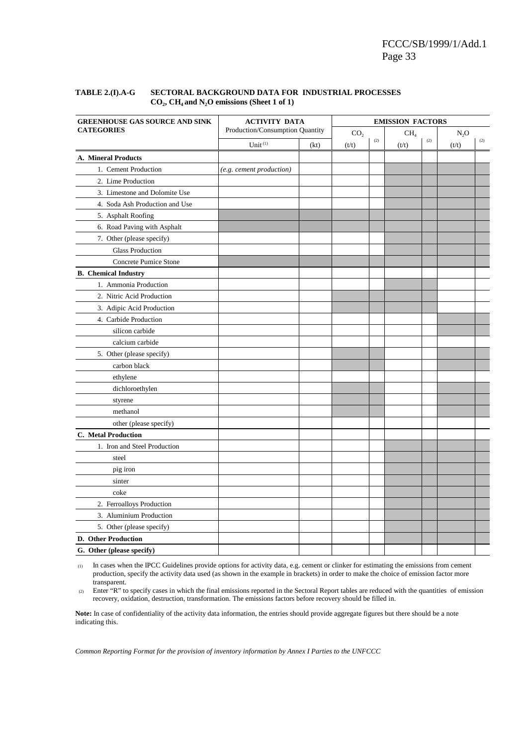**TABLE 2.(I).A-G SECTORAL BACKGROUND DATA FOR INDUSTRIAL PROCESSES**
**$CO_2$, $CH_4$ and $N_2O$ emissions (Sheet 1 of 1)**

| GREENHOUSE GAS SOURCE AND SINK CATEGORIES | ACTIVITY DATA Production/Consumption Quantity | | EMISSION FACTORS | | | | | |
|---|---|---|---|---|---|---|---|---|
| | | | $CO_2$ | | $CH_4$ | | $N_2O$ | |
| | Unit [(1)] | (kt) | (t/t) | (2) | (t/t) | (2) | (t/t) | (2) |
| **A. Mineral Products** | | | | | | | | |
| 1. Cement Production | *(e.g. cement production)* | | | | | | | |
| 2. Lime Production | | | | | | | | |
| 3. Limestone and Dolomite Use | | | | | | | | |
| 4. Soda Ash Production and Use | | | | | | | | |
| 5. Asphalt Roofing | | | | | | | | |
| 6. Road Paving with Asphalt | | | | | | | | |
| 7. Other (please specify) | | | | | | | | |
| Glass Production | | | | | | | | |
| Concrete Pumice Stone | | | | | | | | |
| **B. Chemical Industry** | | | | | | | | |
| 1. Ammonia Production | | | | | | | | |
| 2. Nitric Acid Production | | | | | | | | |
| 3. Adipic Acid Production | | | | | | | | |
| 4. Carbide Production | | | | | | | | |
| silicon carbide | | | | | | | | |
| calcium carbide | | | | | | | | |
| 5. Other (please specify) | | | | | | | | |
| carbon black | | | | | | | | |
| ethylene | | | | | | | | |
| dichloroethylen | | | | | | | | |
| styrene | | | | | | | | |
| methanol | | | | | | | | |
| other (please specify) | | | | | | | | |
| **C. Metal Production** | | | | | | | | |
| 1. Iron and Steel Production | | | | | | | | |
| steel | | | | | | | | |
| pig iron | | | | | | | | |
| sinter | | | | | | | | |
| coke | | | | | | | | |
| 2. Ferroalloys Production | | | | | | | | |
| 3. Aluminium Production | | | | | | | | |
| 5. Other (please specify) | | | | | | | | |
| **D. Other Production** | | | | | | | | |
| **G. Other (please specify)** | | | | | | | | |

(1) In cases when the IPCC Guidelines provide options for activity data, e.g. cement or clinker for estimating the emissions from cement production, specify the activity data used (as shown in the example in brackets) in order to make the choice of emission factor more transparent.

(2) Enter "R" to specify cases in which the final emissions reported in the Sectoral Report tables are reduced with the quantities of emission recovery, oxidation, destruction, transformation. The emissions factors before recovery should be filled in.

**Note:** In case of confidentiality of the activity data information, the entries should provide aggregate figures but there should be a note indicating this.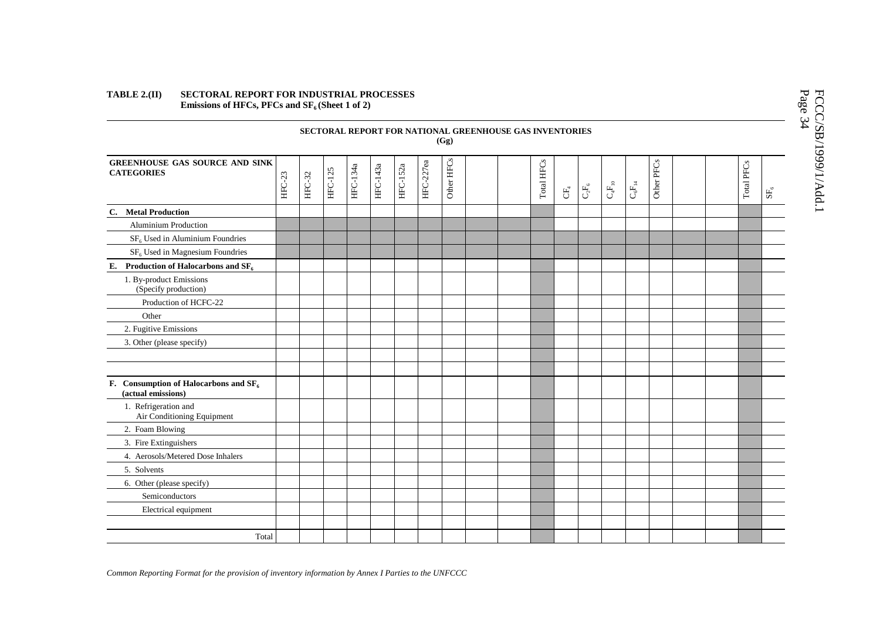**TABLE 2.(II) SECTORAL REPORT FOR INDUSTRIAL PROCESSES**
**Emissions of HFCs, PFCs and $SF_6$ (Sheet 1 of 2)**

**SECTORAL REPORT FOR NATIONAL GREENHOUSE GAS INVENTORIES**
**(Gg)**

| GREENHOUSE GAS SOURCE AND SINK CATEGORIES | HFC-23 | HFC-32 | HFC-125 | HFC-134a | HFC-143a | HFC-152a | HFC-227ea | Other HFCs | | | Total HFCs | $CF_4$ | $C_2F_6$ | $C_4F_{10}$ | $C_6F_{14}$ | Other PFCs | | | Total PFCs | $SF_6$ |
|---|---|---|---|---|---|---|---|---|---|---|---|---|---|---|---|---|---|---|---|---|
| **C. Metal Production** | | | | | | | | | | | | | | | | | | | | |
| Aluminium Production | | | | | | | | | | | | | | | | | | | | |
| $SF_6$ Used in Aluminium Foundries | | | | | | | | | | | | | | | | | | | | |
| $SF_6$ Used in Magnesium Foundries | | | | | | | | | | | | | | | | | | | | |
| **E. Production of Halocarbons and $SF_6$** | | | | | | | | | | | | | | | | | | | | |
| 1. By-product Emissions (Specify production) | | | | | | | | | | | | | | | | | | | | |
| Production of HCFC-22 | | | | | | | | | | | | | | | | | | | | |
| Other | | | | | | | | | | | | | | | | | | | | |
| 2. Fugitive Emissions | | | | | | | | | | | | | | | | | | | | |
| 3. Other (please specify) | | | | | | | | | | | | | | | | | | | | |
| | | | | | | | | | | | | | | | | | | | | |
| | | | | | | | | | | | | | | | | | | | | |
| **F. Consumption of Halocarbons and $SF_6$ (actual emissions)** | | | | | | | | | | | | | | | | | | | | |
| 1. Refrigeration and Air Conditioning Equipment | | | | | | | | | | | | | | | | | | | | |
| 2. Foam Blowing | | | | | | | | | | | | | | | | | | | | |
| 3. Fire Extinguishers | | | | | | | | | | | | | | | | | | | | |
| 4. Aerosols/Metered Dose Inhalers | | | | | | | | | | | | | | | | | | | | |
| 5. Solvents | | | | | | | | | | | | | | | | | | | | |
| 6. Other (please specify) | | | | | | | | | | | | | | | | | | | | |
| Semiconductors | | | | | | | | | | | | | | | | | | | | |
| Electrical equipment | | | | | | | | | | | | | | | | | | | | |
| | | | | | | | | | | | | | | | | | | | | |
| Total | | | | | | | | | | | | | | | | | | | | |

*Common Reporting Format for the provision of inventory information by Annex I Parties to the UNFCCC*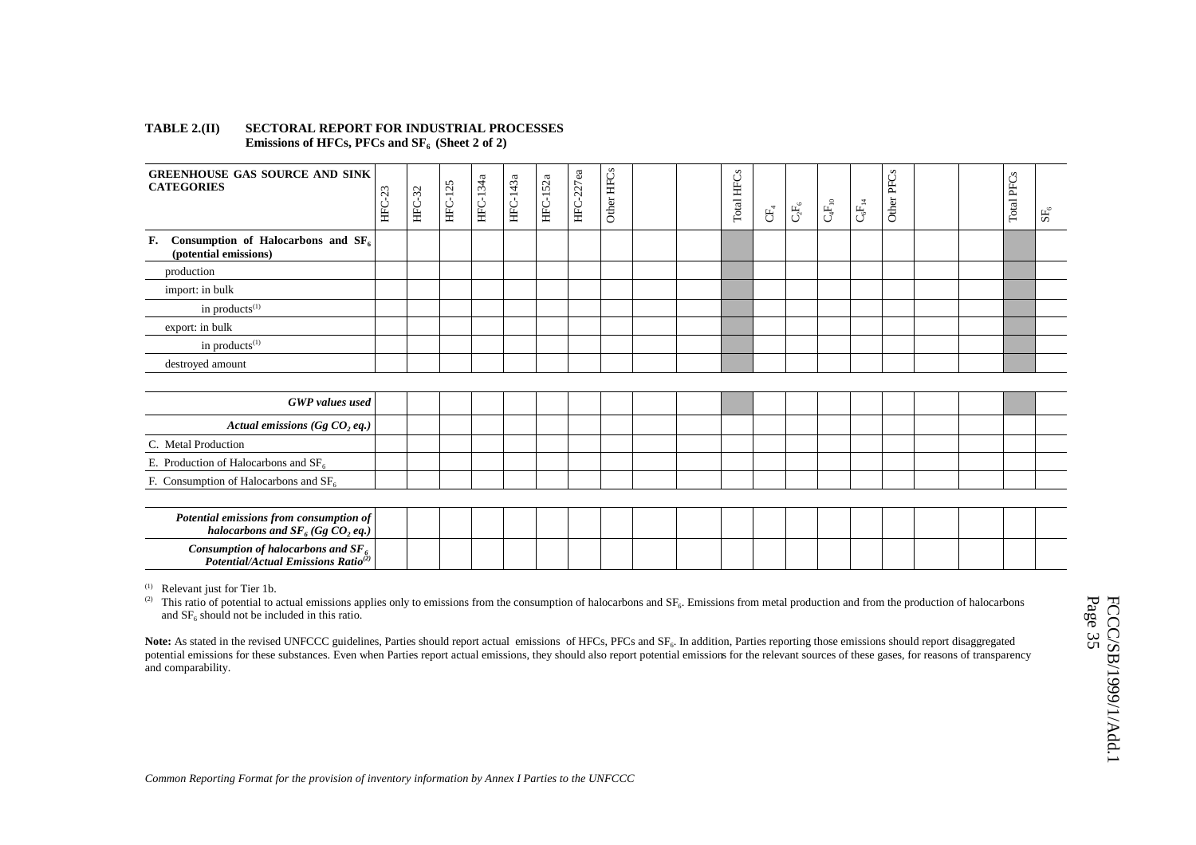**TABLE 2.(II) SECTORAL REPORT FOR INDUSTRIAL PROCESSES**
**Emissions of HFCs, PFCs and $SF_6$ (Sheet 2 of 2)**

| GREENHOUSE GAS SOURCE AND SINK CATEGORIES | HFC-23 | HFC-32 | HFC-125 | HFC-134a | HFC-143a | HFC-152a | HFC-227ea | Other HFCs | | | Total HFCs | $CF_4$ | $C_2F_6$ | $C_4F_{10}$ | $C_6F_{14}$ | Other PFCs | | | Total PFCs | $SF_6$ |
|---|---|---|---|---|---|---|---|---|---|---|---|---|---|---|---|---|---|---|---|---|
| **F. Consumption of Halocarbons and $SF_6$ (potential emissions)** | | | | | | | | | | | | | | | | | | | | |
| production | | | | | | | | | | | | | | | | | | | | |
| import: in bulk | | | | | | | | | | | | | | | | | | | | |
| in products(1) | | | | | | | | | | | | | | | | | | | | |
| export: in bulk | | | | | | | | | | | | | | | | | | | | |
| in products(1) | | | | | | | | | | | | | | | | | | | | |
| destroyed amount | | | | | | | | | | | | | | | | | | | | |
| | | | | | | | | | | | | | | | | | | | | |
| ***GWP values used*** | | | | | | | | | | | | | | | | | | | | |
| ***Actual emissions (Gg $CO_2$ eq.)*** | | | | | | | | | | | | | | | | | | | | |
| C. Metal Production | | | | | | | | | | | | | | | | | | | | |
| E. Production of Halocarbons and $SF_6$ | | | | | | | | | | | | | | | | | | | | |
| F. Consumption of Halocarbons and $SF_6$ | | | | | | | | | | | | | | | | | | | | |
| | | | | | | | | | | | | | | | | | | | | |
| ***Potential emissions from consumption of halocarbons and $SF_6$ (Gg $CO_2$ eq.)*** | | | | | | | | | | | | | | | | | | | | |
| ***Consumption of halocarbons and $SF_6$ Potential/Actual Emissions Ratio(2)*** | | | | | | | | | | | | | | | | | | | | |

(1) Relevant just for Tier 1b.

(2) This ratio of potential to actual emissions applies only to emissions from the consumption of halocarbons and $SF_6$. Emissions from metal production and from the production of halocarbons and $SF_6$ should not be included in this ratio.

**Note:** As stated in the revised UNFCCC guidelines, Parties should report actual emissions of HFCs, PFCs and $SF_6$. In addition, Parties reporting those emissions should report disaggregated potential emissions for these substances. Even when Parties report actual emissions, they should also report potential emissions for the relevant sources of these gases, for reasons of transparency and comparability.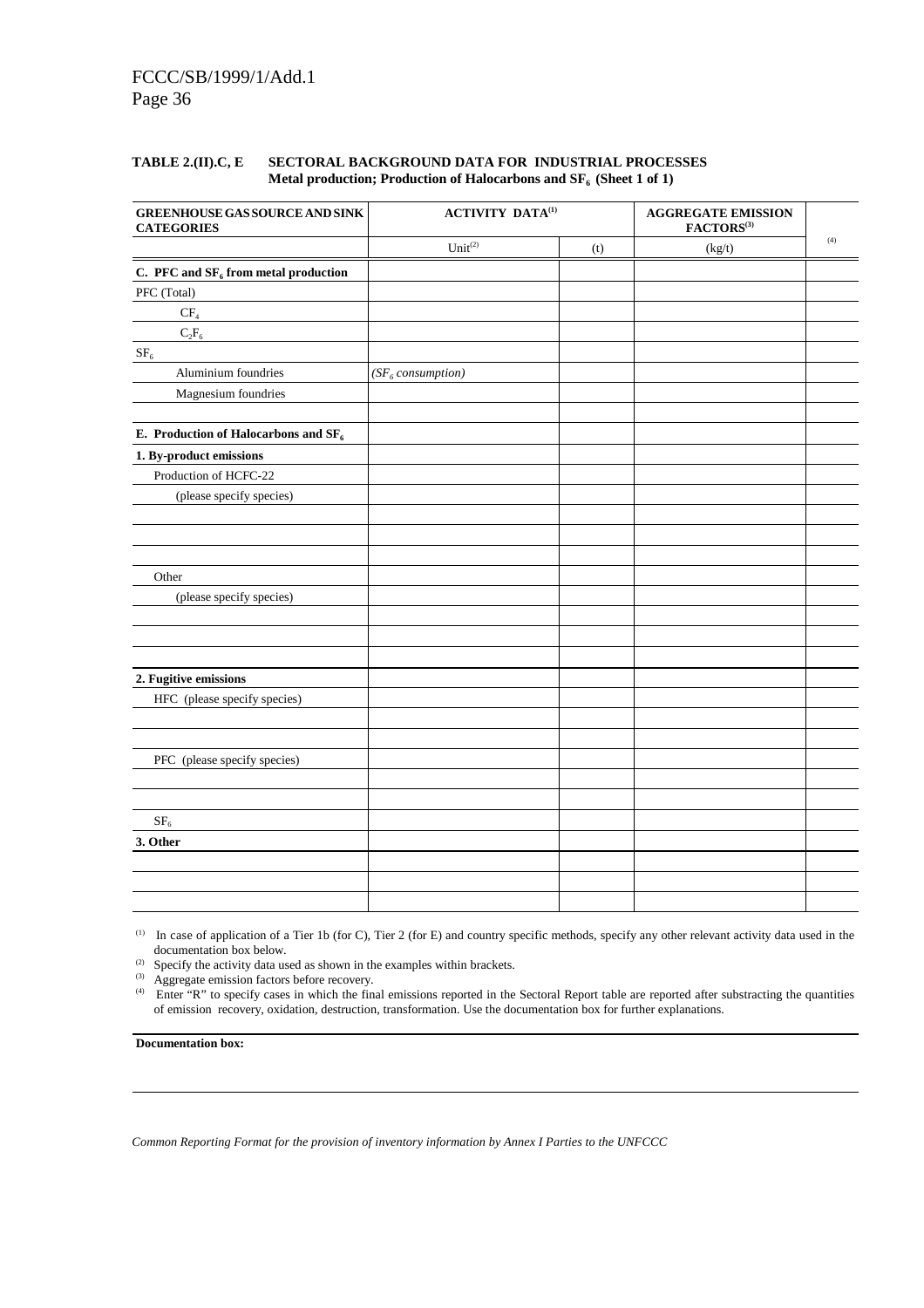**TABLE 2.(II).C, E SECTORAL BACKGROUND DATA FOR INDUSTRIAL PROCESSES**
**Metal production; Production of Halocarbons and $SF_6$ (Sheet 1 of 1)**

| GREENHOUSE GAS SOURCE AND SINK CATEGORIES | ACTIVITY DATA[1] | | AGGREGATE EMISSION FACTORS[3] | [4] |
|---|---|---|---|---|
| | Unit[2] | (t) | (kg/t) | |
| **C. PFC and $SF_6$ from metal production** | | | | |
| PFC (Total) | | | | |
| $CF_4$ | | | | |
| $C_2F_6$ | | | | |
| $SF_6$ | | | | |
| Aluminium foundries | *($SF_6$ consumption)* | | | |
| Magnesium foundries | | | | |
| | | | | |
| **E. Production of Halocarbons and $SF_6$** | | | | |
| **1. By-product emissions** | | | | |
| Production of HCFC-22 | | | | |
| (please specify species) | | | | |
| | | | | |
| | | | | |
| | | | | |
| Other | | | | |
| (please specify species) | | | | |
| | | | | |
| | | | | |
| | | | | |
| **2. Fugitive emissions** | | | | |
| HFC (please specify species) | | | | |
| | | | | |
| | | | | |
| PFC (please specify species) | | | | |
| | | | | |
| | | | | |
| $SF_6$ | | | | |
| **3. Other** | | | | |
| | | | | |
| | | | | |
| | | | | |

[1] In case of application of a Tier 1b (for C), Tier 2 (for E) and country specific methods, specify any other relevant activity data used in the documentation box below.

[2] Specify the activity data used as shown in the examples within brackets.

[3] Aggregate emission factors before recovery.

[4] Enter "R" to specify cases in which the final emissions reported in the Sectoral Report table are reported after substracting the quantities of emission recovery, oxidation, destruction, transformation. Use the documentation box for further explanations.

**Documentation box:**

*Common Reporting Format for the provision of inventory information by Annex I Parties to the UNFCCC*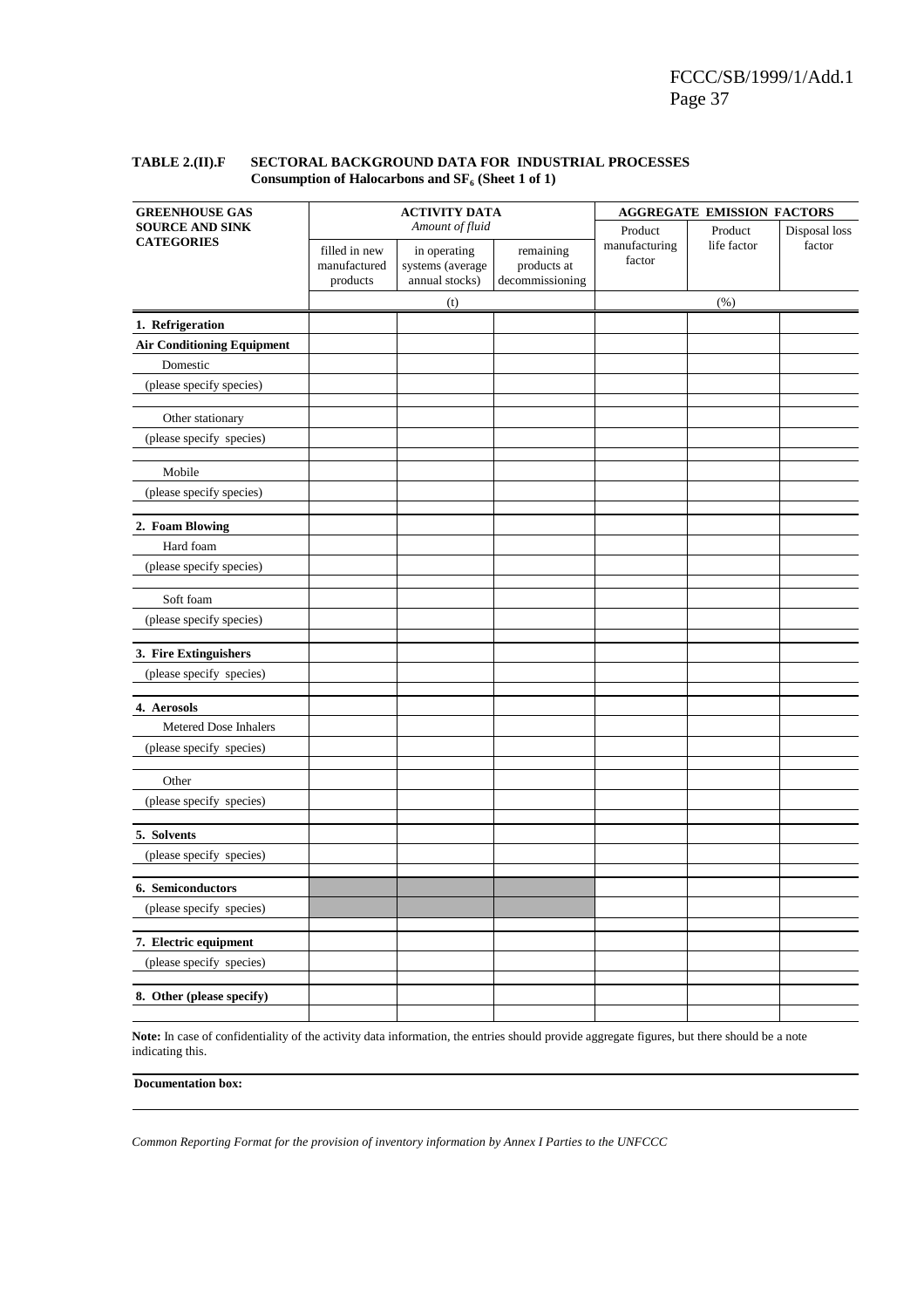**TABLE 2.(II).F SECTORAL BACKGROUND DATA FOR INDUSTRIAL PROCESSES**
**Consumption of Halocarbons and $SF_6$ (Sheet 1 of 1)**

| GREENHOUSE GAS SOURCE AND SINK CATEGORIES | ACTIVITY DATA *Amount of fluid* | | | AGGREGATE EMISSION FACTORS | | |
|---|---|---|---|---|---|---|
| | filled in new manufactured products | in operating systems (average annual stocks) | remaining products at decommissioning | Product manufacturing factor | Product life factor | Disposal loss factor |
| | (t) | | | (%) | | |
| **1. Refrigeration** | | | | | | |
| **Air Conditioning Equipment** | | | | | | |
| Domestic | | | | | | |
| (please specify species) | | | | | | |
| | | | | | | |
| Other stationary | | | | | | |
| (please specify species) | | | | | | |
| | | | | | | |
| Mobile | | | | | | |
| (please specify species) | | | | | | |
| | | | | | | |
| **2. Foam Blowing** | | | | | | |
| Hard foam | | | | | | |
| (please specify species) | | | | | | |
| | | | | | | |
| Soft foam | | | | | | |
| (please specify species) | | | | | | |
| | | | | | | |
| **3. Fire Extinguishers** | | | | | | |
| (please specify species) | | | | | | |
| | | | | | | |
| **4. Aerosols** | | | | | | |
| Metered Dose Inhalers | | | | | | |
| (please specify species) | | | | | | |
| | | | | | | |
| Other | | | | | | |
| (please specify species) | | | | | | |
| | | | | | | |
| **5. Solvents** | | | | | | |
| (please specify species) | | | | | | |
| | | | | | | |
| **6. Semiconductors** | | | | | | |
| (please specify species) | | | | | | |
| | | | | | | |
| **7. Electric equipment** | | | | | | |
| (please specify species) | | | | | | |
| | | | | | | |
| **8. Other (please specify)** | | | | | | |
| | | | | | | |

**Note:** In case of confidentiality of the activity data information, the entries should provide aggregate figures, but there should be a note indicating this.

**Documentation box:**

*Common Reporting Format for the provision of inventory information by Annex I Parties to the UNFCCC*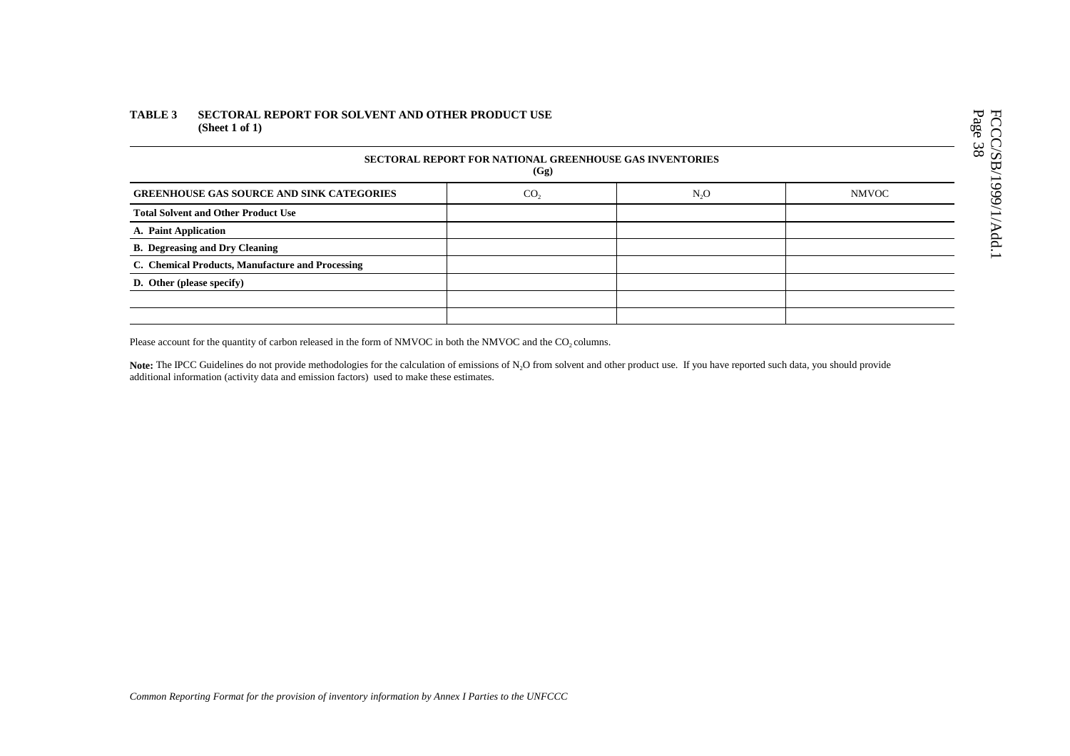**TABLE 3 SECTORAL REPORT FOR SOLVENT AND OTHER PRODUCT USE**
**(Sheet 1 of 1)**

**SECTORAL REPORT FOR NATIONAL GREENHOUSE GAS INVENTORIES**
**(Gg)**

| **GREENHOUSE GAS SOURCE AND SINK CATEGORIES** | $CO_2$ | $N_2O$ | NMVOC |
|---|---|---|---|
| **Total Solvent and Other Product Use** | | | |
| **A. Paint Application** | | | |
| **B. Degreasing and Dry Cleaning** | | | |
| **C. Chemical Products, Manufacture and Processing** | | | |
| **D. Other (please specify)** | | | |
| | | | |
| | | | |

Please account for the quantity of carbon released in the form of NMVOC in both the NMVOC and the $CO_2$ columns.

**Note:** The IPCC Guidelines do not provide methodologies for the calculation of emissions of $N_2O$ from solvent and other product use. If you have reported such data, you should provide additional information (activity data and emission factors) used to make these estimates.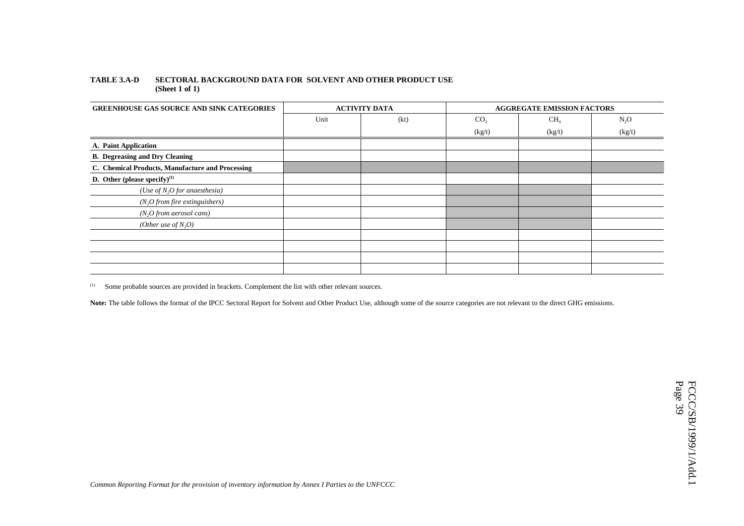**TABLE 3.A-D  SECTORAL BACKGROUND DATA FOR SOLVENT AND OTHER PRODUCT USE (Sheet 1 of 1)**

| GREENHOUSE GAS SOURCE AND SINK CATEGORIES | ACTIVITY DATA | | AGGREGATE EMISSION FACTORS | | |
|---|---|---|---|---|---|
| | Unit | (kt) | $CO_2$ (kg/t) | $CH_4$ (kg/t) | $N_2O$ (kg/t) |
| **A. Paint Application** | | | | | |
| **B. Degreasing and Dry Cleaning** | | | | | |
| **C. Chemical Products, Manufacture and Processing** | | | | | |
| **D. Other (please specify)[1]** | | | | | |
| *(Use of $N_2O$ for anaesthesia)* | | | | | |
| *($N_2O$ from fire extinguishers)* | | | | | |
| *($N_2O$ from aerosol cans)* | | | | | |
| *(Other use of $N_2O$)* | | | | | |
| | | | | | |
| | | | | | |
| | | | | | |
| | | | | | |

[1] Some probable sources are provided in brackets. Complement the list with other relevant sources.

**Note:** The table follows the format of the IPCC Sectoral Report for Solvent and Other Product Use, although some of the source categories are not relevant to the direct GHG emissions.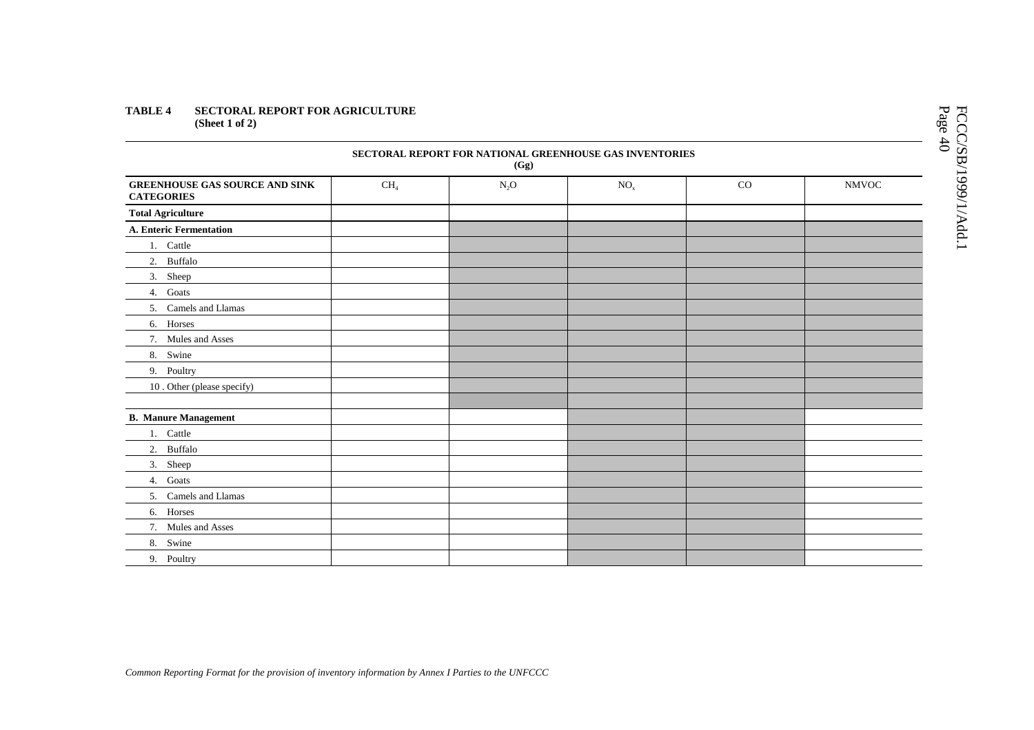**TABLE 4 SECTORAL REPORT FOR AGRICULTURE**
**(Sheet 1 of 2)**

| SECTORAL REPORT FOR NATIONAL GREENHOUSE GAS INVENTORIES (Gg) | | | | | |
|---|---|---|---|---|---|
| **GREENHOUSE GAS SOURCE AND SINK CATEGORIES** | $CH_4$ | $N_2O$ | $NO_x$ | CO | NMVOC |
| **Total Agriculture** | | | | | |
| **A. Enteric Fermentation** | | | | | |
| 1. Cattle | | | | | |
| 2. Buffalo | | | | | |
| 3. Sheep | | | | | |
| 4. Goats | | | | | |
| 5. Camels and Llamas | | | | | |
| 6. Horses | | | | | |
| 7. Mules and Asses | | | | | |
| 8. Swine | | | | | |
| 9. Poultry | | | | | |
| 10 . Other (please specify) | | | | | |
| | | | | | |
| **B. Manure Management** | | | | | |
| 1. Cattle | | | | | |
| 2. Buffalo | | | | | |
| 3. Sheep | | | | | |
| 4. Goats | | | | | |
| 5. Camels and Llamas | | | | | |
| 6. Horses | | | | | |
| 7. Mules and Asses | | | | | |
| 8. Swine | | | | | |
| 9. Poultry | | | | | |

*Common Reporting Format for the provision of inventory information by Annex I Parties to the UNFCCC*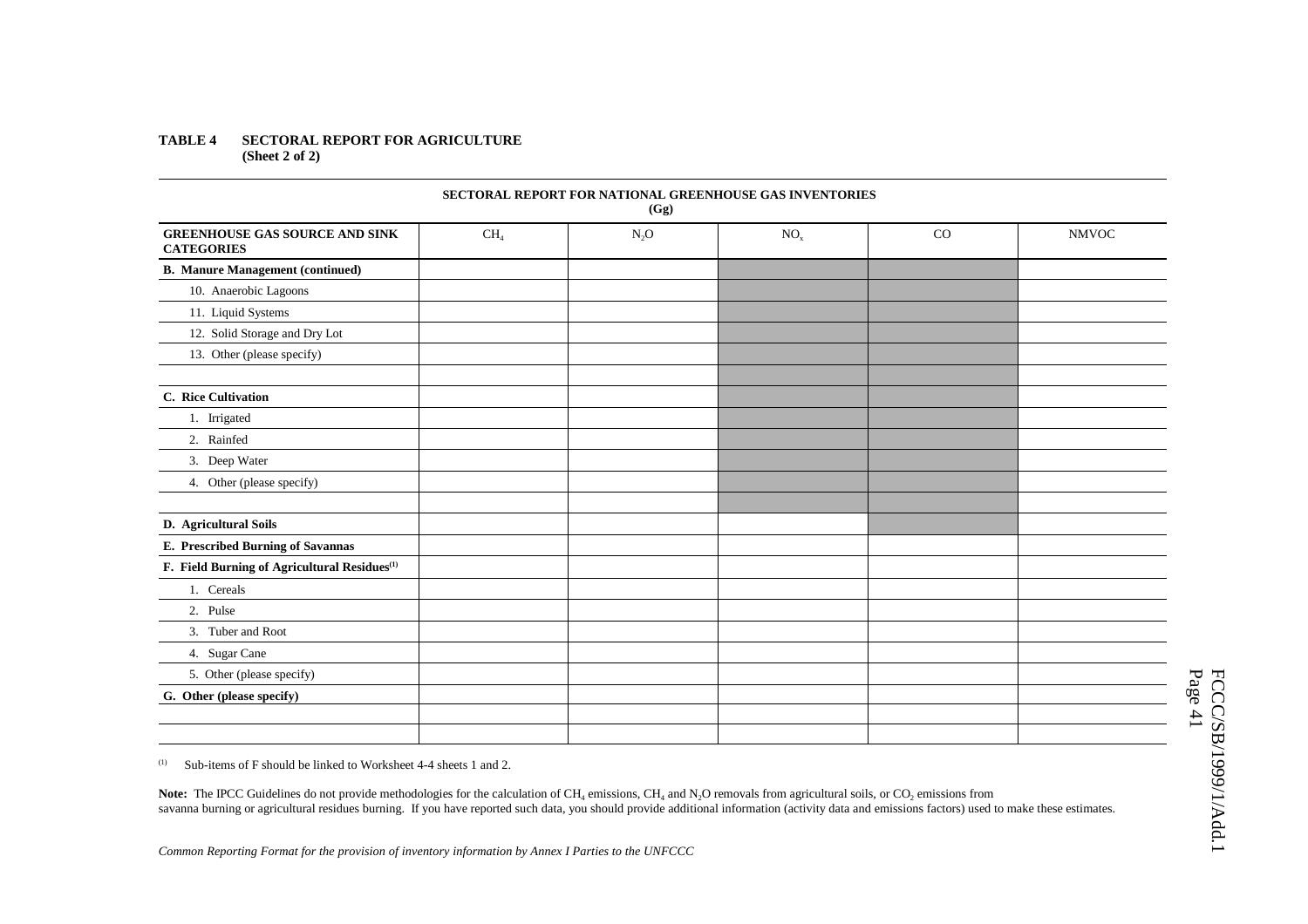**TABLE 4 SECTORAL REPORT FOR AGRICULTURE**
**(Sheet 2 of 2)**

**SECTORAL REPORT FOR NATIONAL GREENHOUSE GAS INVENTORIES**
**(Gg)**

| GREENHOUSE GAS SOURCE AND SINK CATEGORIES | $CH_4$ | $N_2O$ | $NO_x$ | CO | NMVOC |
|---|---|---|---|---|---|
| **B. Manure Management (continued)** | | | | | |
| 10. Anaerobic Lagoons | | | | | |
| 11. Liquid Systems | | | | | |
| 12. Solid Storage and Dry Lot | | | | | |
| 13. Other (please specify) | | | | | |
| | | | | | |
| **C. Rice Cultivation** | | | | | |
| 1. Irrigated | | | | | |
| 2. Rainfed | | | | | |
| 3. Deep Water | | | | | |
| 4. Other (please specify) | | | | | |
| | | | | | |
| **D. Agricultural Soils** | | | | | |
| **E. Prescribed Burning of Savannas** | | | | | |
| **F. Field Burning of Agricultural Residues**[(1)] | | | | | |
| 1. Cereals | | | | | |
| 2. Pulse | | | | | |
| 3. Tuber and Root | | | | | |
| 4. Sugar Cane | | | | | |
| 5. Other (please specify) | | | | | |
| **G. Other (please specify)** | | | | | |
| | | | | | |
| | | | | | |

[(1)] Sub-items of F should be linked to Worksheet 4-4 sheets 1 and 2.

**Note:** The IPCC Guidelines do not provide methodologies for the calculation of $CH_4$ emissions, $CH_4$ and $N_2O$ removals from agricultural soils, or $CO_2$ emissions from savanna burning or agricultural residues burning. If you have reported such data, you should provide additional information (activity data and emissions factors) used to make these estimates.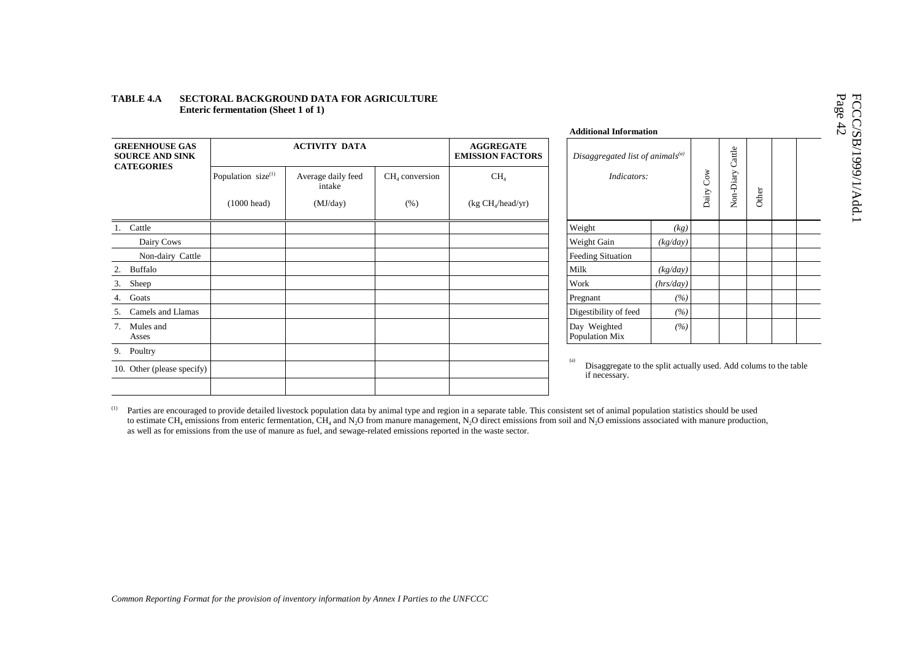**TABLE 4.A SECTORAL BACKGROUND DATA FOR AGRICULTURE**
**Enteric fermentation (Sheet 1 of 1)**

| GREENHOUSE GAS SOURCE AND SINK CATEGORIES | ACTIVITY DATA | | | AGGREGATE EMISSION FACTORS |
|---|---|---|---|---|
| | Population size[1] | Average daily feed intake | $CH_4$ conversion | $CH_4$ |
| | (1000 head) | (MJ/day) | (%) | (kg $CH_4$/head/yr) |
| 1. Cattle | | | | |
| Dairy Cows | | | | |
| Non-dairy Cattle | | | | |
| 2. Buffalo | | | | |
| 3. Sheep | | | | |
| 4. Goats | | | | |
| 5. Camels and Llamas | | | | |
| 7. Mules and Asses | | | | |
| 9. Poultry | | | | |
| 10. Other (please specify) | | | | |
| | | | | |

**Additional Information**

| *Disaggregated list of animals[a]* *Indicators:* | | Dairy Cow | Non-Diary Cattle | Other | | |
|---|---|---|---|---|---|---|
| Weight | *(kg)* | | | | | |
| Weight Gain | *(kg/day)* | | | | | |
| Feeding Situation | | | | | | |
| Milk | *(kg/day)* | | | | | |
| Work | *(hrs/day)* | | | | | |
| Pregnant | *(%)* | | | | | |
| Digestibility of feed | *(%)* | | | | | |
| Day Weighted Population Mix | *(%)* | | | | | |

[a] Disaggregate to the split actually used. Add colums to the table if necessary.

[1] Parties are encouraged to provide detailed livestock population data by animal type and region in a separate table. This consistent set of animal population statistics should be used to estimate $CH_4$ emissions from enteric fermentation, $CH_4$ and $N_2O$ from manure management, $N_2O$ direct emissions from soil and $N_2O$ emissions associated with manure production, as well as for emissions from the use of manure as fuel, and sewage-related emissions reported in the waste sector.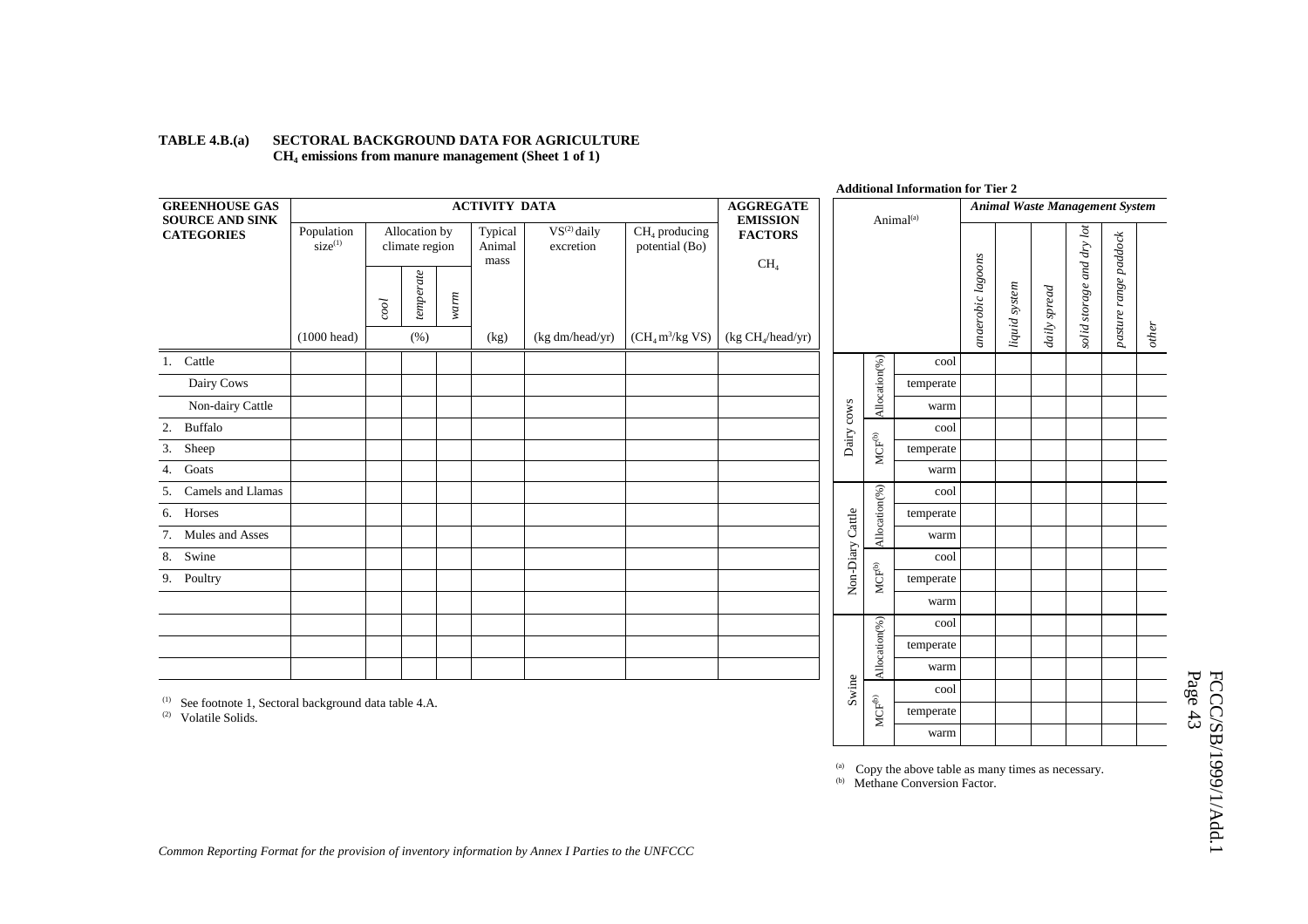**TABLE 4.B.(a) SECTORAL BACKGROUND DATA FOR AGRICULTURE**
**$CH_4$ emissions from manure management (Sheet 1 of 1)**

| GREENHOUSE GAS SOURCE AND SINK CATEGORIES | ACTIVITY DATA | | | | | | | AGGREGATE EMISSION FACTORS |
|---|---|---|---|---|---|---|---|---|
| | Population size(1) | Allocation by climate region | | | Typical Animal mass | VS(2) daily excretion | $CH_4$ producing potential (Bo) | $CH_4$ |
| | | *cool* | *temperate* | *warm* | | | | |
| | (1000 head) | (%) | | | (kg) | (kg dm/head/yr) | ($CH_4$ $m^3$/kg VS) | (kg $CH_4$/head/yr) |
| 1. Cattle | | | | | | | | |
| Dairy Cows | | | | | | | | |
| Non-dairy Cattle | | | | | | | | |
| 2. Buffalo | | | | | | | | |
| 3. Sheep | | | | | | | | |
| 4. Goats | | | | | | | | |
| 5. Camels and Llamas | | | | | | | | |
| 6. Horses | | | | | | | | |
| 7. Mules and Asses | | | | | | | | |
| 8. Swine | | | | | | | | |
| 9. Poultry | | | | | | | | |
| | | | | | | | | |
| | | | | | | | | |
| | | | | | | | | |
| | | | | | | | | |

(1) See footnote 1, Sectoral background data table 4.A.
(2) Volatile Solids.

**Additional Information for Tier 2**

| Animal(a) | | | *Animal Waste Management System* | | | | | |
|---|---|---|---|---|---|---|---|---|
| | | | *anaerobic lagoons* | *liquid system* | *daily spread* | *solid storage and dry lot* | *pasture range paddock* | *other* |
| Dairy cows | Allocation(%) | cool | | | | | | |
| | | temperate | | | | | | |
| | | warm | | | | | | |
| | MCF(b) | cool | | | | | | |
| | | temperate | | | | | | |
| | | warm | | | | | | |
| Non-Diary Cattle | Allocation(%) | cool | | | | | | |
| | | temperate | | | | | | |
| | | warm | | | | | | |
| | MCF(b) | cool | | | | | | |
| | | temperate | | | | | | |
| | | warm | | | | | | |
| Swine | Allocation(%) | cool | | | | | | |
| | | temperate | | | | | | |
| | | warm | | | | | | |
| | MCF(b) | cool | | | | | | |
| | | temperate | | | | | | |
| | | warm | | | | | | |

(a) Copy the above table as many times as necessary.
(b) Methane Conversion Factor.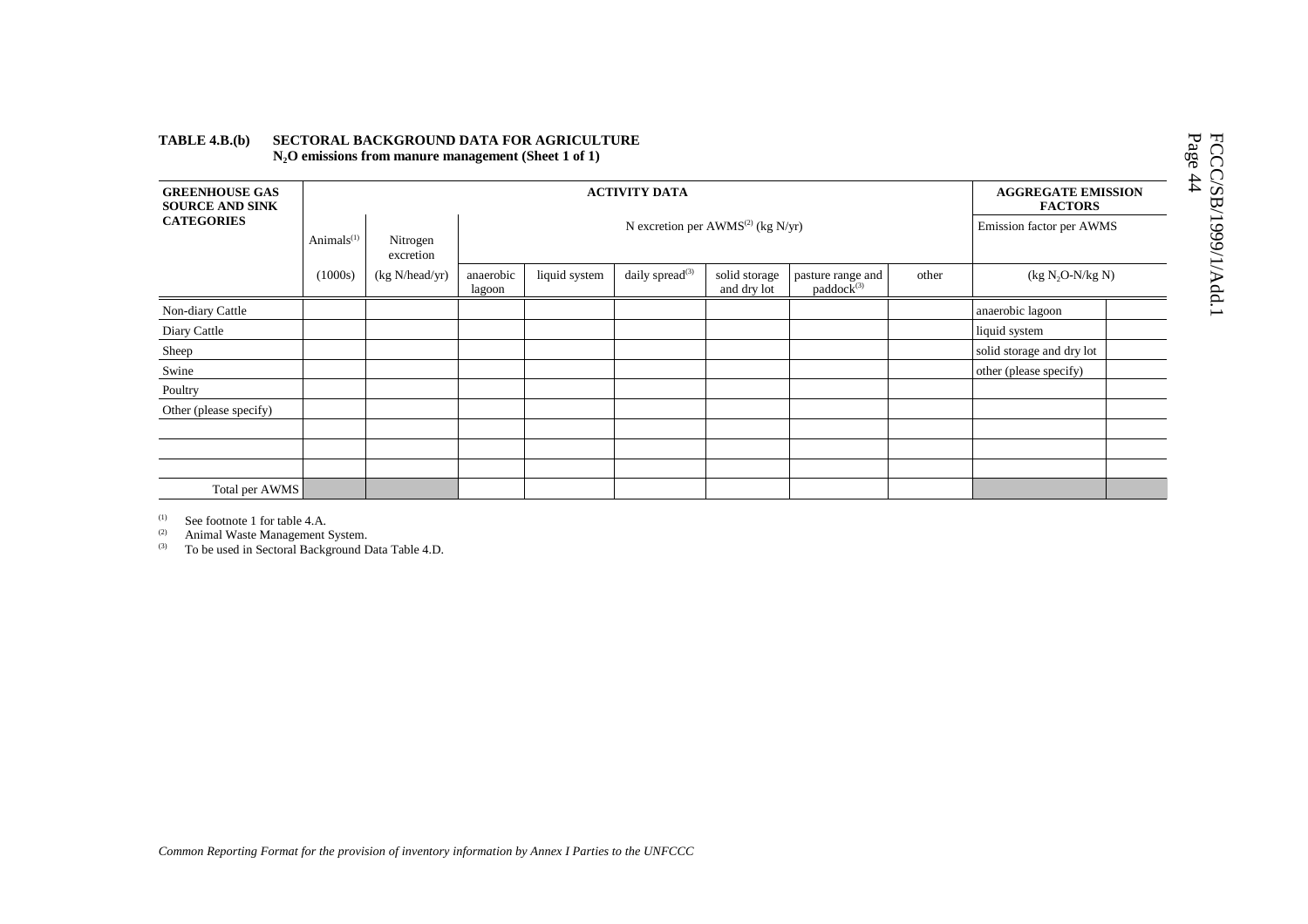**TABLE 4.B.(b) SECTORAL BACKGROUND DATA FOR AGRICULTURE**
**$N_2O$ emissions from manure management (Sheet 1 of 1)**

| GREENHOUSE GAS SOURCE AND SINK CATEGORIES | ACTIVITY DATA | | | | | | | | AGGREGATE EMISSION FACTORS | |
|---|---|---|---|---|---|---|---|---|---|---|
| | Animals[1] | Nitrogen excretion | N excretion per AWMS[2] (kg N/yr) | | | | | | Emission factor per AWMS | |
| | (1000s) | (kg N/head/yr) | anaerobic lagoon | liquid system | daily spread[3] | solid storage and dry lot | pasture range and paddock[3] | other | (kg $N_2O$-N/kg N) | |
| Non-diary Cattle | | | | | | | | | anaerobic lagoon | |
| Diary Cattle | | | | | | | | | liquid system | |
| Sheep | | | | | | | | | solid storage and dry lot | |
| Swine | | | | | | | | | other (please specify) | |
| Poultry | | | | | | | | | | |
| Other (please specify) | | | | | | | | | | |
| | | | | | | | | | | |
| | | | | | | | | | | |
| | | | | | | | | | | |
| Total per AWMS | | | | | | | | | | |

[1] See footnote 1 for table 4.A.
[2] Animal Waste Management System.
[3] To be used in Sectoral Background Data Table 4.D.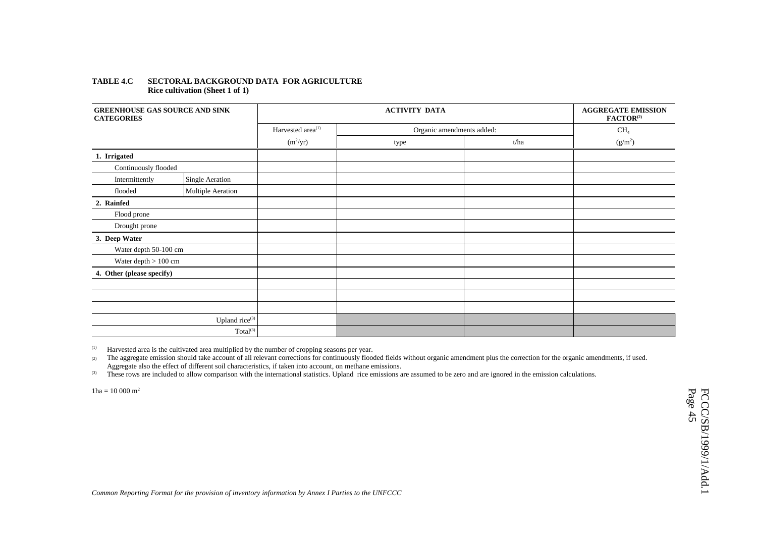**TABLE 4.C SECTORAL BACKGROUND DATA FOR AGRICULTURE**
**Rice cultivation (Sheet 1 of 1)**

| GREENHOUSE GAS SOURCE AND SINK CATEGORIES | | ACTIVITY DATA | | | AGGREGATE EMISSION FACTOR[2] |
|---|---|---|---|---|---|
| | | Harvested area[1] | Organic amendments added: | | $CH_4$ |
| | | ($m^2$/yr) | type | t/ha | ($g/m^2$) |
| **1. Irrigated** | | | | | |
| Continuously flooded | | | | | |
| Intermittently flooded | Single Aeration | | | | |
| | Multiple Aeration | | | | |
| **2. Rainfed** | | | | | |
| Flood prone | | | | | |
| Drought prone | | | | | |
| **3. Deep Water** | | | | | |
| Water depth 50-100 cm | | | | | |
| Water depth > 100 cm | | | | | |
| **4. Other (please specify)** | | | | | |
| | | | | | |
| | | | | | |
| | | | | | |
| | Upland rice[3] | | | | |
| | Total[3] | | | | |

[1] Harvested area is the cultivated area multiplied by the number of cropping seasons per year.

[2] The aggregate emission should take account of all relevant corrections for continuously flooded fields without organic amendment plus the correction for the organic amendments, if used. Aggregate also the effect of different soil characteristics, if taken into account, on methane emissions.

[3] These rows are included to allow comparison with the international statistics. Upland rice emissions are assumed to be zero and are ignored in the emission calculations.

1ha = 10 000 $m^2$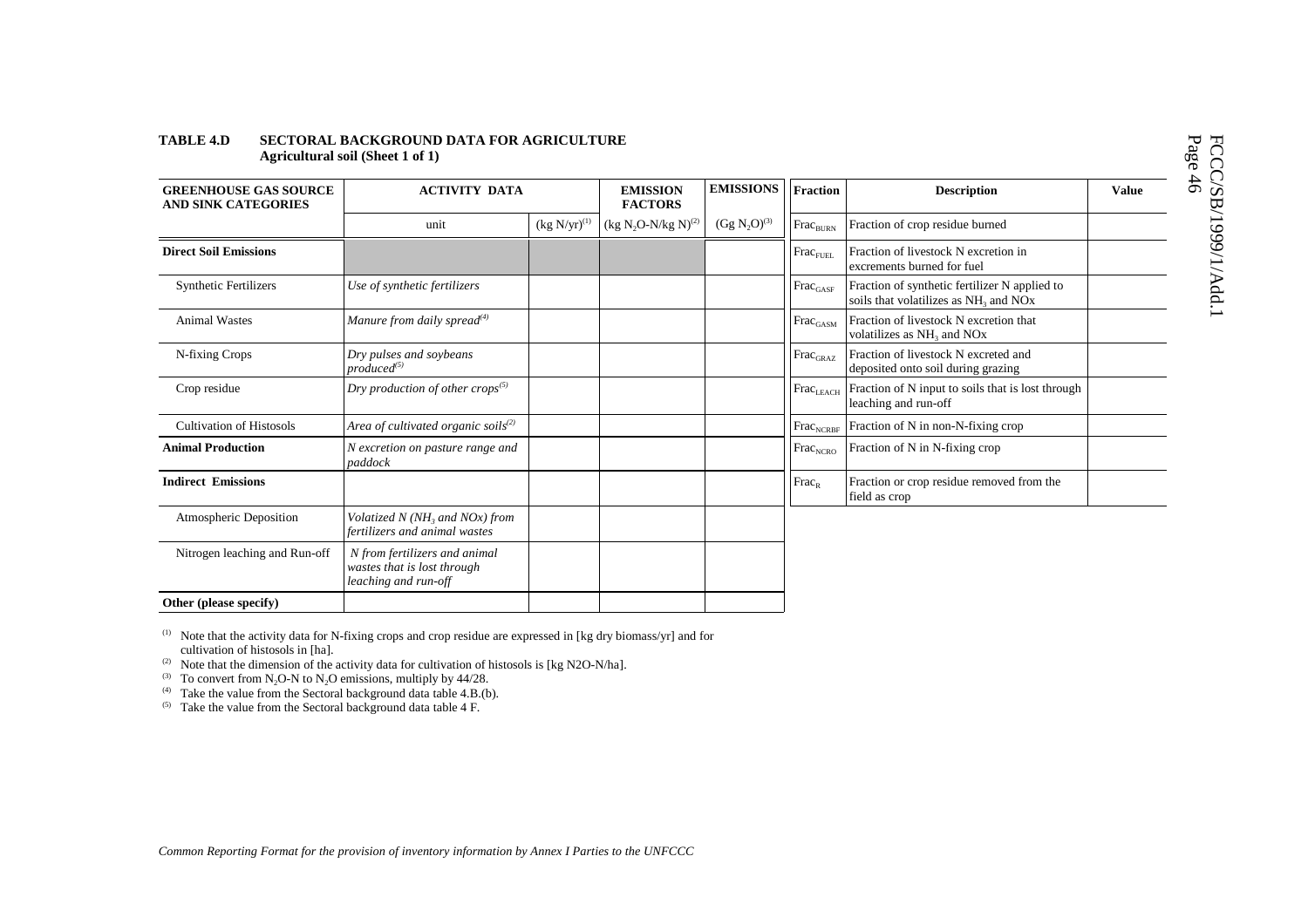**TABLE 4.D SECTORAL BACKGROUND DATA FOR AGRICULTURE**
**Agricultural soil (Sheet 1 of 1)**

| GREENHOUSE GAS SOURCE AND SINK CATEGORIES | ACTIVITY DATA | | EMISSION FACTORS | EMISSIONS |
|---|---|---|---|---|
| | unit | (kg N/yr)[(1)] | (kg $N_2O$-N/kg N)[(2)] | (Gg $N_2O$)[(3)] |
| **Direct Soil Emissions** | | | | |
| Synthetic Fertilizers | *Use of synthetic fertilizers* | | | |
| Animal Wastes | *Manure from daily spread*[(4)] | | | |
| N-fixing Crops | *Dry pulses and soybeans produced*[(5)] | | | |
| Crop residue | *Dry production of other crops*[(5)] | | | |
| Cultivation of Histosols | *Area of cultivated organic soils*[(2)] | | | |
| **Animal Production** | *N excretion on pasture range and paddock* | | | |
| **Indirect Emissions** | | | | |
| Atmospheric Deposition | *Volatized N ($NH_3$ and NOx) from fertilizers and animal wastes* | | | |
| Nitrogen leaching and Run-off | *N from fertilizers and animal wastes that is lost through leaching and run-off* | | | |
| **Other (please specify)** | | | | |

| Fraction | Description | Value |
|---|---|---|
| $Frac_{BURN}$ | Fraction of crop residue burned | |
| $Frac_{FUEL}$ | Fraction of livestock N excretion in excrements burned for fuel | |
| $Frac_{GASF}$ | Fraction of synthetic fertilizer N applied to soils that volatilizes as $NH_3$ and NOx | |
| $Frac_{GASM}$ | Fraction of livestock N excretion that volatilizes as $NH_3$ and NOx | |
| $Frac_{GRAZ}$ | Fraction of livestock N excreted and deposited onto soil during grazing | |
| $Frac_{LEACH}$ | Fraction of N input to soils that is lost through leaching and run-off | |
| $Frac_{NCRBF}$ | Fraction of N in non-N-fixing crop | |
| $Frac_{NCRO}$ | Fraction of N in N-fixing crop | |
| $Frac_{R}$ | Fraction or crop residue removed from the field as crop | |

(1) Note that the activity data for N-fixing crops and crop residue are expressed in [kg dry biomass/yr] and for cultivation of histosols in [ha].
(2) Note that the dimension of the activity data for cultivation of histosols is [kg N2O-N/ha].
(3) To convert from $N_2O$-N to $N_2O$ emissions, multiply by 44/28.
(4) Take the value from the Sectoral background data table 4.B.(b).
(5) Take the value from the Sectoral background data table 4 F.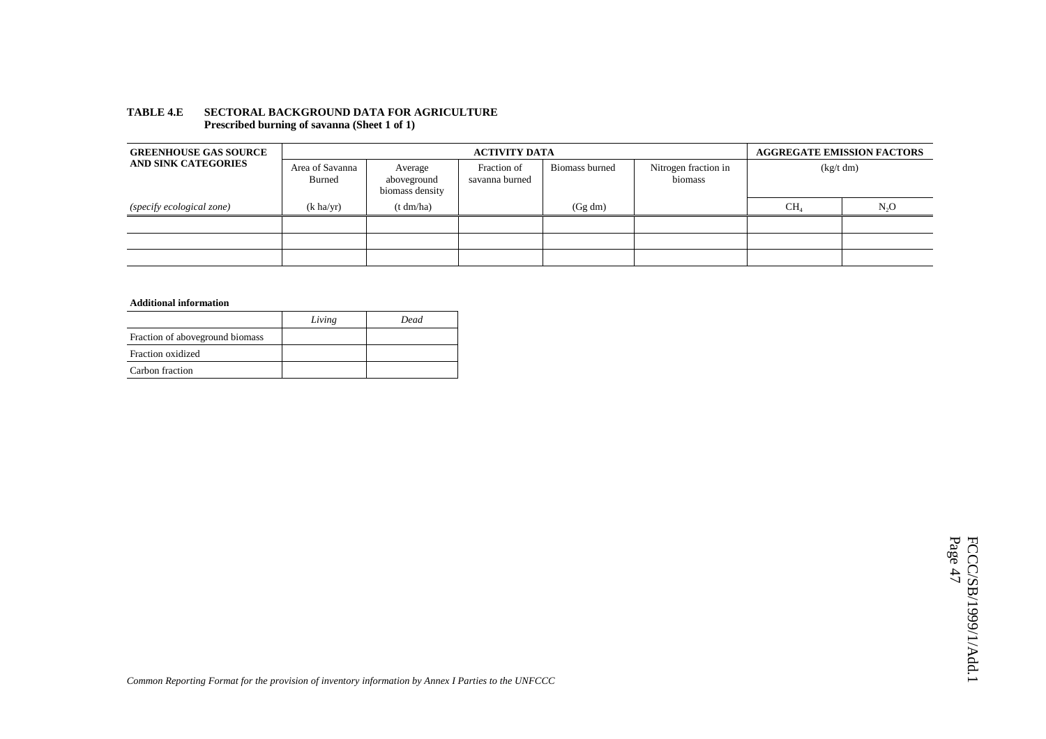**TABLE 4.E SECTORAL BACKGROUND DATA FOR AGRICULTURE**
**Prescribed burning of savanna (Sheet 1 of 1)**

| GREENHOUSE GAS SOURCE AND SINK CATEGORIES | ACTIVITY DATA | | | | | AGGREGATE EMISSION FACTORS (kg/t dm) | |
|---|---|---|---|---|---|---|---|
| | Area of Savanna Burned | Average aboveground biomass density | Fraction of savanna burned | Biomass burned | Nitrogen fraction in biomass | | |
| *(specify ecological zone)* | (k ha/yr) | (t dm/ha) | | (Gg dm) | | $CH_4$ | $N_2O$ |
| | | | | | | | |
| | | | | | | | |
| | | | | | | | |

**Additional information**

| | *Living* | *Dead* |
|---|---|---|
| Fraction of aboveground biomass | | |
| Fraction oxidized | | |
| Carbon fraction | | |

*Common Reporting Format for the provision of inventory information by Annex I Parties to the UNFCCC*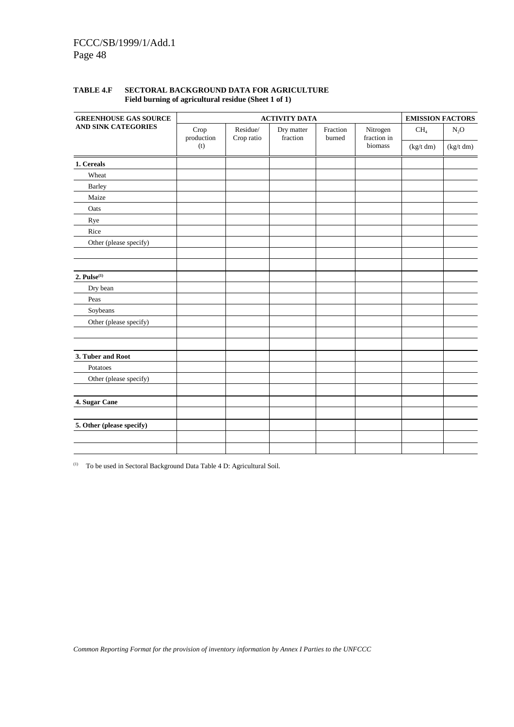**TABLE 4.F SECTORAL BACKGROUND DATA FOR AGRICULTURE**
**Field burning of agricultural residue (Sheet 1 of 1)**

| GREENHOUSE GAS SOURCE AND SINK CATEGORIES | ACTIVITY DATA | | | | | EMISSION FACTORS | |
|---|---|---|---|---|---|---|---|
| | Crop production (t) | Residue/ Crop ratio | Dry matter fraction | Fraction burned | Nitrogen fraction in biomass | $CH_4$ (kg/t dm) | $N_2O$ (kg/t dm) |
| **1. Cereals** | | | | | | | |
| Wheat | | | | | | | |
| Barley | | | | | | | |
| Maize | | | | | | | |
| Oats | | | | | | | |
| Rye | | | | | | | |
| Rice | | | | | | | |
| Other (please specify) | | | | | | | |
| | | | | | | | |
| | | | | | | | |
| **2. Pulse**[(1)] | | | | | | | |
| Dry bean | | | | | | | |
| Peas | | | | | | | |
| Soybeans | | | | | | | |
| Other (please specify) | | | | | | | |
| | | | | | | | |
| | | | | | | | |
| **3. Tuber and Root** | | | | | | | |
| Potatoes | | | | | | | |
| Other (please specify) | | | | | | | |
| | | | | | | | |
| **4. Sugar Cane** | | | | | | | |
| | | | | | | | |
| **5. Other (please specify)** | | | | | | | |
| | | | | | | | |
| | | | | | | | |

(1) To be used in Sectoral Background Data Table 4 D: Agricultural Soil.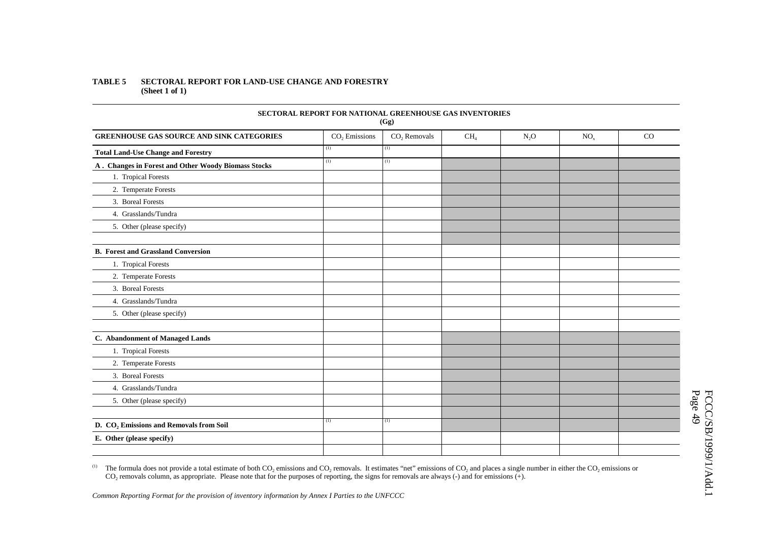**TABLE 5 SECTORAL REPORT FOR LAND-USE CHANGE AND FORESTRY**
**(Sheet 1 of 1)**

**SECTORAL REPORT FOR NATIONAL GREENHOUSE GAS INVENTORIES**
**(Gg)**

| GREENHOUSE GAS SOURCE AND SINK CATEGORIES | $CO_2$ Emissions | $CO_2$ Removals | $CH_4$ | $N_2O$ | $NO_x$ | CO |
|---|---|---|---|---|---|---|
| **Total Land-Use Change and Forestry** | (1) | (1) | | | | |
| **A . Changes in Forest and Other Woody Biomass Stocks** | (1) | (1) | | | | |
| 1. Tropical Forests | | | | | | |
| 2. Temperate Forests | | | | | | |
| 3. Boreal Forests | | | | | | |
| 4. Grasslands/Tundra | | | | | | |
| 5. Other (please specify) | | | | | | |
| | | | | | | |
| **B. Forest and Grassland Conversion** | | | | | | |
| 1. Tropical Forests | | | | | | |
| 2. Temperate Forests | | | | | | |
| 3. Boreal Forests | | | | | | |
| 4. Grasslands/Tundra | | | | | | |
| 5. Other (please specify) | | | | | | |
| | | | | | | |
| **C. Abandonment of Managed Lands** | | | | | | |
| 1. Tropical Forests | | | | | | |
| 2. Temperate Forests | | | | | | |
| 3. Boreal Forests | | | | | | |
| 4. Grasslands/Tundra | | | | | | |
| 5. Other (please specify) | | | | | | |
| | | | | | | |
| **D. $CO_2$ Emissions and Removals from Soil** | (1) | (1) | | | | |
| **E. Other (please specify)** | | | | | | |
| | | | | | | |

(1) The formula does not provide a total estimate of both $CO_2$ emissions and $CO_2$ removals. It estimates "net" emissions of $CO_2$ and places a single number in either the $CO_2$ emissions or $CO_2$ removals column, as appropriate. Please note that for the purposes of reporting, the signs for removals are always (-) and for emissions (+).

*Common Reporting Format for the provision of inventory information by Annex I Parties to the UNFCCC*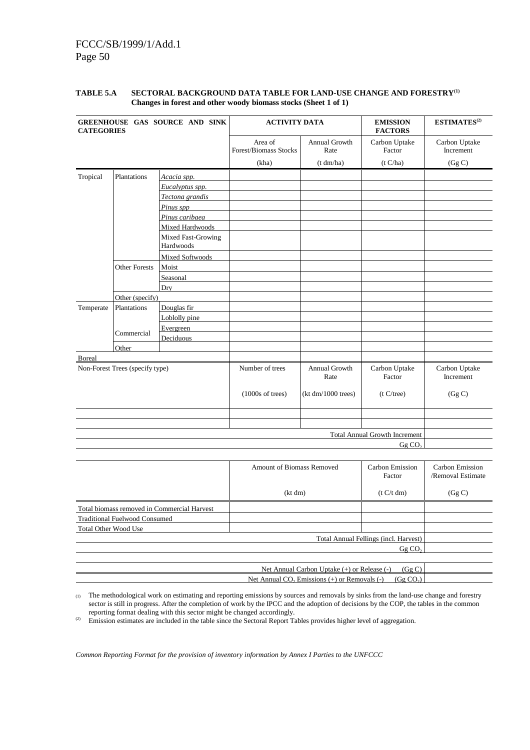**TABLE 5.A SECTORAL BACKGROUND DATA TABLE FOR LAND-USE CHANGE AND FORESTRY[(1)]**
**Changes in forest and other woody biomass stocks (Sheet 1 of 1)**

| GREENHOUSE GAS SOURCE AND SINK CATEGORIES | | | ACTIVITY DATA | | EMISSION FACTORS | ESTIMATES[(2)] |
|---|---|---|---|---|---|---|
| | | | Area of Forest/Biomass Stocks | Annual Growth Rate | Carbon Uptake Factor | Carbon Uptake Increment |
| | | | (kha) | (t dm/ha) | (t C/ha) | (Gg C) |
| Tropical | Plantations | *Acacia spp.* | | | | |
| | | *Eucalyptus spp.* | | | | |
| | | *Tectona grandis* | | | | |
| | | *Pinus spp* | | | | |
| | | *Pinus caribaea* | | | | |
| | | Mixed Hardwoods | | | | |
| | | Mixed Fast-Growing Hardwoods | | | | |
| | | Mixed Softwoods | | | | |
| | Other Forests | Moist | | | | |
| | | Seasonal | | | | |
| | | Dry | | | | |
| | Other (specify) | | | | | |
| Temperate | Plantations | Douglas fir | | | | |
| | | Loblolly pine | | | | |
| | Commercial | Evergreen | | | | |
| | | Deciduous | | | | |
| | Other | | | | | |
| Boreal | | | | | | |
| Non-Forest Trees (specify type) | | | Number of trees | Annual Growth Rate | Carbon Uptake Factor | Carbon Uptake Increment |
| | | | (1000s of trees) | (kt dm/1000 trees) | (t C/tree) | (Gg C) |
| | | | | | | |
| | | | | | | |
| | | | | | Total Annual Growth Increment | |
| | | | | | Gg $CO_2$ | |

| | Amount of Biomass Removed | Carbon Emission Factor | Carbon Emission /Removal Estimate |
|---|---|---|---|
| | (kt dm) | (t C/t dm) | (Gg C) |
| Total biomass removed in Commercial Harvest | | | |
| Traditional Fuelwood Consumed | | | |
| Total Other Wood Use | | | |
| | | Total Annual Fellings (incl. Harvest) | |
| | | Gg $CO_2$ | |

| | |
|---|---|
| Net Annual Carbon Uptake (+) or Release (-) (Gg C) | |
| Net Annual $CO_2$ Emissions (+) or Removals (-) (Gg $CO_2$) | |

(1) The methodological work on estimating and reporting emissions by sources and removals by sinks from the land-use change and forestry sector is still in progress. After the completion of work by the IPCC and the adoption of decisions by the COP, the tables in the common reporting format dealing with this sector might be changed accordingly.

(2) Emission estimates are included in the table since the Sectoral Report Tables provides higher level of aggregation.

*Common Reporting Format for the provision of inventory information by Annex I Parties to the UNFCCC*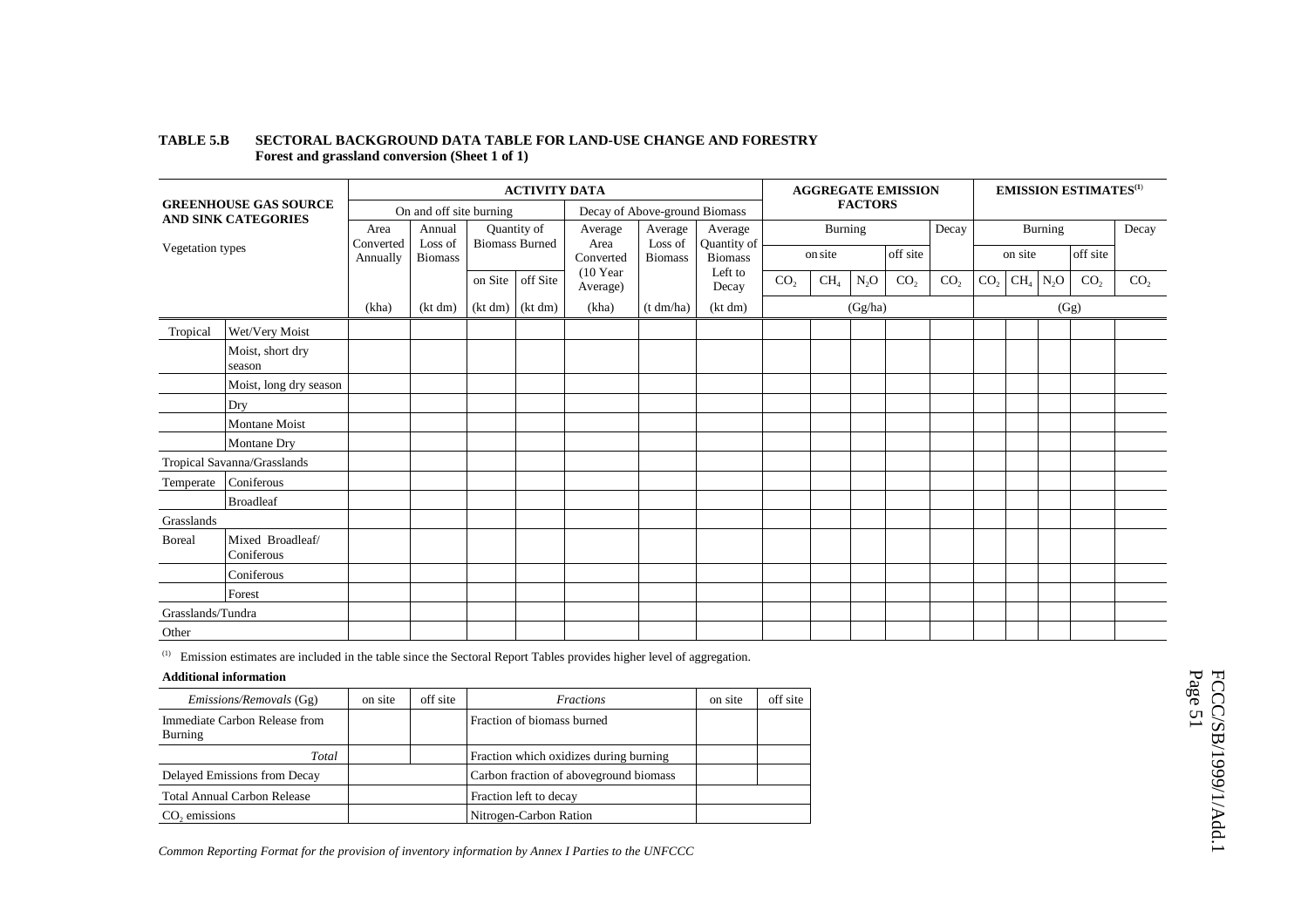**TABLE 5.B SECTORAL BACKGROUND DATA TABLE FOR LAND-USE CHANGE AND FORESTRY**
**Forest and grassland conversion (Sheet 1 of 1)**

| GREENHOUSE GAS SOURCE AND SINK CATEGORIES | | ACTIVITY DATA | | | | | | | AGGREGATE EMISSION FACTORS | | | | | EMISSION ESTIMATES[1] | | | | |
|---|---|---|---|---|---|---|---|---|---|---|---|---|---|---|---|---|---|---|
| | | On and off site burning | | | | Decay of Above-ground Biomass | | | Burning | | | | Decay | Burning | | | | Decay |
| Vegetation types | | Area Converted Annually | Annual Loss of Biomass | Quantity of Biomass Burned | | Average Area Converted (10 Year Average) | Average Loss of Biomass | Average Quantity of Biomass Left to Decay | on site | | | off site | | on site | | | off site | |
| | | | | on Site | off Site | | | | $CO_2$ | $CH_4$ | $N_2O$ | $CO_2$ | $CO_2$ | $CO_2$ | $CH_4$ | $N_2O$ | $CO_2$ | $CO_2$ |
| | | (kha) | (kt dm) | (kt dm) | (kt dm) | (kha) | (t dm/ha) | (kt dm) | (Gg/ha) | | | | | (Gg) | | | | |
| Tropical | Wet/Very Moist | | | | | | | | | | | | | | | | | |
| | Moist, short dry season | | | | | | | | | | | | | | | | | |
| | Moist, long dry season | | | | | | | | | | | | | | | | | |
| | Dry | | | | | | | | | | | | | | | | | |
| | Montane Moist | | | | | | | | | | | | | | | | | |
| | Montane Dry | | | | | | | | | | | | | | | | | |
| Tropical Savanna/Grasslands | | | | | | | | | | | | | | | | | | |
| Temperate | Coniferous | | | | | | | | | | | | | | | | | |
| | Broadleaf | | | | | | | | | | | | | | | | | |
| Grasslands | | | | | | | | | | | | | | | | | | |
| Boreal | Mixed Broadleaf/ Coniferous | | | | | | | | | | | | | | | | | |
| | Coniferous | | | | | | | | | | | | | | | | | |
| | Forest | | | | | | | | | | | | | | | | | |
| Grasslands/Tundra | | | | | | | | | | | | | | | | | | |
| Other | | | | | | | | | | | | | | | | | | |

[1] Emission estimates are included in the table since the Sectoral Report Tables provides higher level of aggregation.

**Additional information**

| *Emissions/Removals* (Gg) | on site | off site | *Fractions* | on site | off site |
|---|---|---|---|---|---|
| Immediate Carbon Release from Burning | | | Fraction of biomass burned | | |
| *Total* | | | Fraction which oxidizes during burning | | |
| Delayed Emissions from Decay | | | Carbon fraction of aboveground biomass | | |
| Total Annual Carbon Release | | | Fraction left to decay | | |
| $CO_2$ emissions | | | Nitrogen-Carbon Ration | | |

*Common Reporting Format for the provision of inventory information by Annex I Parties to the UNFCCC*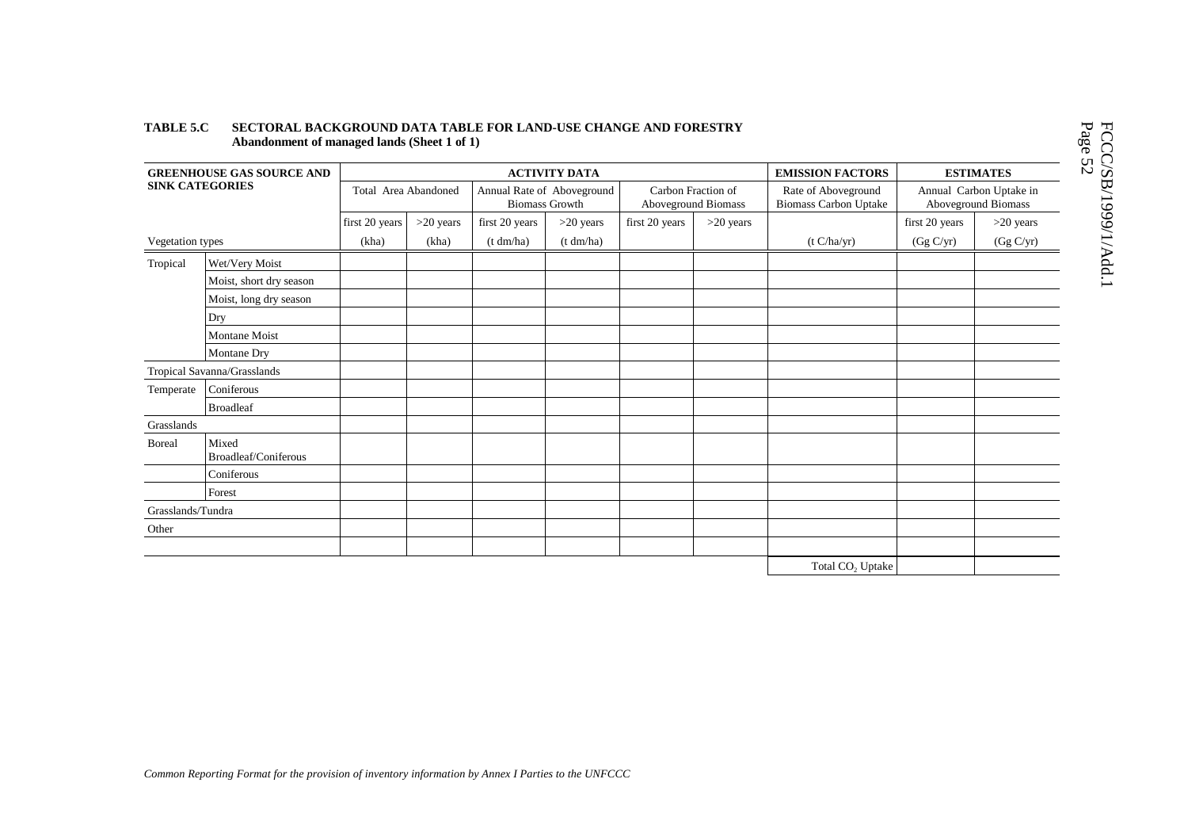**TABLE 5.C SECTORAL BACKGROUND DATA TABLE FOR LAND-USE CHANGE AND FORESTRY**
**Abandonment of managed lands (Sheet 1 of 1)**

| GREENHOUSE GAS SOURCE AND SINK CATEGORIES | | ACTIVITY DATA | | | | | | EMISSION FACTORS | ESTIMATES | |
|---|---|---|---|---|---|---|---|---|---|---|
| | | Total Area Abandoned | | Annual Rate of Aboveground Biomass Growth | | Carbon Fraction of Aboveground Biomass | | Rate of Aboveground Biomass Carbon Uptake | Annual Carbon Uptake in Aboveground Biomass | |
| | | first 20 years | >20 years | first 20 years | >20 years | first 20 years | >20 years | | first 20 years | >20 years |
| Vegetation types | | (kha) | (kha) | (t dm/ha) | (t dm/ha) | | | (t C/ha/yr) | (Gg C/yr) | (Gg C/yr) |
| Tropical | Wet/Very Moist | | | | | | | | | |
| | Moist, short dry season | | | | | | | | | |
| | Moist, long dry season | | | | | | | | | |
| | Dry | | | | | | | | | |
| | Montane Moist | | | | | | | | | |
| | Montane Dry | | | | | | | | | |
| Tropical Savanna/Grasslands | | | | | | | | | | |
| Temperate | Coniferous | | | | | | | | | |
| | Broadleaf | | | | | | | | | |
| Grasslands | | | | | | | | | | |
| Boreal | Mixed Broadleaf/Coniferous | | | | | | | | | |
| | Coniferous | | | | | | | | | |
| | Forest | | | | | | | | | |
| Grasslands/Tundra | | | | | | | | | | |
| Other | | | | | | | | | | |
| | | | | | | | | | | |
| | | | | | | | | Total $CO_2$ Uptake | | |

*Common Reporting Format for the provision of inventory information by Annex I Parties to the UNFCCC*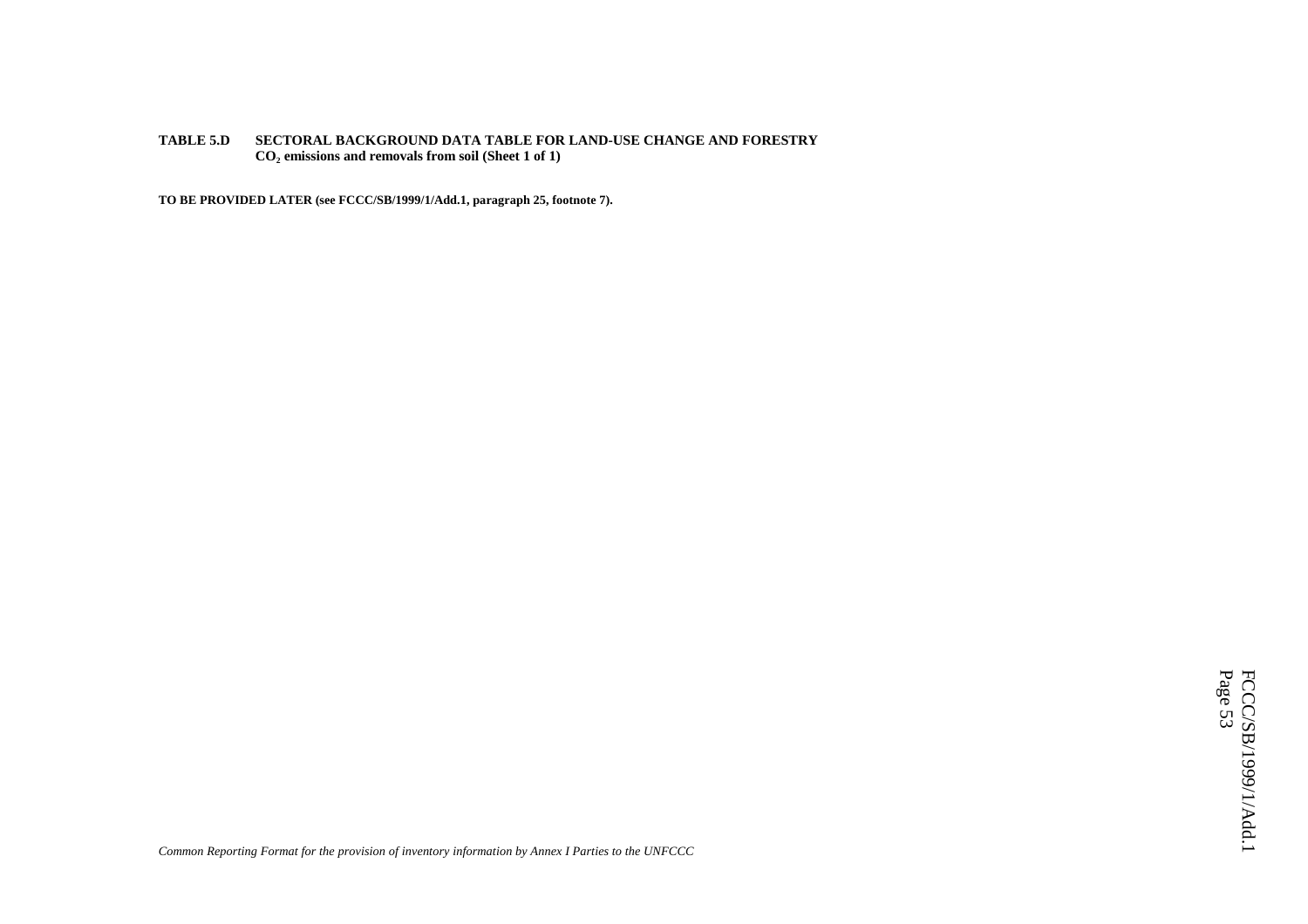**TABLE 5.D SECTORAL BACKGROUND DATA TABLE FOR LAND-USE CHANGE AND FORESTRY**
**$CO_2$ emissions and removals from soil (Sheet 1 of 1)**

**TO BE PROVIDED LATER (see FCCC/SB/1999/1/Add.1, paragraph 25, footnote 7).**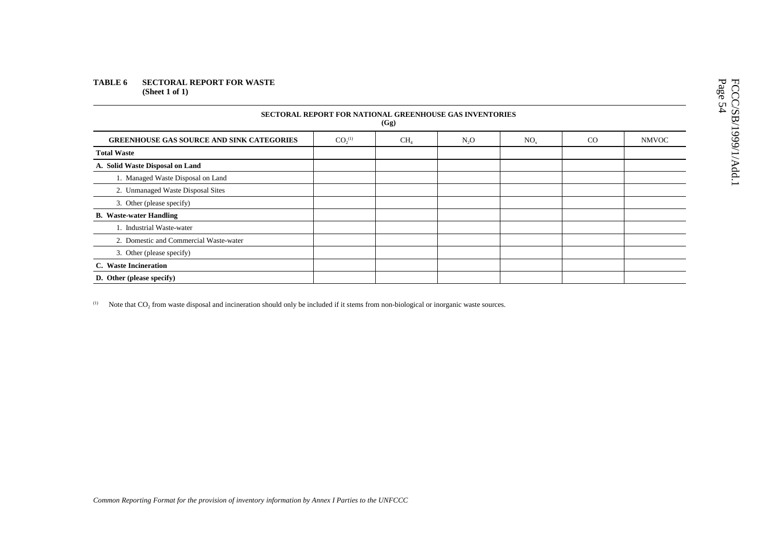**TABLE 6 SECTORAL REPORT FOR WASTE**
**(Sheet 1 of 1)**

**SECTORAL REPORT FOR NATIONAL GREENHOUSE GAS INVENTORIES**
**(Gg)**

| GREENHOUSE GAS SOURCE AND SINK CATEGORIES | $CO_2$[(1)] | $CH_4$ | $N_2O$ | $NO_x$ | CO | NMVOC |
|---|---|---|---|---|---|---|
| **Total Waste** | | | | | | |
| **A. Solid Waste Disposal on Land** | | | | | | |
| 1. Managed Waste Disposal on Land | | | | | | |
| 2. Unmanaged Waste Disposal Sites | | | | | | |
| 3. Other (please specify) | | | | | | |
| **B. Waste-water Handling** | | | | | | |
| 1. Industrial Waste-water | | | | | | |
| 2. Domestic and Commercial Waste-water | | | | | | |
| 3. Other (please specify) | | | | | | |
| **C. Waste Incineration** | | | | | | |
| **D. Other (please specify)** | | | | | | |

(1) Note that $CO_2$ from waste disposal and incineration should only be included if it stems from non-biological or inorganic waste sources.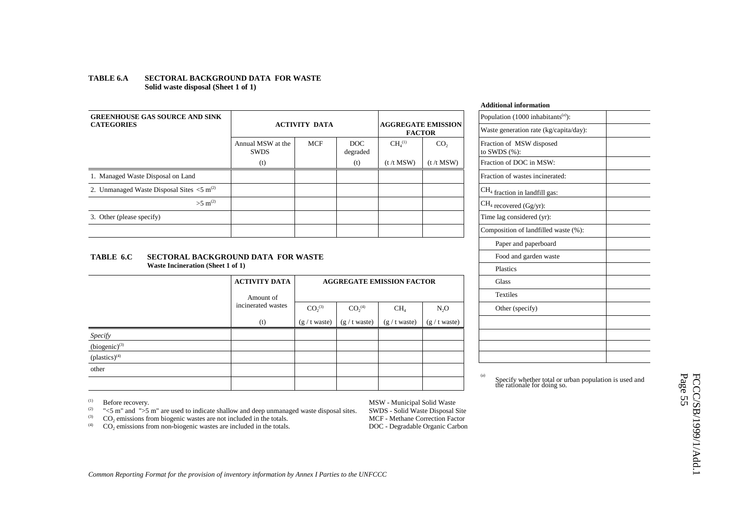**TABLE 6.A SECTORAL BACKGROUND DATA FOR WASTE**
**Solid waste disposal (Sheet 1 of 1)**

| GREENHOUSE GAS SOURCE AND SINK CATEGORIES | ACTIVITY DATA | | | AGGREGATE EMISSION FACTOR | |
|---|---|---|---|---|---|
| | Annual MSW at the SWDS | MCF | DOC degraded | $CH_4$[1] | $CO_2$ |
| | (t) | | (t) | (t /t MSW) | (t /t MSW) |
| 1. Managed Waste Disposal on Land | | | | | |
| 2. Unmanaged Waste Disposal Sites <5 m[2] | | | | | |
| >5 m[2] | | | | | |
| 3. Other (please specify) | | | | | |
| | | | | | |

**Additional information**

| | |
|---|---|
| Population (1000 inhabitants[a]): | |
| Waste generation rate (kg/capita/day): | |
| Fraction of MSW disposed to SWDS (%): | |
| Fraction of DOC in MSW: | |
| Fraction of wastes incinerated: | |
| $CH_4$ fraction in landfill gas: | |
| $CH_4$ recovered (Gg/yr): | |
| Time lag considered (yr): | |
| Composition of landfilled waste (%): | |
| Paper and paperboard | |
| Food and garden waste | |
| Plastics | |
| Glass | |
| Textiles | |
| Other (specify) | |
| | |
| | |
| | |
| | |

[a] Specify whether total or urban population is used and the rationale for doing so.

**TABLE 6.C SECTORAL BACKGROUND DATA FOR WASTE**
**Waste Incineration (Sheet 1 of 1)**

| | ACTIVITY DATA | AGGREGATE EMISSION FACTOR | | | |
|---|---|---|---|---|---|
| | Amount of incinerated wastes | $CO_2$[3] | $CO_2$[4] | $CH_4$ | $N_2O$ |
| | (t) | (g / t waste) | (g / t waste) | (g / t waste) | (g / t waste) |
| *Specify* | | | | | |
| (biogenic)[3] | | | | | |
| (plastics)[4] | | | | | |
| other | | | | | |
| | | | | | |

[1] Before recovery.
[2] "<5 m" and ">5 m" are used to indicate shallow and deep unmanaged waste disposal sites.
[3] $CO_2$ emissions from biogenic wastes are not included in the totals.
[4] $CO_2$ emissions from non-biogenic wastes are included in the totals.

MSW - Municipal Solid Waste
SWDS - Solid Waste Disposal Site
MCF - Methane Correction Factor
DOC - Degradable Organic Carbon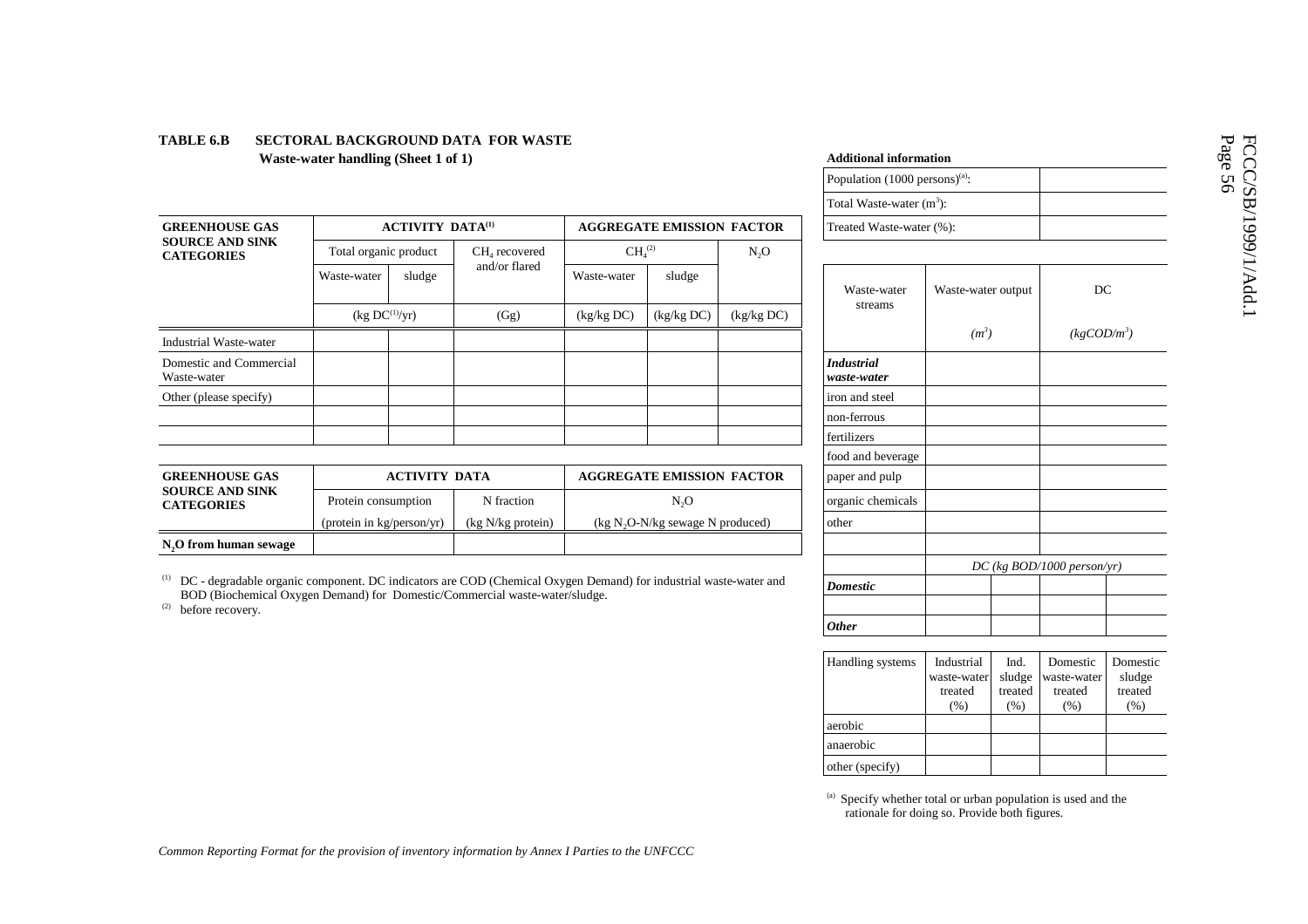**TABLE 6.B SECTORAL BACKGROUND DATA FOR WASTE**
**Waste-water handling (Sheet 1 of 1)**

| GREENHOUSE GAS SOURCE AND SINK CATEGORIES | ACTIVITY DATA[1] | | | AGGREGATE EMISSION FACTOR | | |
|---|---|---|---|---|---|---|
| | Total organic product | | $CH_4$ recovered and/or flared | $CH_4$[2] | | $N_2O$ |
| | Waste-water | sludge | | Waste-water | sludge | |
| | (kg DC[1]/yr) | | (Gg) | (kg/kg DC) | (kg/kg DC) | (kg/kg DC) |
| Industrial Waste-water | | | | | | |
| Domestic and Commercial Waste-water | | | | | | |
| Other (please specify) | | | | | | |
| | | | | | | |
| | | | | | | |

| GREENHOUSE GAS SOURCE AND SINK CATEGORIES | ACTIVITY DATA | | AGGREGATE EMISSION FACTOR |
|---|---|---|---|
| | Protein consumption | N fraction | $N_2O$ |
| | (protein in kg/person/yr) | (kg N/kg protein) | (kg $N_2O$-N/kg sewage N produced) |
| **$N_2O$ from human sewage** | | | |

[1] DC - degradable organic component. DC indicators are COD (Chemical Oxygen Demand) for industrial waste-water and BOD (Biochemical Oxygen Demand) for Domestic/Commercial waste-water/sludge.

[2] before recovery.

**Additional information**

| | |
|---|---|
| Population (1000 persons)[a]: | |
| Total Waste-water ($m^3$): | |
| Treated Waste-water (%): | |

| Waste-water streams | Waste-water output | | DC | |
|---|---|---|---|---|
| | *($m^3$)* | | *(kgCOD/$m^3$)* | |
| ***Industrial waste-water*** | | | | |
| iron and steel | | | | |
| non-ferrous | | | | |
| fertilizers | | | | |
| food and beverage | | | | |
| paper and pulp | | | | |
| organic chemicals | | | | |
| other | | | | |
| | | | | |
| | *DC (kg BOD/1000 person/yr)* | | | |
| ***Domestic*** | | | | |
| | | | | |
| ***Other*** | | | | |

| Handling systems | Industrial waste-water treated (%) | Ind. sludge treated (%) | Domestic waste-water treated (%) | Domestic sludge treated (%) |
|---|---|---|---|---|
| aerobic | | | | |
| anaerobic | | | | |
| other (specify) | | | | |

[a] Specify whether total or urban population is used and the rationale for doing so. Provide both figures.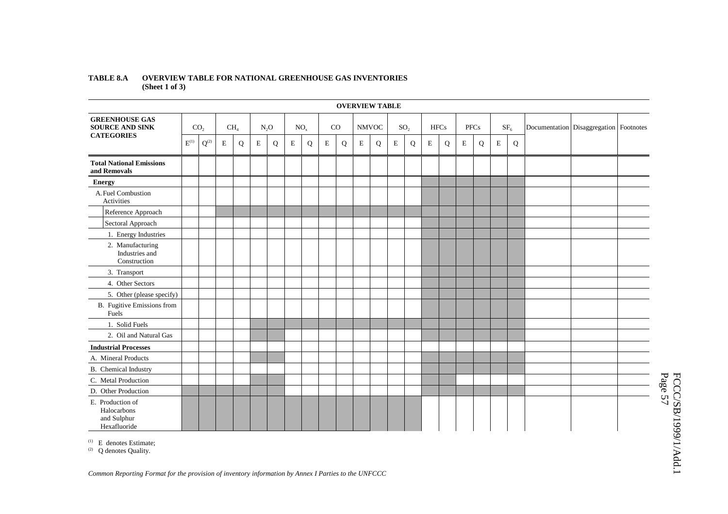**TABLE 8.A OVERVIEW TABLE FOR NATIONAL GREENHOUSE GAS INVENTORIES (Sheet 1 of 3)**

| OVERVIEW TABLE | | | | | | | | | | | | | | | | | | | | | | | | |
|---|---|---|---|---|---|---|---|---|---|---|---|---|---|---|---|---|---|---|---|---|---|---|---|---|
| **GREENHOUSE GAS SOURCE AND SINK CATEGORIES** | $CO_2$ | | $CH_4$ | | $N_2O$ | | $NO_x$ | | CO | | NMVOC | | $SO_2$ | | HFCs | | PFCs | | $SF_6$ | | Documentation | Disaggregation | Footnotes |
| | E[1] | Q[2] | E | Q | E | Q | E | Q | E | Q | E | Q | E | Q | E | Q | E | Q | E | Q | | | |
| **Total National Emissions and Removals** | | | | | | | | | | | | | | | | | | | | | | | |
| **Energy** | | | | | | | | | | | | | | | | | | | | | | | |
| A. Fuel Combustion Activities | | | | | | | | | | | | | | | | | | | | | | | |
| Reference Approach | | | | | | | | | | | | | | | | | | | | | | | |
| Sectoral Approach | | | | | | | | | | | | | | | | | | | | | | | |
| 1. Energy Industries | | | | | | | | | | | | | | | | | | | | | | | |
| 2. Manufacturing Industries and Construction | | | | | | | | | | | | | | | | | | | | | | | |
| 3. Transport | | | | | | | | | | | | | | | | | | | | | | | |
| 4. Other Sectors | | | | | | | | | | | | | | | | | | | | | | | |
| 5. Other (please specify) | | | | | | | | | | | | | | | | | | | | | | | |
| B. Fugitive Emissions from Fuels | | | | | | | | | | | | | | | | | | | | | | | |
| 1. Solid Fuels | | | | | | | | | | | | | | | | | | | | | | | |
| 2. Oil and Natural Gas | | | | | | | | | | | | | | | | | | | | | | | |
| **Industrial Processes** | | | | | | | | | | | | | | | | | | | | | | | |
| A. Mineral Products | | | | | | | | | | | | | | | | | | | | | | | |
| B. Chemical Industry | | | | | | | | | | | | | | | | | | | | | | | |
| C. Metal Production | | | | | | | | | | | | | | | | | | | | | | | |
| D. Other Production | | | | | | | | | | | | | | | | | | | | | | | |
| E. Production of Halocarbons and Sulphur Hexafluoride | | | | | | | | | | | | | | | | | | | | | | | |

[1] E denotes Estimate;
[2] Q denotes Quality.

*Common Reporting Format for the provision of inventory information by Annex I Parties to the UNFCCC*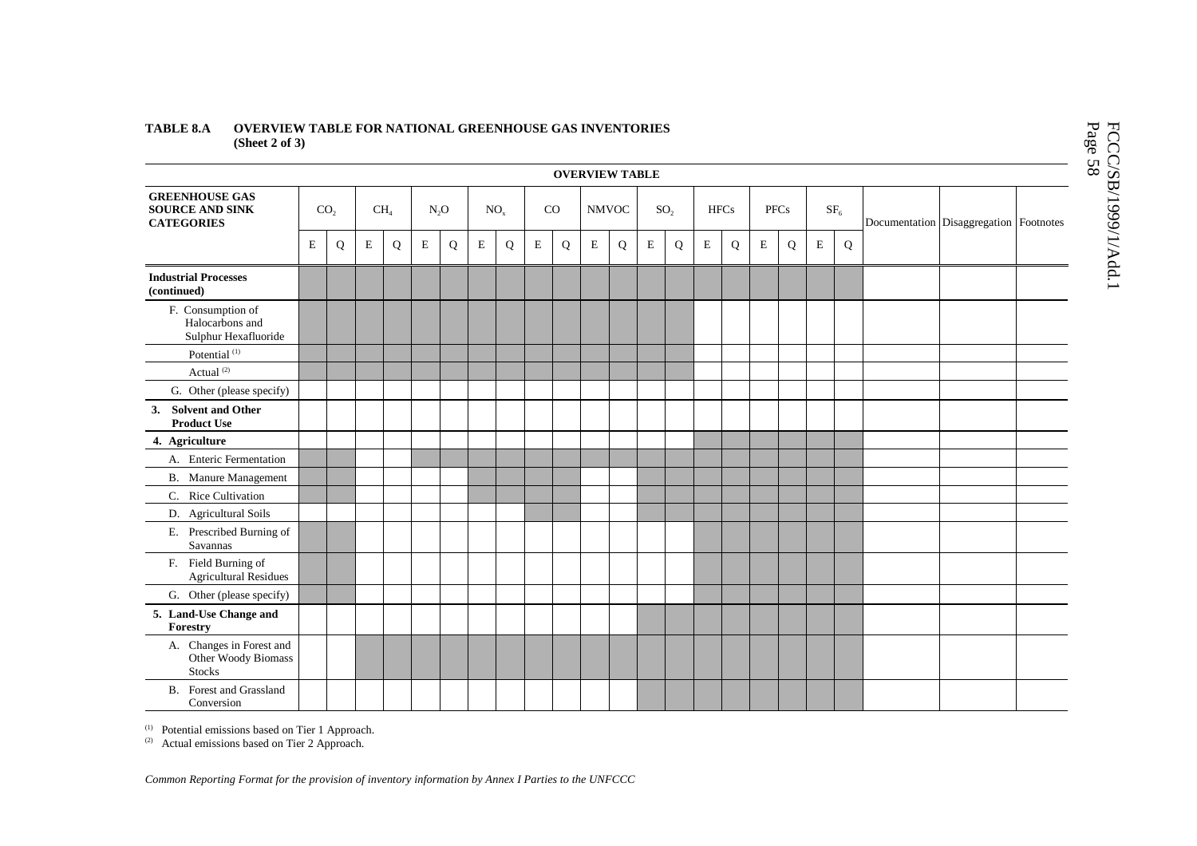**TABLE 8.A OVERVIEW TABLE FOR NATIONAL GREENHOUSE GAS INVENTORIES (Sheet 2 of 3)**

| OVERVIEW TABLE | | | | | | | | | | | | | | | | | | | | | | | |
|---|---|---|---|---|---|---|---|---|---|---|---|---|---|---|---|---|---|---|---|---|---|---|---|
| **GREENHOUSE GAS SOURCE AND SINK CATEGORIES** | $CO_2$ | | $CH_4$ | | $N_2O$ | | $NO_x$ | | CO | | NMVOC | | $SO_2$ | | HFCs | | PFCs | | $SF_6$ | | Documentation | Disaggregation | Footnotes |
| | E | Q | E | Q | E | Q | E | Q | E | Q | E | Q | E | Q | E | Q | E | Q | E | Q | | | |
| **Industrial Processes (continued)** | | | | | | | | | | | | | | | | | | | | | | | |
| F. Consumption of Halocarbons and Sulphur Hexafluoride | | | | | | | | | | | | | | | | | | | | | | | |
| Potential [(1)] | | | | | | | | | | | | | | | | | | | | | | | |
| Actual [(2)] | | | | | | | | | | | | | | | | | | | | | | | |
| G. Other (please specify) | | | | | | | | | | | | | | | | | | | | | | | |
| **3. Solvent and Other Product Use** | | | | | | | | | | | | | | | | | | | | | | | |
| **4. Agriculture** | | | | | | | | | | | | | | | | | | | | | | | |
| A. Enteric Fermentation | | | | | | | | | | | | | | | | | | | | | | | |
| B. Manure Management | | | | | | | | | | | | | | | | | | | | | | | |
| C. Rice Cultivation | | | | | | | | | | | | | | | | | | | | | | | |
| D. Agricultural Soils | | | | | | | | | | | | | | | | | | | | | | | |
| E. Prescribed Burning of Savannas | | | | | | | | | | | | | | | | | | | | | | | |
| F. Field Burning of Agricultural Residues | | | | | | | | | | | | | | | | | | | | | | | |
| G. Other (please specify) | | | | | | | | | | | | | | | | | | | | | | | |
| **5. Land-Use Change and Forestry** | | | | | | | | | | | | | | | | | | | | | | | |
| A. Changes in Forest and Other Woody Biomass Stocks | | | | | | | | | | | | | | | | | | | | | | | |
| B. Forest and Grassland Conversion | | | | | | | | | | | | | | | | | | | | | | | |

[(1)] Potential emissions based on Tier 1 Approach.

[(2)] Actual emissions based on Tier 2 Approach.

*Common Reporting Format for the provision of inventory information by Annex I Parties to the UNFCCC*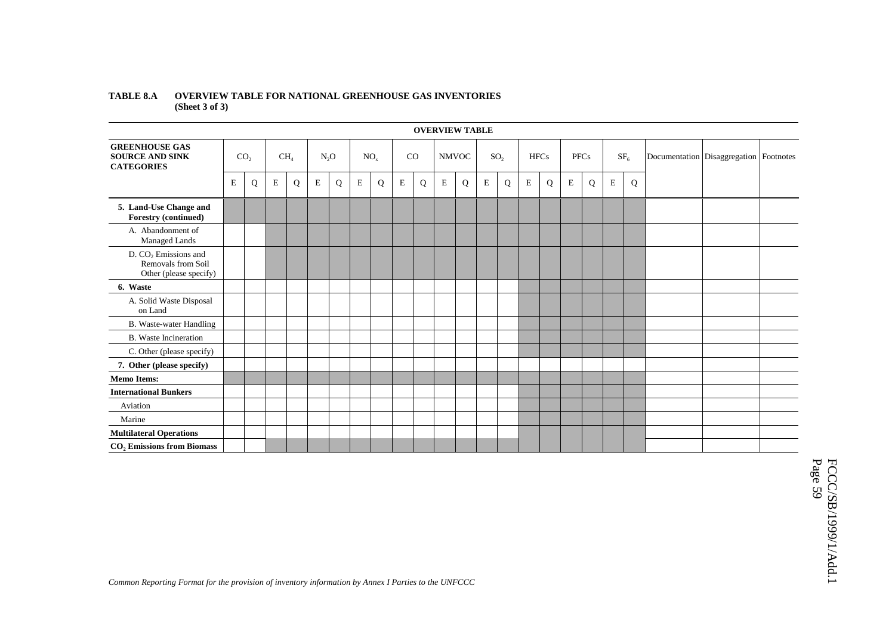**TABLE 8.A OVERVIEW TABLE FOR NATIONAL GREENHOUSE GAS INVENTORIES (Sheet 3 of 3)**

| OVERVIEW TABLE | | | | | | | | | | | | | | | | | | | | | | | |
|---|---|---|---|---|---|---|---|---|---|---|---|---|---|---|---|---|---|---|---|---|---|---|---|
| **GREENHOUSE GAS SOURCE AND SINK CATEGORIES** | $CO_2$ | | $CH_4$ | | $N_2O$ | | $NO_x$ | | CO | | NMVOC | | $SO_2$ | | HFCs | | PFCs | | $SF_6$ | | Documentation | Disaggregation | Footnotes |
| | E | Q | E | Q | E | Q | E | Q | E | Q | E | Q | E | Q | E | Q | E | Q | E | Q | | | |
| **5. Land-Use Change and Forestry (continued)** | | | | | | | | | | | | | | | | | | | | | | | |
| A. Abandonment of Managed Lands | | | | | | | | | | | | | | | | | | | | | | | |
| D. $CO_2$ Emissions and Removals from Soil Other (please specify) | | | | | | | | | | | | | | | | | | | | | | | |
| **6. Waste** | | | | | | | | | | | | | | | | | | | | | | | |
| A. Solid Waste Disposal on Land | | | | | | | | | | | | | | | | | | | | | | | |
| B. Waste-water Handling | | | | | | | | | | | | | | | | | | | | | | | |
| B. Waste Incineration | | | | | | | | | | | | | | | | | | | | | | | |
| C. Other (please specify) | | | | | | | | | | | | | | | | | | | | | | | |
| **7. Other (please specify)** | | | | | | | | | | | | | | | | | | | | | | | |
| **Memo Items:** | | | | | | | | | | | | | | | | | | | | | | | |
| **International Bunkers** | | | | | | | | | | | | | | | | | | | | | | | |
| Aviation | | | | | | | | | | | | | | | | | | | | | | | |
| Marine | | | | | | | | | | | | | | | | | | | | | | | |
| **Multilateral Operations** | | | | | | | | | | | | | | | | | | | | | | | |
| **$CO_2$ Emissions from Biomass** | | | | | | | | | | | | | | | | | | | | | | | |

*Common Reporting Format for the provision of inventory information by Annex I Parties to the UNFCCC*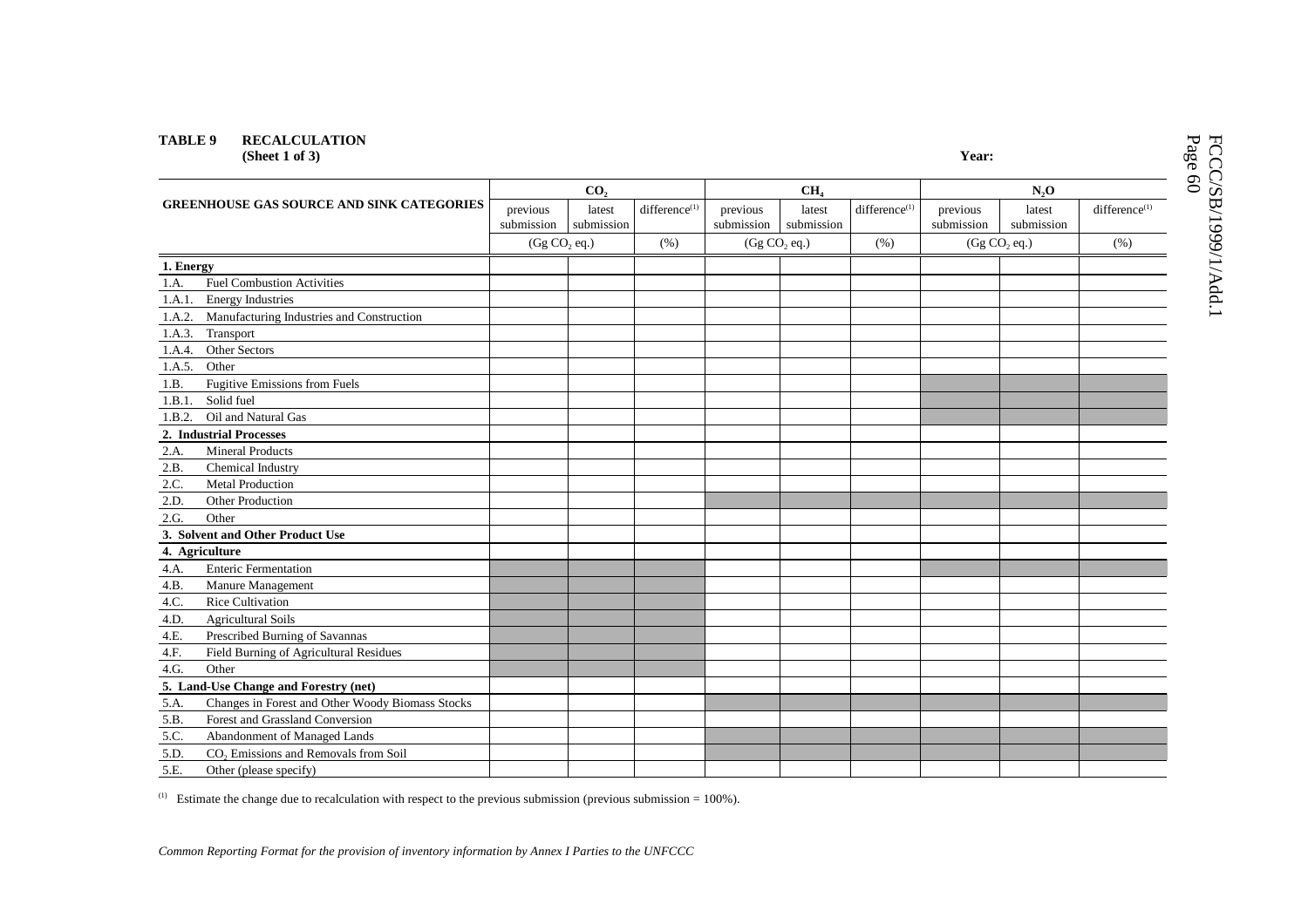**TABLE 9 RECALCULATION**
**(Sheet 1 of 3)**

**Year:**

| GREENHOUSE GAS SOURCE AND SINK CATEGORIES | $CO_2$ | | | $CH_4$ | | | $N_2O$ | | |
|---|---|---|---|---|---|---|---|---|---|
| | previous submission | latest submission | difference[(1)] | previous submission | latest submission | difference[(1)] | previous submission | latest submission | difference[(1)] |
| | (Gg $CO_2$ eq.) | | (%) | (Gg $CO_2$ eq.) | | (%) | (Gg $CO_2$ eq.) | | (%) |
| **1. Energy** | | | | | | | | | |
| 1.A. Fuel Combustion Activities | | | | | | | | | |
| 1.A.1. Energy Industries | | | | | | | | | |
| 1.A.2. Manufacturing Industries and Construction | | | | | | | | | |
| 1.A.3. Transport | | | | | | | | | |
| 1.A.4. Other Sectors | | | | | | | | | |
| 1.A.5. Other | | | | | | | | | |
| 1.B. Fugitive Emissions from Fuels | | | | | | | | | |
| 1.B.1. Solid fuel | | | | | | | | | |
| 1.B.2. Oil and Natural Gas | | | | | | | | | |
| **2. Industrial Processes** | | | | | | | | | |
| 2.A. Mineral Products | | | | | | | | | |
| 2.B. Chemical Industry | | | | | | | | | |
| 2.C. Metal Production | | | | | | | | | |
| 2.D. Other Production | | | | | | | | | |
| 2.G. Other | | | | | | | | | |
| **3. Solvent and Other Product Use** | | | | | | | | | |
| **4. Agriculture** | | | | | | | | | |
| 4.A. Enteric Fermentation | | | | | | | | | |
| 4.B. Manure Management | | | | | | | | | |
| 4.C. Rice Cultivation | | | | | | | | | |
| 4.D. Agricultural Soils | | | | | | | | | |
| 4.E. Prescribed Burning of Savannas | | | | | | | | | |
| 4.F. Field Burning of Agricultural Residues | | | | | | | | | |
| 4.G. Other | | | | | | | | | |
| **5. Land-Use Change and Forestry (net)** | | | | | | | | | |
| 5.A. Changes in Forest and Other Woody Biomass Stocks | | | | | | | | | |
| 5.B. Forest and Grassland Conversion | | | | | | | | | |
| 5.C. Abandonment of Managed Lands | | | | | | | | | |
| 5.D. $CO_2$ Emissions and Removals from Soil | | | | | | | | | |
| 5.E. Other (please specify) | | | | | | | | | |

[(1)] Estimate the change due to recalculation with respect to the previous submission (previous submission = 100%).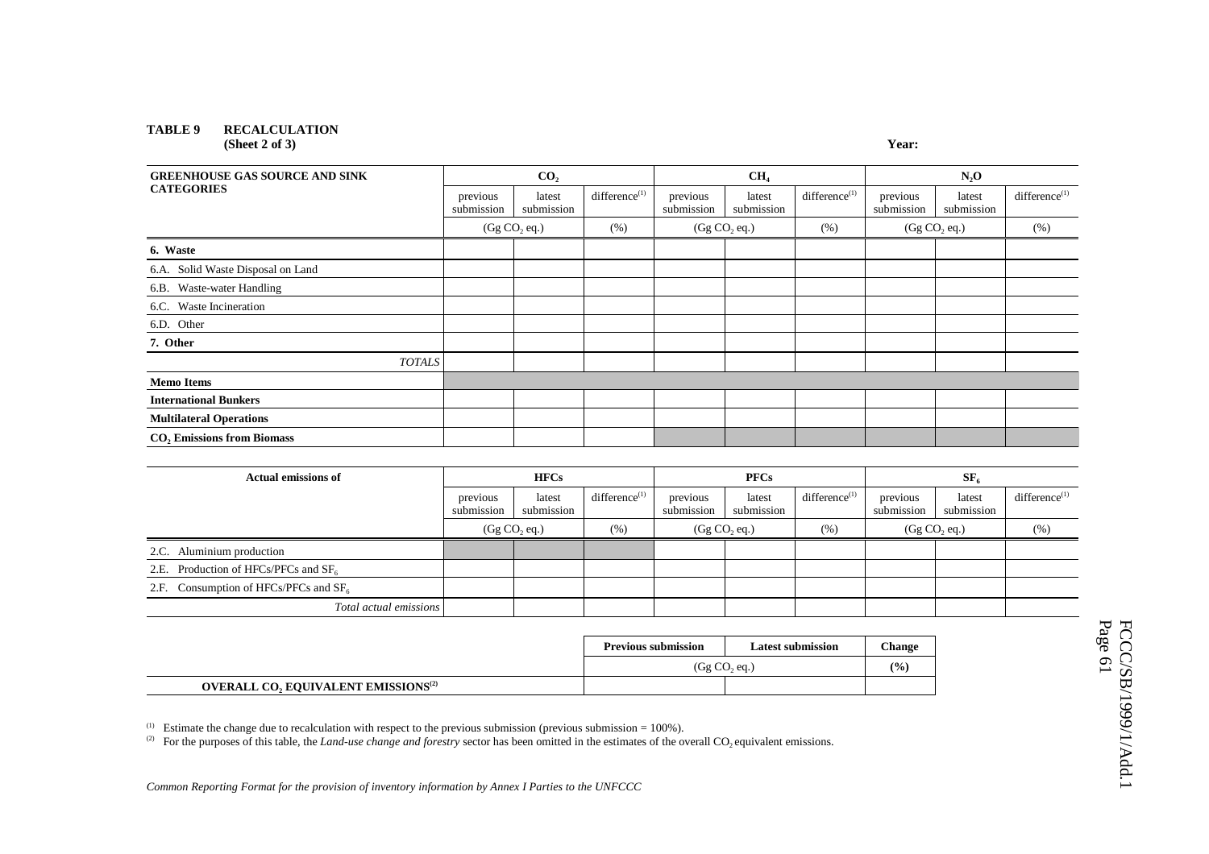**TABLE 9 RECALCULATION**
**(Sheet 2 of 3)**

**Year:**

| GREENHOUSE GAS SOURCE AND SINK CATEGORIES | $CO_2$ | | | $CH_4$ | | | $N_2O$ | | |
|---|---|---|---|---|---|---|---|---|---|
| | previous submission | latest submission | difference(1) | previous submission | latest submission | difference(1) | previous submission | latest submission | difference(1) |
| | (Gg $CO_2$ eq.) | | (%) | (Gg $CO_2$ eq.) | | (%) | (Gg $CO_2$ eq.) | | (%) |
| **6. Waste** | | | | | | | | | |
| 6.A. Solid Waste Disposal on Land | | | | | | | | | |
| 6.B. Waste-water Handling | | | | | | | | | |
| 6.C. Waste Incineration | | | | | | | | | |
| 6.D. Other | | | | | | | | | |
| **7. Other** | | | | | | | | | |
| *TOTALS* | | | | | | | | | |
| **Memo Items** | | | | | | | | | |
| **International Bunkers** | | | | | | | | | |
| **Multilateral Operations** | | | | | | | | | |
| **$CO_2$ Emissions from Biomass** | | | | | | | | | |

| Actual emissions of | HFCs | | | PFCs | | | $SF_6$ | | |
|---|---|---|---|---|---|---|---|---|---|
| | previous submission | latest submission | difference(1) | previous submission | latest submission | difference(1) | previous submission | latest submission | difference(1) |
| | (Gg $CO_2$ eq.) | | (%) | (Gg $CO_2$ eq.) | | (%) | (Gg $CO_2$ eq.) | | (%) |
| 2.C. Aluminium production | | | | | | | | | |
| 2.E. Production of HFCs/PFCs and $SF_6$ | | | | | | | | | |
| 2.F. Consumption of HFCs/PFCs and $SF_6$ | | | | | | | | | |
| *Total actual emissions* | | | | | | | | | |

| | Previous submission | Latest submission | Change |
|---|---|---|---|
| | (Gg $CO_2$ eq.) | | (%) |
| **OVERALL $CO_2$ EQUIVALENT EMISSIONS(2)** | | | |

(1) Estimate the change due to recalculation with respect to the previous submission (previous submission = 100%).

(2) For the purposes of this table, the *Land-use change and forestry* sector has been omitted in the estimates of the overall $CO_2$ equivalent emissions.

*Common Reporting Format for the provision of inventory information by Annex I Parties to the UNFCCC*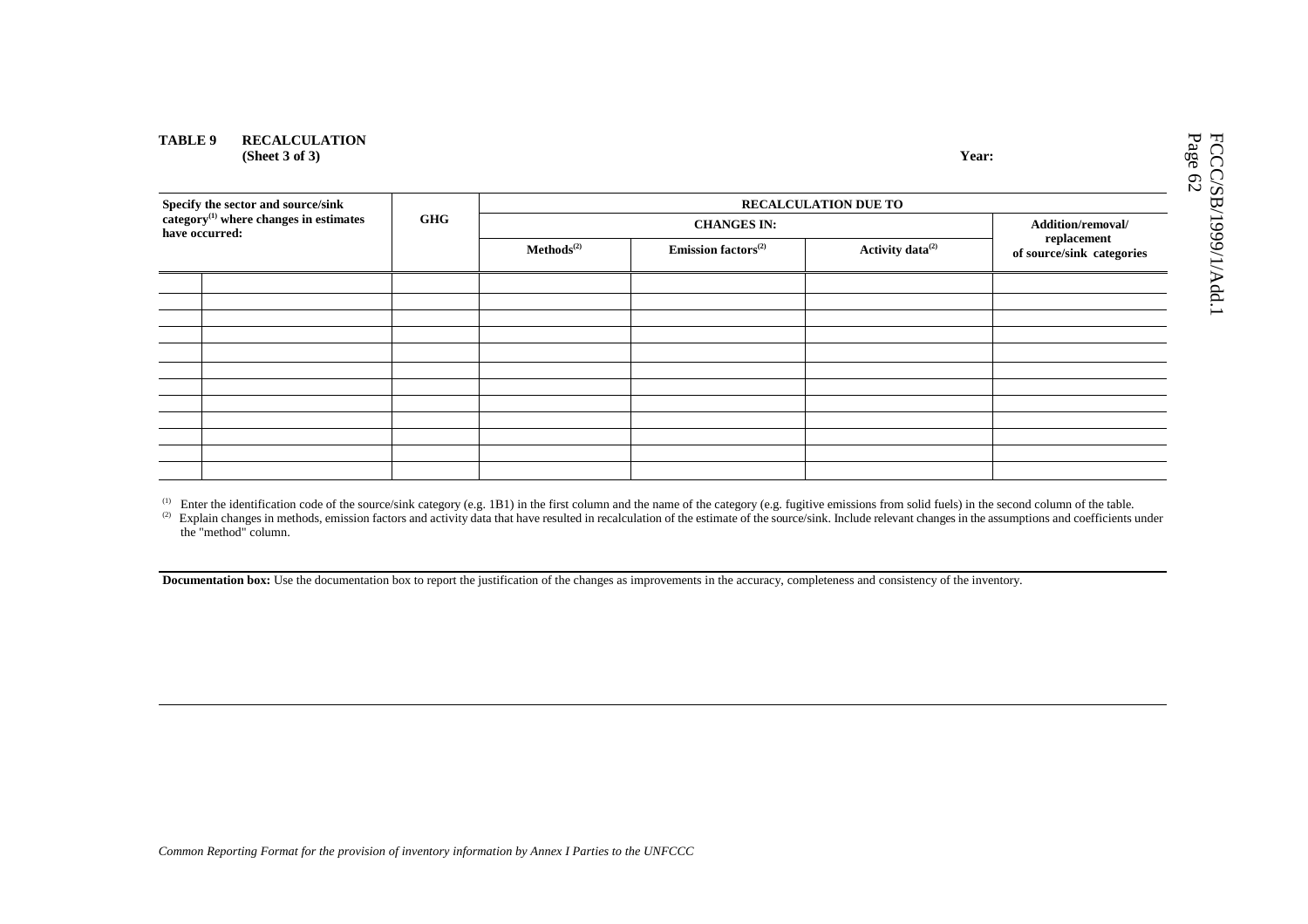**TABLE 9 RECALCULATION**
**(Sheet 3 of 3)**

**Year:**

| Specify the sector and source/sink category[(1)] where changes in estimates have occurred: | | GHG | RECALCULATION DUE TO | | | |
|---|---|---|---|---|---|---|
| | | | CHANGES IN: | | | Addition/removal/ replacement of source/sink categories |
| | | | Methods[(2)] | Emission factors[(2)] | Activity data[(2)] | |
| | | | | | | |
| | | | | | | |
| | | | | | | |
| | | | | | | |
| | | | | | | |
| | | | | | | |
| | | | | | | |
| | | | | | | |
| | | | | | | |
| | | | | | | |
| | | | | | | |
| | | | | | | |

[(1)] Enter the identification code of the source/sink category (e.g. 1B1) in the first column and the name of the category (e.g. fugitive emissions from solid fuels) in the second column of the table.
[(2)] Explain changes in methods, emission factors and activity data that have resulted in recalculation of the estimate of the source/sink. Include relevant changes in the assumptions and coefficients under the "method" column.

**Documentation box:** Use the documentation box to report the justification of the changes as improvements in the accuracy, completeness and consistency of the inventory.

*Common Reporting Format for the provision of inventory information by Annex I Parties to the UNFCCC*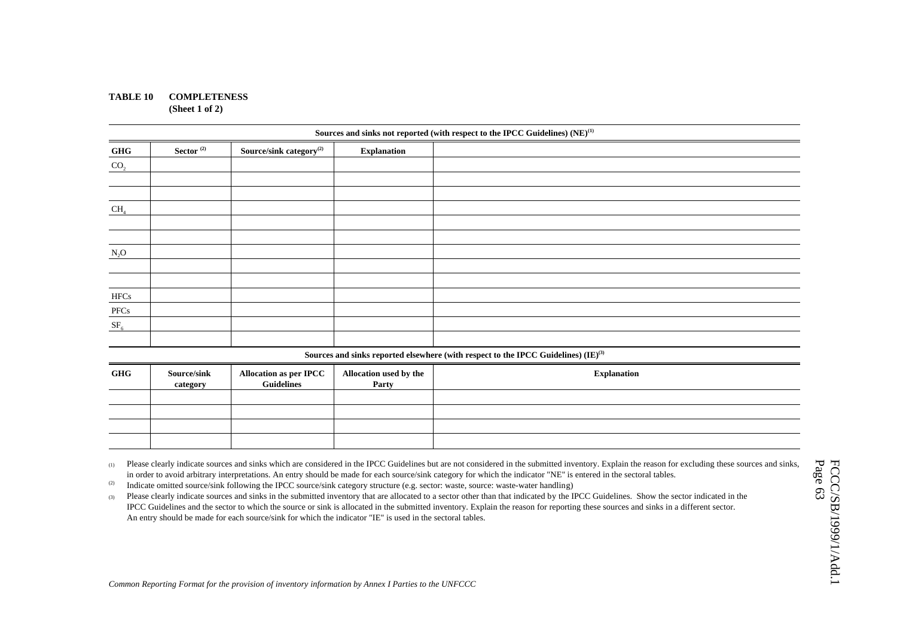**TABLE 10 COMPLETENESS**
**(Sheet 1 of 2)**

| Sources and sinks not reported (with respect to the IPCC Guidelines) (NE)[1] | | | | |
|---|---|---|---|---|
| **GHG** | **Sector [2]** | **Source/sink category[2]** | **Explanation** | |
| $CO_2$ | | | | |
| | | | | |
| | | | | |
| $CH_4$ | | | | |
| | | | | |
| | | | | |
| $N_2O$ | | | | |
| | | | | |
| | | | | |
| HFCs | | | | |
| PFCs | | | | |
| $SF_6$ | | | | |
| | | | | |

| Sources and sinks reported elsewhere (with respect to the IPCC Guidelines) (IE)[3] | | | | |
|---|---|---|---|---|
| **GHG** | **Source/sink category** | **Allocation as per IPCC Guidelines** | **Allocation used by the Party** | **Explanation** |
| | | | | |
| | | | | |
| | | | | |
| | | | | |

(1) Please clearly indicate sources and sinks which are considered in the IPCC Guidelines but are not considered in the submitted inventory. Explain the reason for excluding these sources and sinks, in order to avoid arbitrary interpretations. An entry should be made for each source/sink category for which the indicator "NE" is entered in the sectoral tables.

(2) Indicate omitted source/sink following the IPCC source/sink category structure (e.g. sector: waste, source: waste-water handling)

(3) Please clearly indicate sources and sinks in the submitted inventory that are allocated to a sector other than that indicated by the IPCC Guidelines. Show the sector indicated in the IPCC Guidelines and the sector to which the source or sink is allocated in the submitted inventory. Explain the reason for reporting these sources and sinks in a different sector. An entry should be made for each source/sink for which the indicator "IE" is used in the sectoral tables.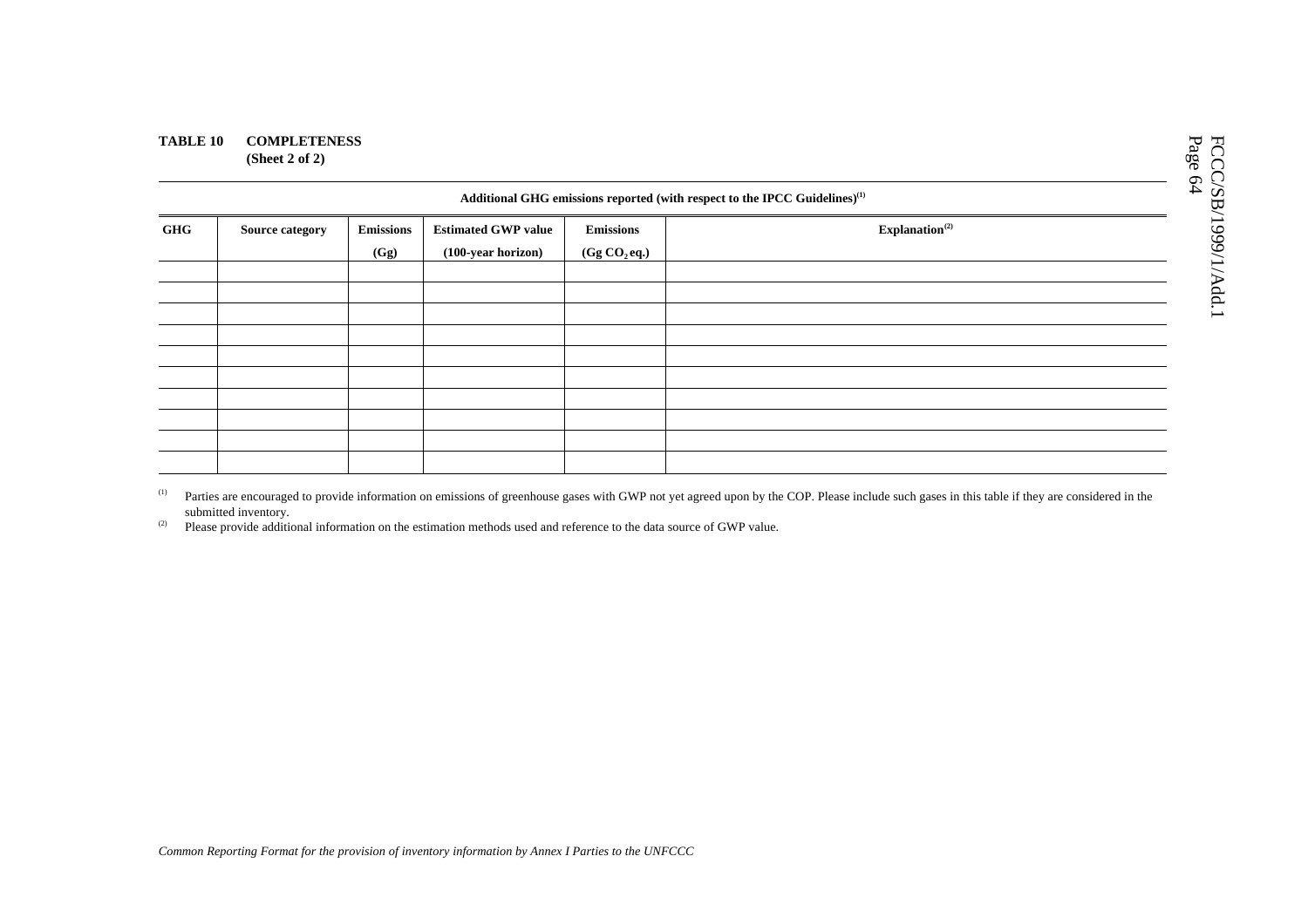**TABLE 10 COMPLETENESS**
**(Sheet 2 of 2)**

| Additional GHG emissions reported (with respect to the IPCC Guidelines)[1] | | | | | |
|---|---|---|---|---|---|
| **GHG** | **Source category** | **Emissions (Gg)** | **Estimated GWP value (100-year horizon)** | **Emissions (Gg $CO_2$ eq.)** | **Explanation[2]** |
| | | | | | |
| | | | | | |
| | | | | | |
| | | | | | |
| | | | | | |
| | | | | | |
| | | | | | |
| | | | | | |
| | | | | | |
| | | | | | |

[1] Parties are encouraged to provide information on emissions of greenhouse gases with GWP not yet agreed upon by the COP. Please include such gases in this table if they are considered in the submitted inventory.

[2] Please provide additional information on the estimation methods used and reference to the data source of GWP value.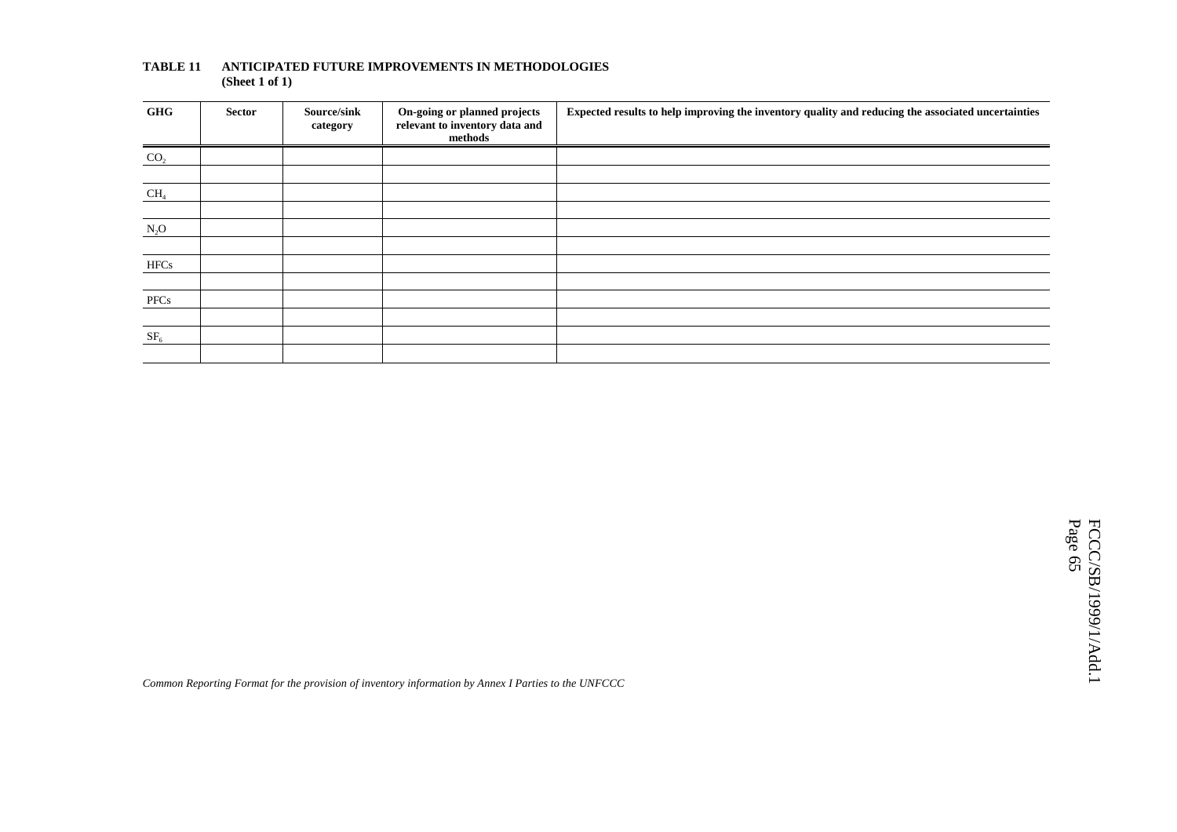**TABLE 11 ANTICIPATED FUTURE IMPROVEMENTS IN METHODOLOGIES**
**(Sheet 1 of 1)**

| GHG | Sector | Source/sink category | On-going or planned projects relevant to inventory data and methods | Expected results to help improving the inventory quality and reducing the associated uncertainties |
|---|---|---|---|---|
| $CO_2$ | | | | |
| | | | | |
| $CH_4$ | | | | |
| | | | | |
| $N_2O$ | | | | |
| | | | | |
| HFCs | | | | |
| | | | | |
| PFCs | | | | |
| | | | | |
| $SF_6$ | | | | |
| | | | | |

*Common Reporting Format for the provision of inventory information by Annex I Parties to the UNFCCC*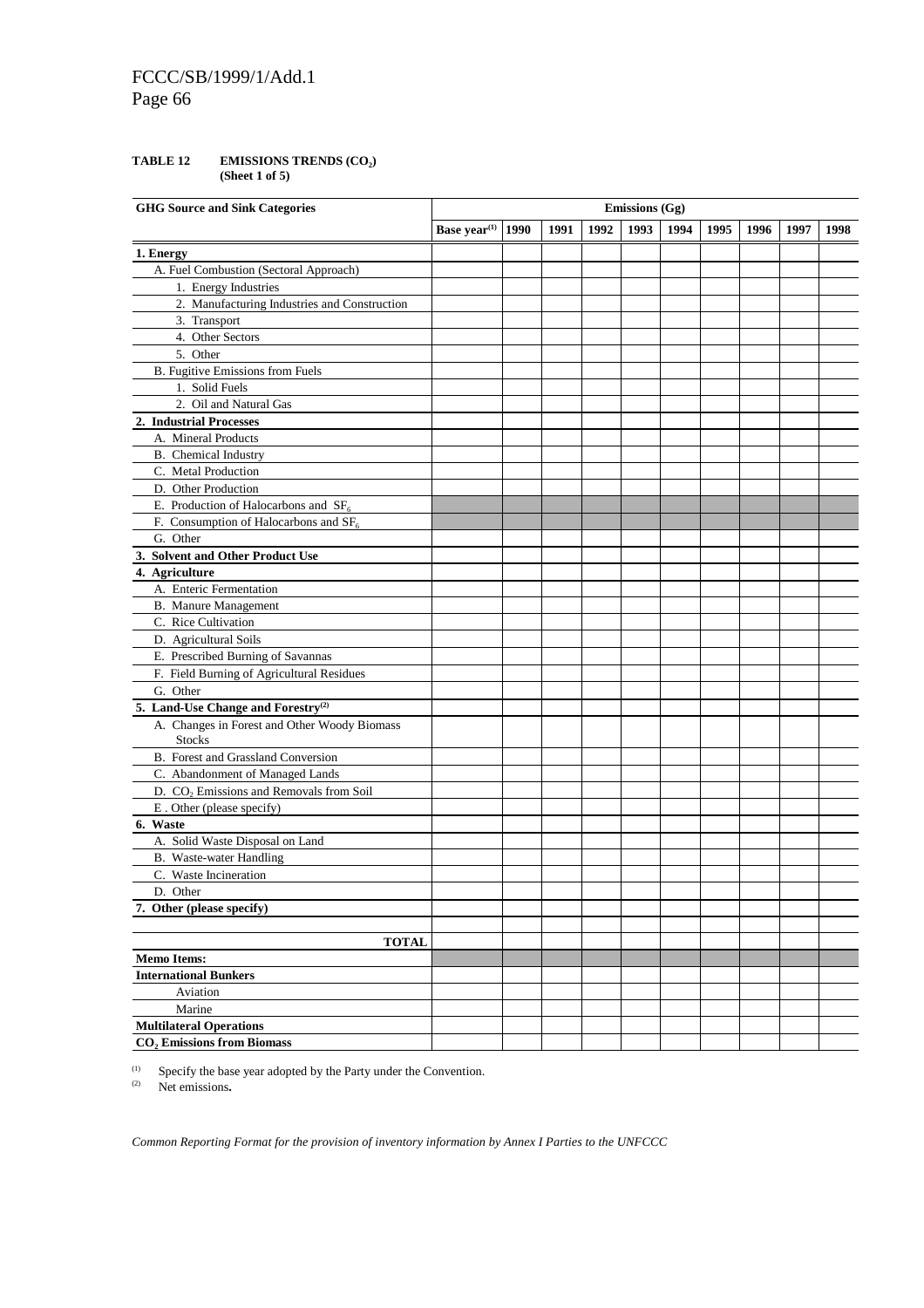**TABLE 12 EMISSIONS TRENDS ($CO_2$)**
**(Sheet 1 of 5)**

| GHG Source and Sink Categories | Emissions (Gg) | | | | | | | | | |
|---|---|---|---|---|---|---|---|---|---|---|
| | Base year[(1)] | 1990 | 1991 | 1992 | 1993 | 1994 | 1995 | 1996 | 1997 | 1998 |
| **1. Energy** | | | | | | | | | | |
| A. Fuel Combustion (Sectoral Approach) | | | | | | | | | | |
| 1. Energy Industries | | | | | | | | | | |
| 2. Manufacturing Industries and Construction | | | | | | | | | | |
| 3. Transport | | | | | | | | | | |
| 4. Other Sectors | | | | | | | | | | |
| 5. Other | | | | | | | | | | |
| B. Fugitive Emissions from Fuels | | | | | | | | | | |
| 1. Solid Fuels | | | | | | | | | | |
| 2. Oil and Natural Gas | | | | | | | | | | |
| **2. Industrial Processes** | | | | | | | | | | |
| A. Mineral Products | | | | | | | | | | |
| B. Chemical Industry | | | | | | | | | | |
| C. Metal Production | | | | | | | | | | |
| D. Other Production | | | | | | | | | | |
| E. Production of Halocarbons and $SF_6$ | | | | | | | | | | |
| F. Consumption of Halocarbons and $SF_6$ | | | | | | | | | | |
| G. Other | | | | | | | | | | |
| **3. Solvent and Other Product Use** | | | | | | | | | | |
| **4. Agriculture** | | | | | | | | | | |
| A. Enteric Fermentation | | | | | | | | | | |
| B. Manure Management | | | | | | | | | | |
| C. Rice Cultivation | | | | | | | | | | |
| D. Agricultural Soils | | | | | | | | | | |
| E. Prescribed Burning of Savannas | | | | | | | | | | |
| F. Field Burning of Agricultural Residues | | | | | | | | | | |
| G. Other | | | | | | | | | | |
| **5. Land-Use Change and Forestry[(2)]** | | | | | | | | | | |
| A. Changes in Forest and Other Woody Biomass Stocks | | | | | | | | | | |
| B. Forest and Grassland Conversion | | | | | | | | | | |
| C. Abandonment of Managed Lands | | | | | | | | | | |
| D. $CO_2$ Emissions and Removals from Soil | | | | | | | | | | |
| E . Other (please specify) | | | | | | | | | | |
| **6. Waste** | | | | | | | | | | |
| A. Solid Waste Disposal on Land | | | | | | | | | | |
| B. Waste-water Handling | | | | | | | | | | |
| C. Waste Incineration | | | | | | | | | | |
| D. Other | | | | | | | | | | |
| **7. Other (please specify)** | | | | | | | | | | |
| | | | | | | | | | | |
| **TOTAL** | | | | | | | | | | |
| **Memo Items:** | | | | | | | | | | |
| **International Bunkers** | | | | | | | | | | |
| Aviation | | | | | | | | | | |
| Marine | | | | | | | | | | |
| **Multilateral Operations** | | | | | | | | | | |
| **$CO_2$ Emissions from Biomass** | | | | | | | | | | |

(1) Specify the base year adopted by the Party under the Convention.
(2) Net emissions**.**

*Common Reporting Format for the provision of inventory information by Annex I Parties to the UNFCCC*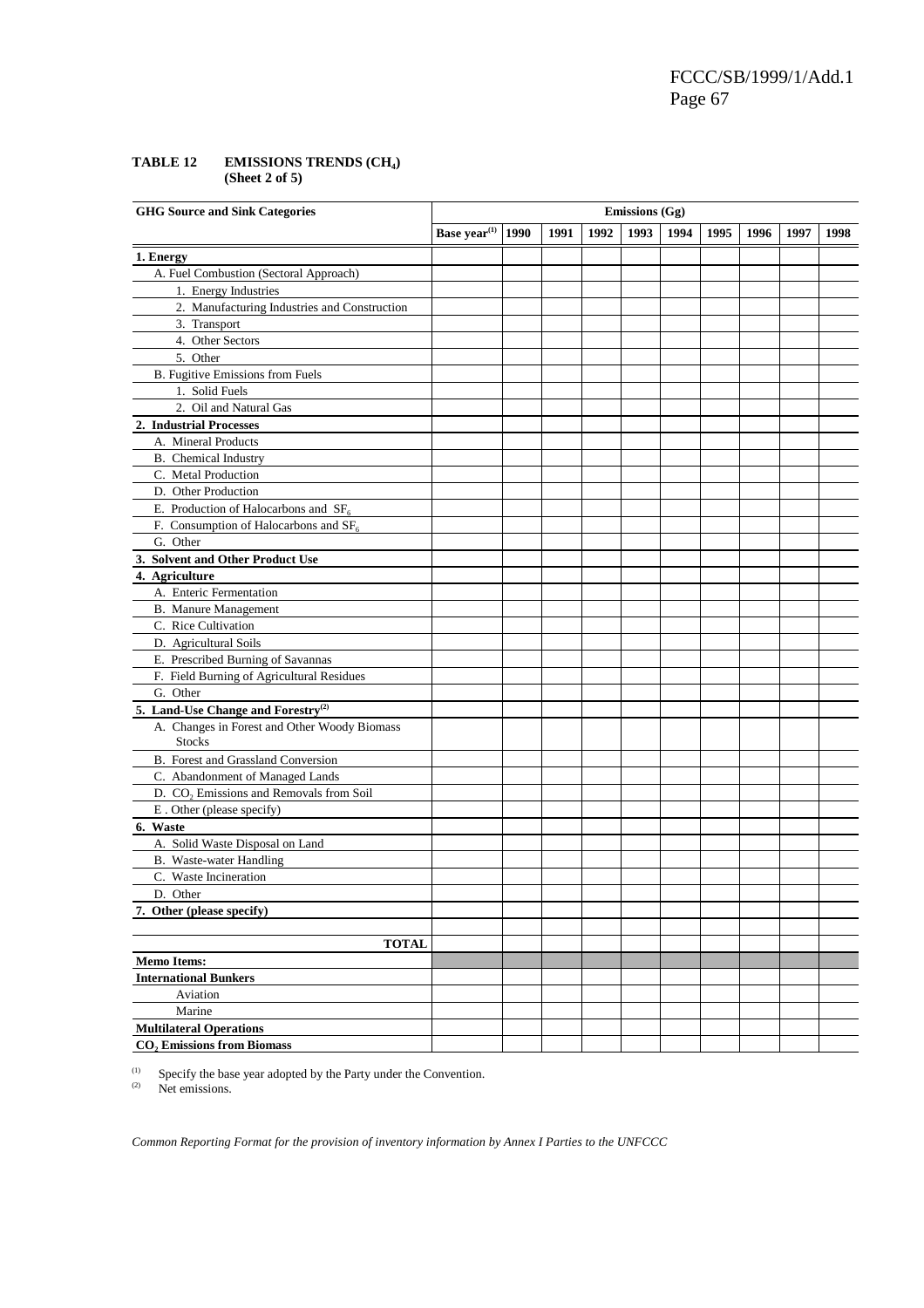**TABLE 12 EMISSIONS TRENDS ($CH_4$)**
**(Sheet 2 of 5)**

| GHG Source and Sink Categories | Emissions (Gg) | | | | | | | | | |
|---|---|---|---|---|---|---|---|---|---|---|
| | Base year[(1)] | 1990 | 1991 | 1992 | 1993 | 1994 | 1995 | 1996 | 1997 | 1998 |
| **1. Energy** | | | | | | | | | | |
| A. Fuel Combustion (Sectoral Approach) | | | | | | | | | | |
| 1. Energy Industries | | | | | | | | | | |
| 2. Manufacturing Industries and Construction | | | | | | | | | | |
| 3. Transport | | | | | | | | | | |
| 4. Other Sectors | | | | | | | | | | |
| 5. Other | | | | | | | | | | |
| B. Fugitive Emissions from Fuels | | | | | | | | | | |
| 1. Solid Fuels | | | | | | | | | | |
| 2. Oil and Natural Gas | | | | | | | | | | |
| **2. Industrial Processes** | | | | | | | | | | |
| A. Mineral Products | | | | | | | | | | |
| B. Chemical Industry | | | | | | | | | | |
| C. Metal Production | | | | | | | | | | |
| D. Other Production | | | | | | | | | | |
| E. Production of Halocarbons and $SF_6$ | | | | | | | | | | |
| F. Consumption of Halocarbons and $SF_6$ | | | | | | | | | | |
| G. Other | | | | | | | | | | |
| **3. Solvent and Other Product Use** | | | | | | | | | | |
| **4. Agriculture** | | | | | | | | | | |
| A. Enteric Fermentation | | | | | | | | | | |
| B. Manure Management | | | | | | | | | | |
| C. Rice Cultivation | | | | | | | | | | |
| D. Agricultural Soils | | | | | | | | | | |
| E. Prescribed Burning of Savannas | | | | | | | | | | |
| F. Field Burning of Agricultural Residues | | | | | | | | | | |
| G. Other | | | | | | | | | | |
| **5. Land-Use Change and Forestry[(2)]** | | | | | | | | | | |
| A. Changes in Forest and Other Woody Biomass Stocks | | | | | | | | | | |
| B. Forest and Grassland Conversion | | | | | | | | | | |
| C. Abandonment of Managed Lands | | | | | | | | | | |
| D. $CO_2$ Emissions and Removals from Soil | | | | | | | | | | |
| E . Other (please specify) | | | | | | | | | | |
| **6. Waste** | | | | | | | | | | |
| A. Solid Waste Disposal on Land | | | | | | | | | | |
| B. Waste-water Handling | | | | | | | | | | |
| C. Waste Incineration | | | | | | | | | | |
| D. Other | | | | | | | | | | |
| **7. Other (please specify)** | | | | | | | | | | |
| | | | | | | | | | | |
| **TOTAL** | | | | | | | | | | |
| **Memo Items:** | | | | | | | | | | |
| **International Bunkers** | | | | | | | | | | |
| Aviation | | | | | | | | | | |
| Marine | | | | | | | | | | |
| **Multilateral Operations** | | | | | | | | | | |
| **$CO_2$ Emissions from Biomass** | | | | | | | | | | |

(1) Specify the base year adopted by the Party under the Convention.
(2) Net emissions.

*Common Reporting Format for the provision of inventory information by Annex I Parties to the UNFCCC*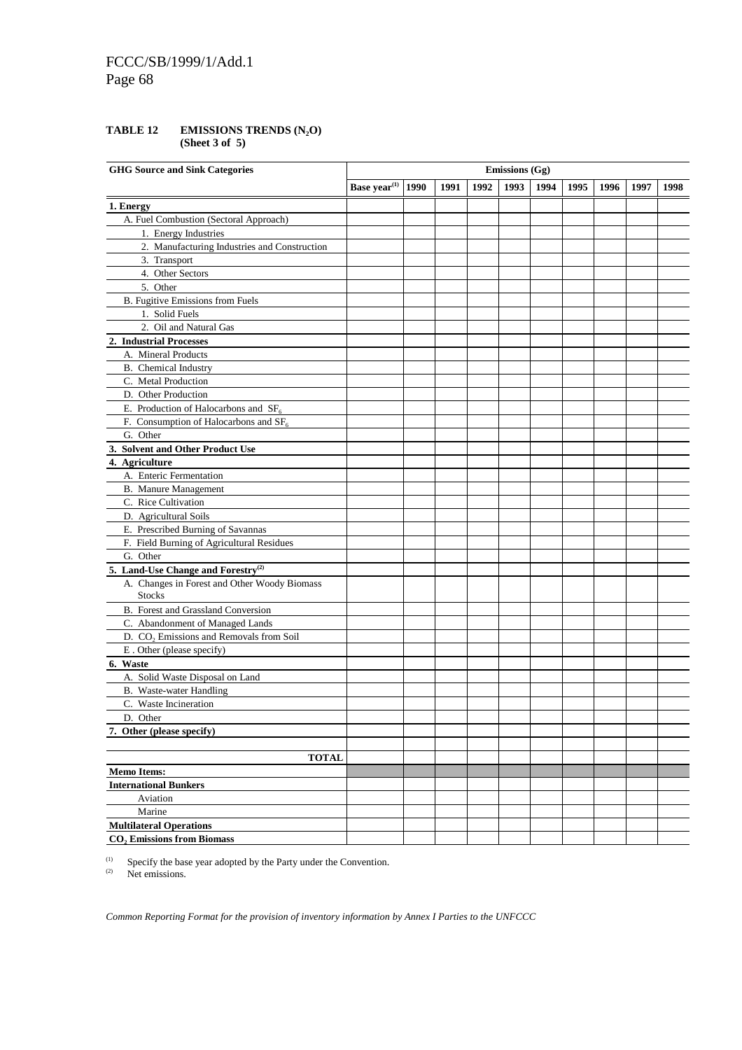**TABLE 12 EMISSIONS TRENDS ($N_2O$)**
**(Sheet 3 of 5)**

| GHG Source and Sink Categories | Emissions (Gg) | | | | | | | | | |
|---|---|---|---|---|---|---|---|---|---|---|
| | Base year(1) | 1990 | 1991 | 1992 | 1993 | 1994 | 1995 | 1996 | 1997 | 1998 |
| **1. Energy** | | | | | | | | | | |
| A. Fuel Combustion (Sectoral Approach) | | | | | | | | | | |
| 1. Energy Industries | | | | | | | | | | |
| 2. Manufacturing Industries and Construction | | | | | | | | | | |
| 3. Transport | | | | | | | | | | |
| 4. Other Sectors | | | | | | | | | | |
| 5. Other | | | | | | | | | | |
| B. Fugitive Emissions from Fuels | | | | | | | | | | |
| 1. Solid Fuels | | | | | | | | | | |
| 2. Oil and Natural Gas | | | | | | | | | | |
| **2. Industrial Processes** | | | | | | | | | | |
| A. Mineral Products | | | | | | | | | | |
| B. Chemical Industry | | | | | | | | | | |
| C. Metal Production | | | | | | | | | | |
| D. Other Production | | | | | | | | | | |
| E. Production of Halocarbons and $SF_6$ | | | | | | | | | | |
| F. Consumption of Halocarbons and $SF_6$ | | | | | | | | | | |
| G. Other | | | | | | | | | | |
| **3. Solvent and Other Product Use** | | | | | | | | | | |
| **4. Agriculture** | | | | | | | | | | |
| A. Enteric Fermentation | | | | | | | | | | |
| B. Manure Management | | | | | | | | | | |
| C. Rice Cultivation | | | | | | | | | | |
| D. Agricultural Soils | | | | | | | | | | |
| E. Prescribed Burning of Savannas | | | | | | | | | | |
| F. Field Burning of Agricultural Residues | | | | | | | | | | |
| G. Other | | | | | | | | | | |
| **5. Land-Use Change and Forestry(2)** | | | | | | | | | | |
| A. Changes in Forest and Other Woody Biomass Stocks | | | | | | | | | | |
| B. Forest and Grassland Conversion | | | | | | | | | | |
| C. Abandonment of Managed Lands | | | | | | | | | | |
| D. $CO_2$ Emissions and Removals from Soil | | | | | | | | | | |
| E . Other (please specify) | | | | | | | | | | |
| **6. Waste** | | | | | | | | | | |
| A. Solid Waste Disposal on Land | | | | | | | | | | |
| B. Waste-water Handling | | | | | | | | | | |
| C. Waste Incineration | | | | | | | | | | |
| D. Other | | | | | | | | | | |
| **7. Other (please specify)** | | | | | | | | | | |
| | | | | | | | | | | |
| **TOTAL** | | | | | | | | | | |
| **Memo Items:** | | | | | | | | | | |
| **International Bunkers** | | | | | | | | | | |
| Aviation | | | | | | | | | | |
| Marine | | | | | | | | | | |
| **Multilateral Operations** | | | | | | | | | | |
| **$CO_2$ Emissions from Biomass** | | | | | | | | | | |

(1) Specify the base year adopted by the Party under the Convention.
(2) Net emissions.

*Common Reporting Format for the provision of inventory information by Annex I Parties to the UNFCCC*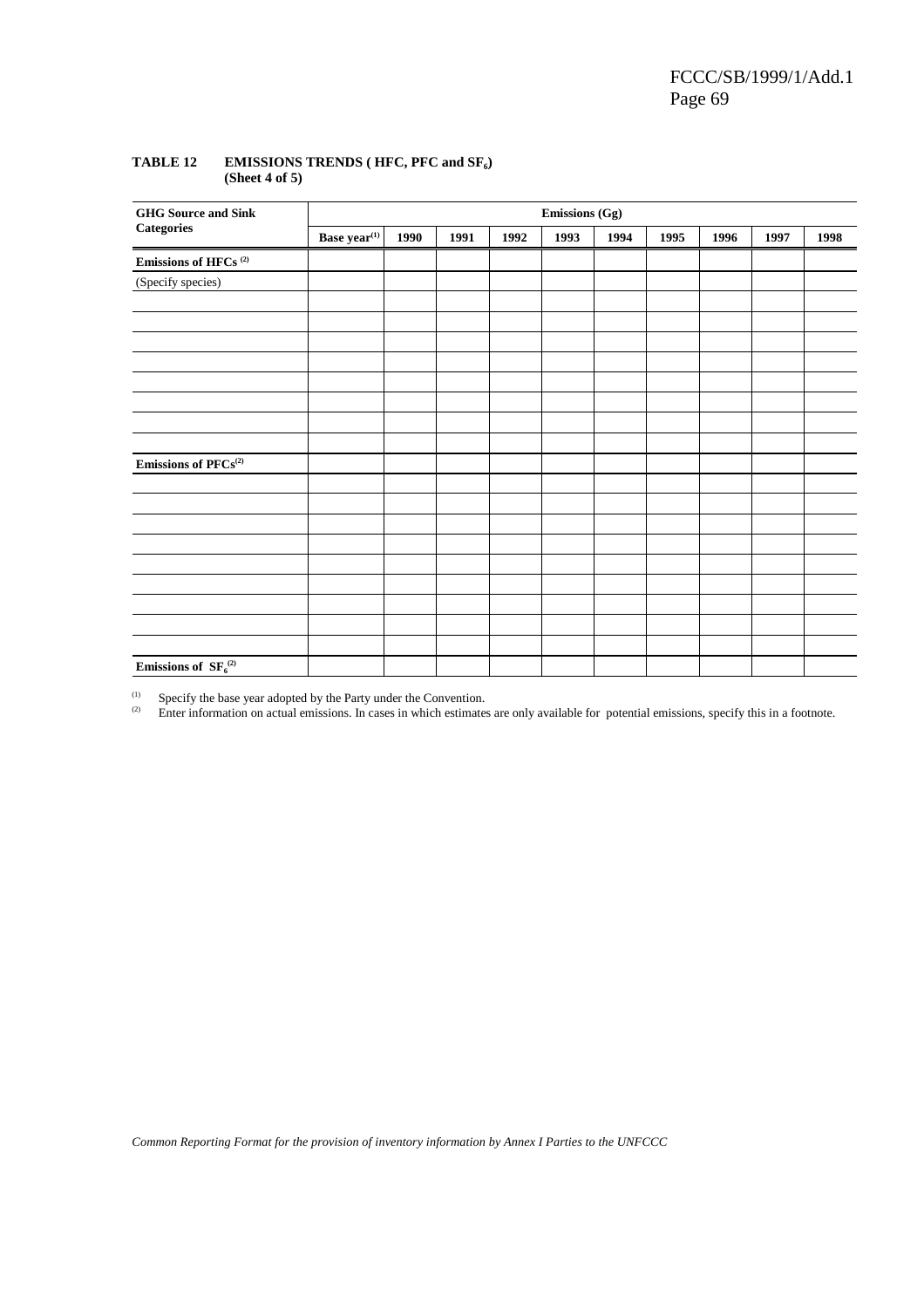**TABLE 12 EMISSIONS TRENDS ( HFC, PFC and $SF_6$)**
**(Sheet 4 of 5)**

| GHG Source and Sink Categories | Emissions (Gg) | | | | | | | | | |
|---|---|---|---|---|---|---|---|---|---|---|
| | Base year[(1)] | 1990 | 1991 | 1992 | 1993 | 1994 | 1995 | 1996 | 1997 | 1998 |
| **Emissions of HFCs [(2)]** | | | | | | | | | | |
| (Specify species) | | | | | | | | | | |
| | | | | | | | | | | |
| | | | | | | | | | | |
| | | | | | | | | | | |
| | | | | | | | | | | |
| | | | | | | | | | | |
| | | | | | | | | | | |
| | | | | | | | | | | |
| | | | | | | | | | | |
| **Emissions of PFCs[(2)]** | | | | | | | | | | |
| | | | | | | | | | | |
| | | | | | | | | | | |
| | | | | | | | | | | |
| | | | | | | | | | | |
| | | | | | | | | | | |
| | | | | | | | | | | |
| | | | | | | | | | | |
| | | | | | | | | | | |
| | | | | | | | | | | |
| **Emissions of $SF_6$[(2)]** | | | | | | | | | | |

(1) Specify the base year adopted by the Party under the Convention.

(2) Enter information on actual emissions. In cases in which estimates are only available for potential emissions, specify this in a footnote.

*Common Reporting Format for the provision of inventory information by Annex I Parties to the UNFCCC*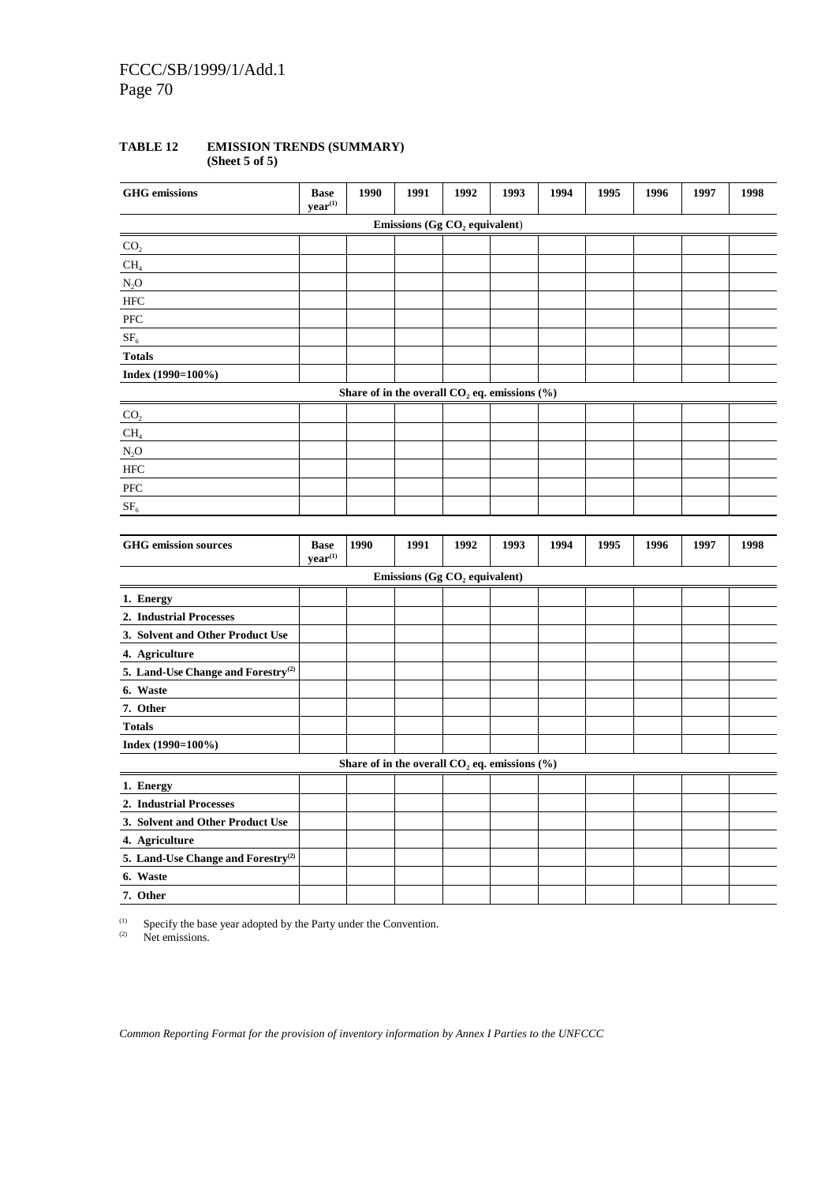**TABLE 12 EMISSION TRENDS (SUMMARY)**
**(Sheet 5 of 5)**

| GHG emissions | Base year(1) | 1990 | 1991 | 1992 | 1993 | 1994 | 1995 | 1996 | 1997 | 1998 |
|---|---|---|---|---|---|---|---|---|---|---|
| **Emissions (Gg $CO_2$ equivalent)** | | | | | | | | | | |
| $CO_2$ | | | | | | | | | | |
| $CH_4$ | | | | | | | | | | |
| $N_2O$ | | | | | | | | | | |
| HFC | | | | | | | | | | |
| PFC | | | | | | | | | | |
| $SF_6$ | | | | | | | | | | |
| **Totals** | | | | | | | | | | |
| **Index (1990=100%)** | | | | | | | | | | |
| **Share of in the overall $CO_2$ eq. emissions (%)** | | | | | | | | | | |
| $CO_2$ | | | | | | | | | | |
| $CH_4$ | | | | | | | | | | |
| $N_2O$ | | | | | | | | | | |
| HFC | | | | | | | | | | |
| PFC | | | | | | | | | | |
| $SF_6$ | | | | | | | | | | |

| GHG emission sources | Base year(1) | 1990 | 1991 | 1992 | 1993 | 1994 | 1995 | 1996 | 1997 | 1998 |
|---|---|---|---|---|---|---|---|---|---|---|
| **Emissions (Gg $CO_2$ equivalent)** | | | | | | | | | | |
| **1. Energy** | | | | | | | | | | |
| **2. Industrial Processes** | | | | | | | | | | |
| **3. Solvent and Other Product Use** | | | | | | | | | | |
| **4. Agriculture** | | | | | | | | | | |
| **5. Land-Use Change and Forestry(2)** | | | | | | | | | | |
| **6. Waste** | | | | | | | | | | |
| **7. Other** | | | | | | | | | | |
| **Totals** | | | | | | | | | | |
| **Index (1990=100%)** | | | | | | | | | | |
| **Share of in the overall $CO_2$ eq. emissions (%)** | | | | | | | | | | |
| **1. Energy** | | | | | | | | | | |
| **2. Industrial Processes** | | | | | | | | | | |
| **3. Solvent and Other Product Use** | | | | | | | | | | |
| **4. Agriculture** | | | | | | | | | | |
| **5. Land-Use Change and Forestry(2)** | | | | | | | | | | |
| **6. Waste** | | | | | | | | | | |
| **7. Other** | | | | | | | | | | |

(1) Specify the base year adopted by the Party under the Convention.
(2) Net emissions.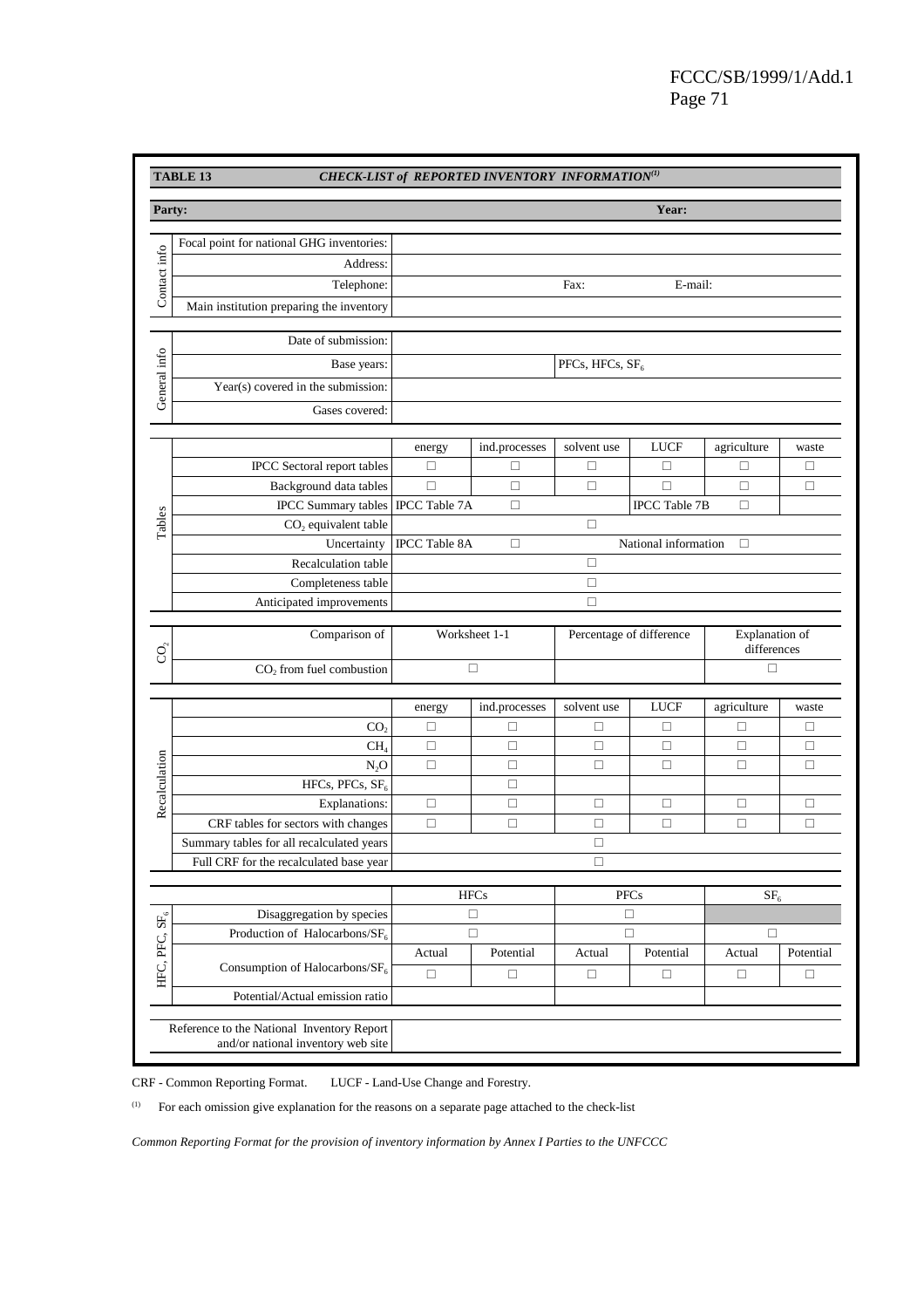**TABLE 13** ***CHECK-LIST of REPORTED INVENTORY INFORMATION***[(1)]

| **Party:** | | | | | | | **Year:** | | |
|---|---|---|---|---|---|---|---|---|---|
| Contact info | Focal point for national GHG inventories: | | | | | | | | |
| | Address: | | | | | | | | |
| | Telephone: | | | Fax: | E-mail: | | | | |
| | Main institution preparing the inventory | | | | | | | | |
| General info | Date of submission: | | | | | | | | |
| | Base years: | | | PFCs, HFCs, $SF_6$ | | | | | |
| | Year(s) covered in the submission: | | | | | | | | |
| | Gases covered: | | | | | | | | |
| Tables | | energy | ind.processes | solvent use | LUCF | agriculture | waste | | |
| | IPCC Sectoral report tables | □ | □ | □ | □ | □ | □ | | |
| | Background data tables | □ | □ | □ | □ | □ | □ | | |
| | IPCC Summary tables | IPCC Table 7A | □ | | IPCC Table 7B | □ | | | |
| | $CO_2$ equivalent table | | | □ | | | | | |
| | Uncertainty | IPCC Table 8A | □ | | National information | □ | | | |
| | Recalculation table | | | □ | | | | | |
| | Completeness table | | | □ | | | | | |
| | Anticipated improvements | | | □ | | | | | |
| $CO_2$ | Comparison of | Worksheet 1-1 | | Percentage of difference | | Explanation of differences | | | |
| | $CO_2$ from fuel combustion | □ | | | | □ | | | |
| Recalculation | | energy | ind.processes | solvent use | LUCF | agriculture | waste | | |
| | $CO_2$ | □ | □ | □ | □ | □ | □ | | |
| | $CH_4$ | □ | □ | □ | □ | □ | □ | | |
| | $N_2O$ | □ | □ | □ | □ | □ | □ | | |
| | HFCs, PFCs, $SF_6$ | | □ | | | | | | |
| | Explanations: | □ | □ | □ | □ | □ | □ | | |
| | CRF tables for sectors with changes | □ | □ | □ | □ | □ | □ | | |
| | Summary tables for all recalculated years | | | □ | | | | | |
| | Full CRF for the recalculated base year | | | □ | | | | | |
| HFC, PFC, $SF_6$ | | HFCs | | PFCs | | $SF_6$ | | | |
| | Disaggregation by species | □ | | □ | | | | | |
| | Production of Halocarbons/$SF_6$ | □ | | □ | | □ | | | |
| | Consumption of Halocarbons/$SF_6$ | Actual | Potential | Actual | Potential | Actual | Potential | | |
| | | □ | □ | □ | □ | □ | □ | | |
| | Potential/Actual emission ratio | | | | | | | | |
| | Reference to the National Inventory Report and/or national inventory web site | | | | | | | | |

CRF - Common Reporting Format. LUCF - Land-Use Change and Forestry.

(1) For each omission give explanation for the reasons on a separate page attached to the check-list

*Common Reporting Format for the provision of inventory information by Annex I Parties to the UNFCCC*